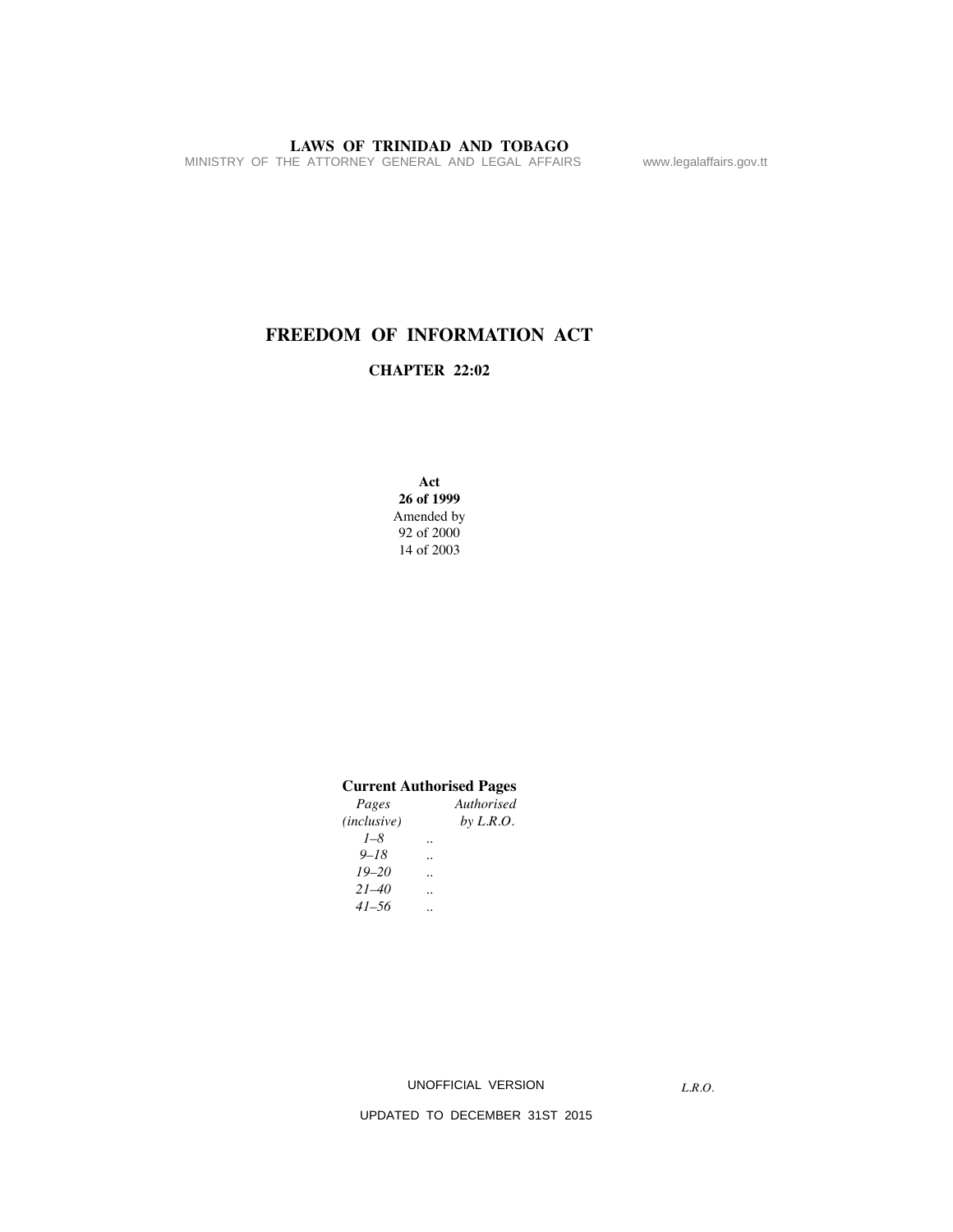# FREEDOM OF INFORMATION ACT

## CHAPTER 22:02

**Act**
**26 of 1999**
Amended by
92 of 2000
14 of 2003

**Current Authorised Pages**

| *Pages (inclusive)* | | *Authorised by L.R.O.* |
|---|---|---|
| *1–8* | .. | |
| *9–18* | .. | |
| *19–20* | .. | |
| *21–40* | .. | |
| *41–56* | .. | |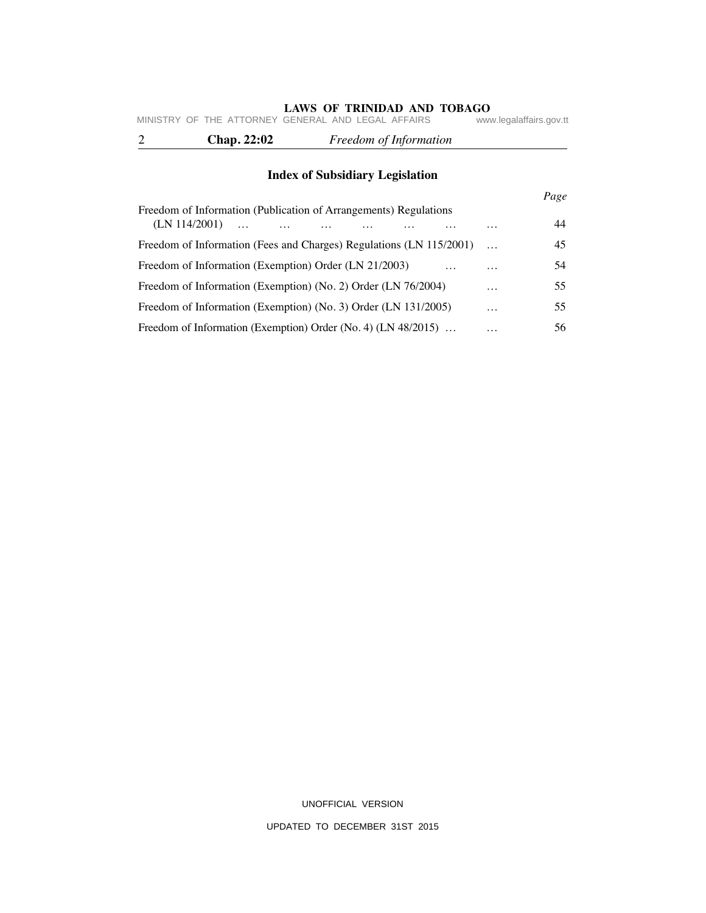## Index of Subsidiary Legislation

| | *Page* |
|---|---|
| Freedom of Information (Publication of Arrangements) Regulations (LN 114/2001) … … … … … … … | 44 |
| Freedom of Information (Fees and Charges) Regulations (LN 115/2001) … | 45 |
| Freedom of Information (Exemption) Order (LN 21/2003) … … | 54 |
| Freedom of Information (Exemption) (No. 2) Order (LN 76/2004) … | 55 |
| Freedom of Information (Exemption) (No. 3) Order (LN 131/2005) … | 55 |
| Freedom of Information (Exemption) Order (No. 4) (LN 48/2015) … … | 56 |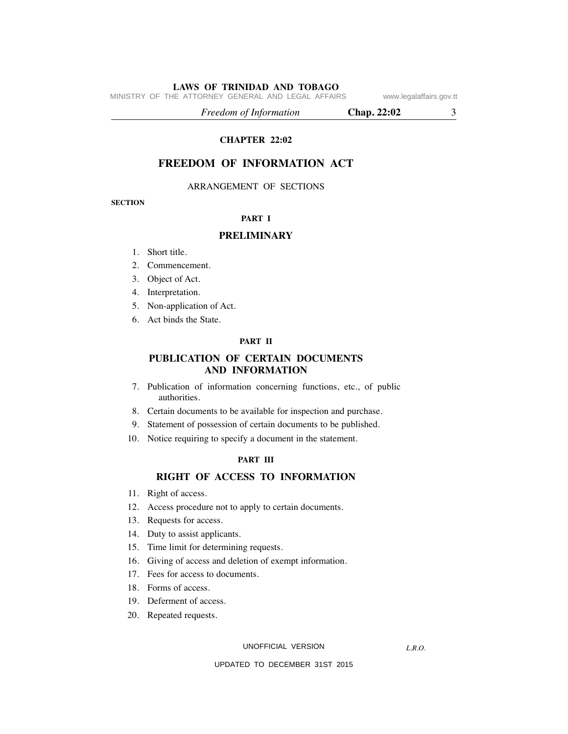# CHAPTER 22:02

## FREEDOM OF INFORMATION ACT

ARRANGEMENT OF SECTIONS

**SECTION**

### PART I

### PRELIMINARY

1. Short title.
2. Commencement.
3. Object of Act.
4. Interpretation.
5. Non-application of Act.
6. Act binds the State.

### PART II

### PUBLICATION OF CERTAIN DOCUMENTS AND INFORMATION

7. Publication of information concerning functions, etc., of public authorities.
8. Certain documents to be available for inspection and purchase.
9. Statement of possession of certain documents to be published.
10. Notice requiring to specify a document in the statement.

### PART III

### RIGHT OF ACCESS TO INFORMATION

11. Right of access.
12. Access procedure not to apply to certain documents.
13. Requests for access.
14. Duty to assist applicants.
15. Time limit for determining requests.
16. Giving of access and deletion of exempt information.
17. Fees for access to documents.
18. Forms of access.
19. Deferment of access.
20. Repeated requests.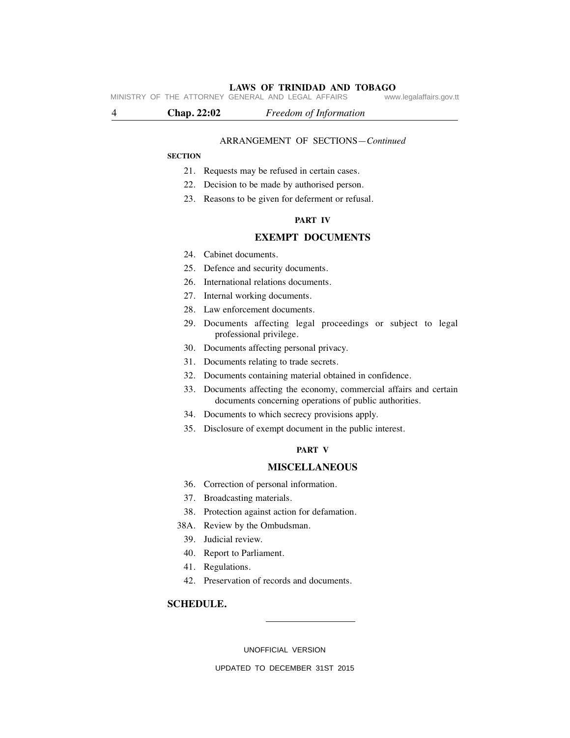ARRANGEMENT OF SECTIONS—*Continued*

**SECTION**

21. Requests may be refused in certain cases.
22. Decision to be made by authorised person.
23. Reasons to be given for deferment or refusal.

**PART IV**

## EXEMPT DOCUMENTS

24. Cabinet documents.
25. Defence and security documents.
26. International relations documents.
27. Internal working documents.
28. Law enforcement documents.
29. Documents affecting legal proceedings or subject to legal professional privilege.
30. Documents affecting personal privacy.
31. Documents relating to trade secrets.
32. Documents containing material obtained in confidence.
33. Documents affecting the economy, commercial affairs and certain documents concerning operations of public authorities.
34. Documents to which secrecy provisions apply.
35. Disclosure of exempt document in the public interest.

**PART V**

## MISCELLANEOUS

36. Correction of personal information.
37. Broadcasting materials.
38. Protection against action for defamation.

38A. Review by the Ombudsman.

39. Judicial review.
40. Report to Parliament.
41. Regulations.
42. Preservation of records and documents.

**SCHEDULE.**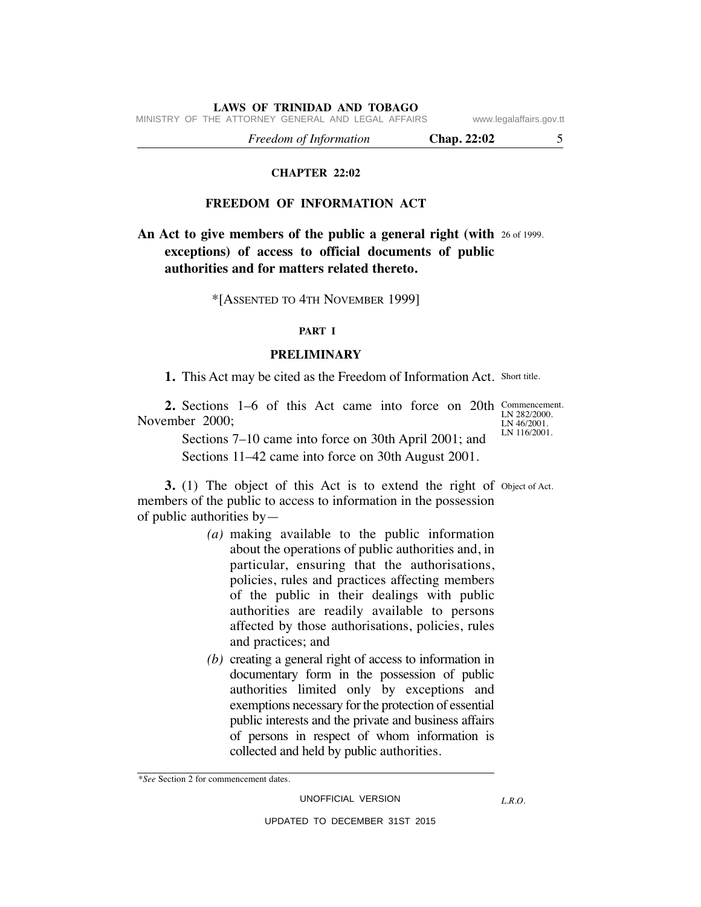# CHAPTER 22:02

# FREEDOM OF INFORMATION ACT

**An Act to give members of the public a general right (with exceptions) of access to official documents of public authorities and for matters related thereto.** 26 of 1999.

*[ASSENTED TO 4TH NOVEMBER 1999]

## PART I

## PRELIMINARY

Short title.

**1.** This Act may be cited as the Freedom of Information Act.

Commencement. LN 282/2000. LN 46/2001. LN 116/2001.

**2.** Sections 1–6 of this Act came into force on 20th November 2000;

Sections 7–10 came into force on 30th April 2001; and

Sections 11–42 came into force on 30th August 2001.

Object of Act.

**3.** (1) The object of this Act is to extend the right of members of the public to access to information in the possession of public authorities by—

*(a)* making available to the public information about the operations of public authorities and, in particular, ensuring that the authorisations, policies, rules and practices affecting members of the public in their dealings with public authorities are readily available to persons affected by those authorisations, policies, rules and practices; and

*(b)* creating a general right of access to information in documentary form in the possession of public authorities limited only by exceptions and exemptions necessary for the protection of essential public interests and the private and business affairs of persons in respect of whom information is collected and held by public authorities.

*\*See* Section 2 for commencement dates.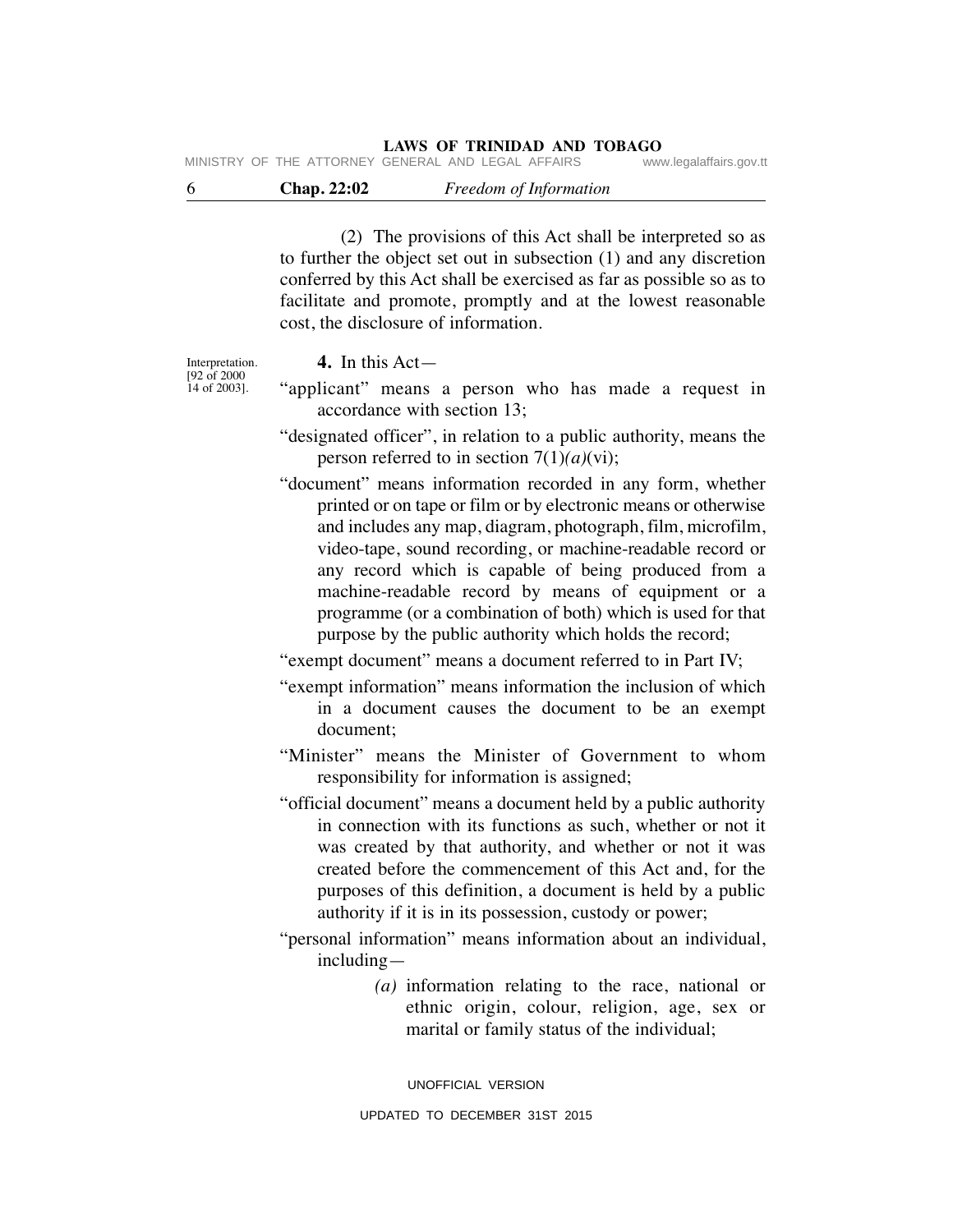(2) The provisions of this Act shall be interpreted so as to further the object set out in subsection (1) and any discretion conferred by this Act shall be exercised as far as possible so as to facilitate and promote, promptly and at the lowest reasonable cost, the disclosure of information.

Interpretation. [92 of 2000 14 of 2003].

**4.** In this Act—

"applicant" means a person who has made a request in accordance with section 13;

"designated officer", in relation to a public authority, means the person referred to in section 7(1)*(a)*(vi);

"document" means information recorded in any form, whether printed or on tape or film or by electronic means or otherwise and includes any map, diagram, photograph, film, microfilm, video-tape, sound recording, or machine-readable record or any record which is capable of being produced from a machine-readable record by means of equipment or a programme (or a combination of both) which is used for that purpose by the public authority which holds the record;

"exempt document" means a document referred to in Part IV;

"exempt information" means information the inclusion of which in a document causes the document to be an exempt document;

"Minister" means the Minister of Government to whom responsibility for information is assigned;

"official document" means a document held by a public authority in connection with its functions as such, whether or not it was created by that authority, and whether or not it was created before the commencement of this Act and, for the purposes of this definition, a document is held by a public authority if it is in its possession, custody or power;

"personal information" means information about an individual, including—

*(a)* information relating to the race, national or ethnic origin, colour, religion, age, sex or marital or family status of the individual;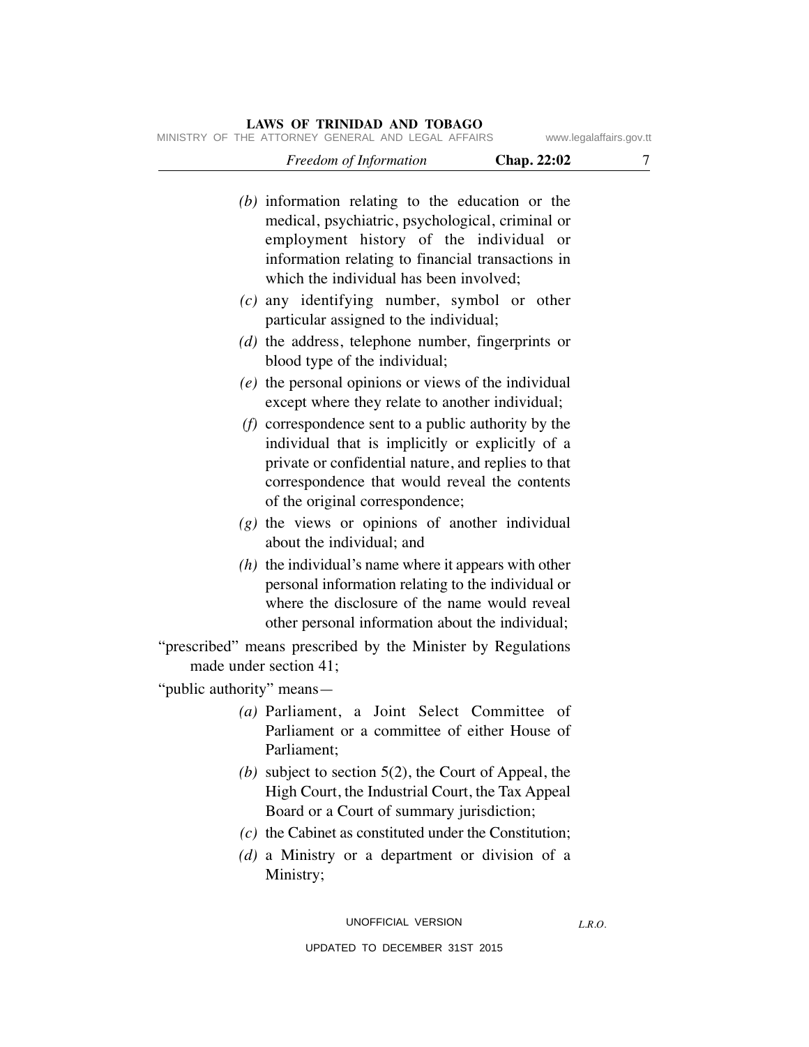*(b)* information relating to the education or the medical, psychiatric, psychological, criminal or employment history of the individual or information relating to financial transactions in which the individual has been involved;

*(c)* any identifying number, symbol or other particular assigned to the individual;

*(d)* the address, telephone number, fingerprints or blood type of the individual;

*(e)* the personal opinions or views of the individual except where they relate to another individual;

*(f)* correspondence sent to a public authority by the individual that is implicitly or explicitly of a private or confidential nature, and replies to that correspondence that would reveal the contents of the original correspondence;

*(g)* the views or opinions of another individual about the individual; and

*(h)* the individual's name where it appears with other personal information relating to the individual or where the disclosure of the name would reveal other personal information about the individual;

"prescribed" means prescribed by the Minister by Regulations made under section 41;

"public authority" means—

*(a)* Parliament, a Joint Select Committee of Parliament or a committee of either House of Parliament;

*(b)* subject to section 5(2), the Court of Appeal, the High Court, the Industrial Court, the Tax Appeal Board or a Court of summary jurisdiction;

*(c)* the Cabinet as constituted under the Constitution;

*(d)* a Ministry or a department or division of a Ministry;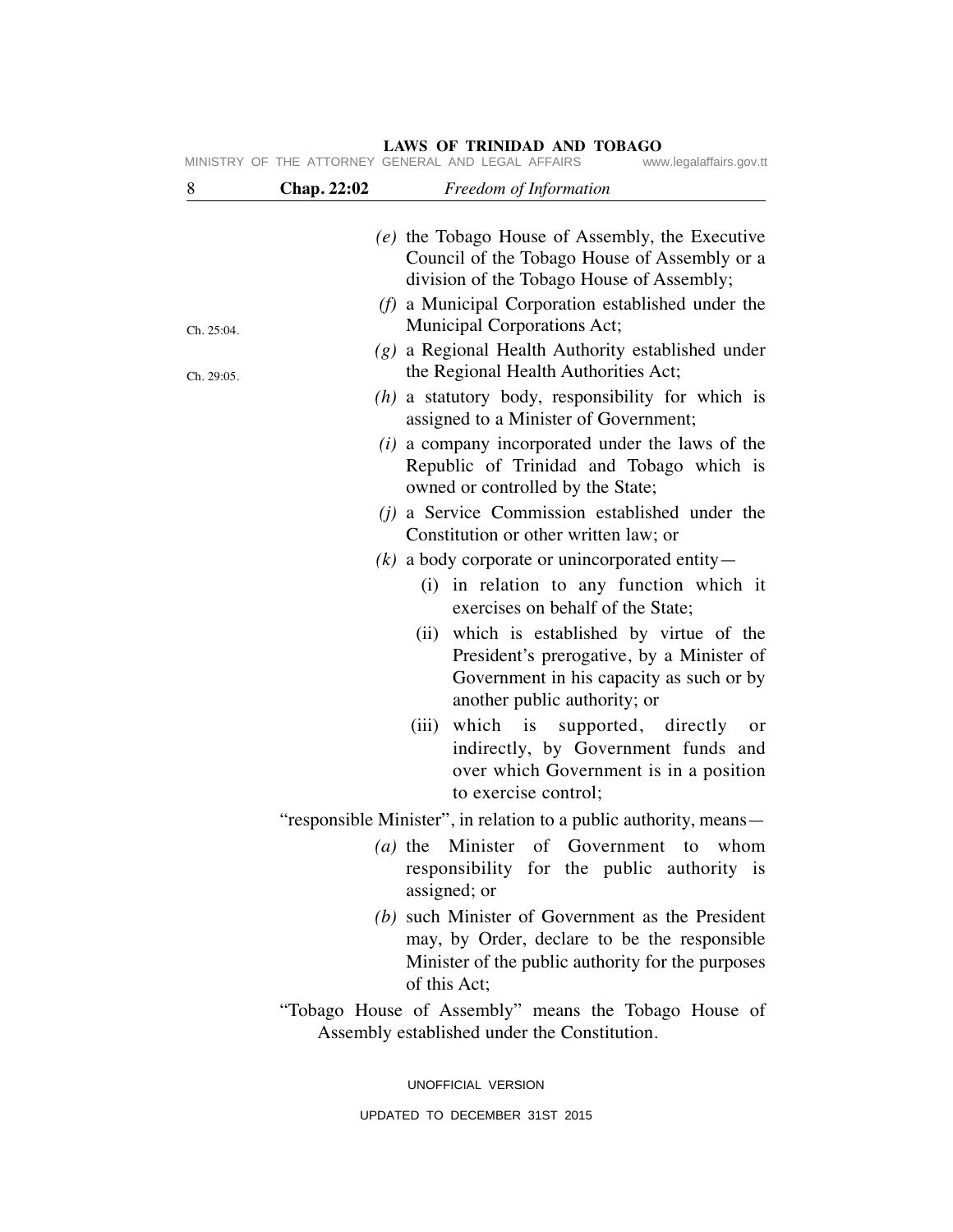*(e)* the Tobago House of Assembly, the Executive Council of the Tobago House of Assembly or a division of the Tobago House of Assembly;

*(f)* a Municipal Corporation established under the Municipal Corporations Act; Ch. 25:04.

*(g)* a Regional Health Authority established under the Regional Health Authorities Act; Ch. 29:05.

*(h)* a statutory body, responsibility for which is assigned to a Minister of Government;

*(i)* a company incorporated under the laws of the Republic of Trinidad and Tobago which is owned or controlled by the State;

*(j)* a Service Commission established under the Constitution or other written law; or

*(k)* a body corporate or unincorporated entity—

(i) in relation to any function which it exercises on behalf of the State;

(ii) which is established by virtue of the President's prerogative, by a Minister of Government in his capacity as such or by another public authority; or

(iii) which is supported, directly or indirectly, by Government funds and over which Government is in a position to exercise control;

"responsible Minister", in relation to a public authority, means—

*(a)* the Minister of Government to whom responsibility for the public authority is assigned; or

*(b)* such Minister of Government as the President may, by Order, declare to be the responsible Minister of the public authority for the purposes of this Act;

"Tobago House of Assembly" means the Tobago House of Assembly established under the Constitution.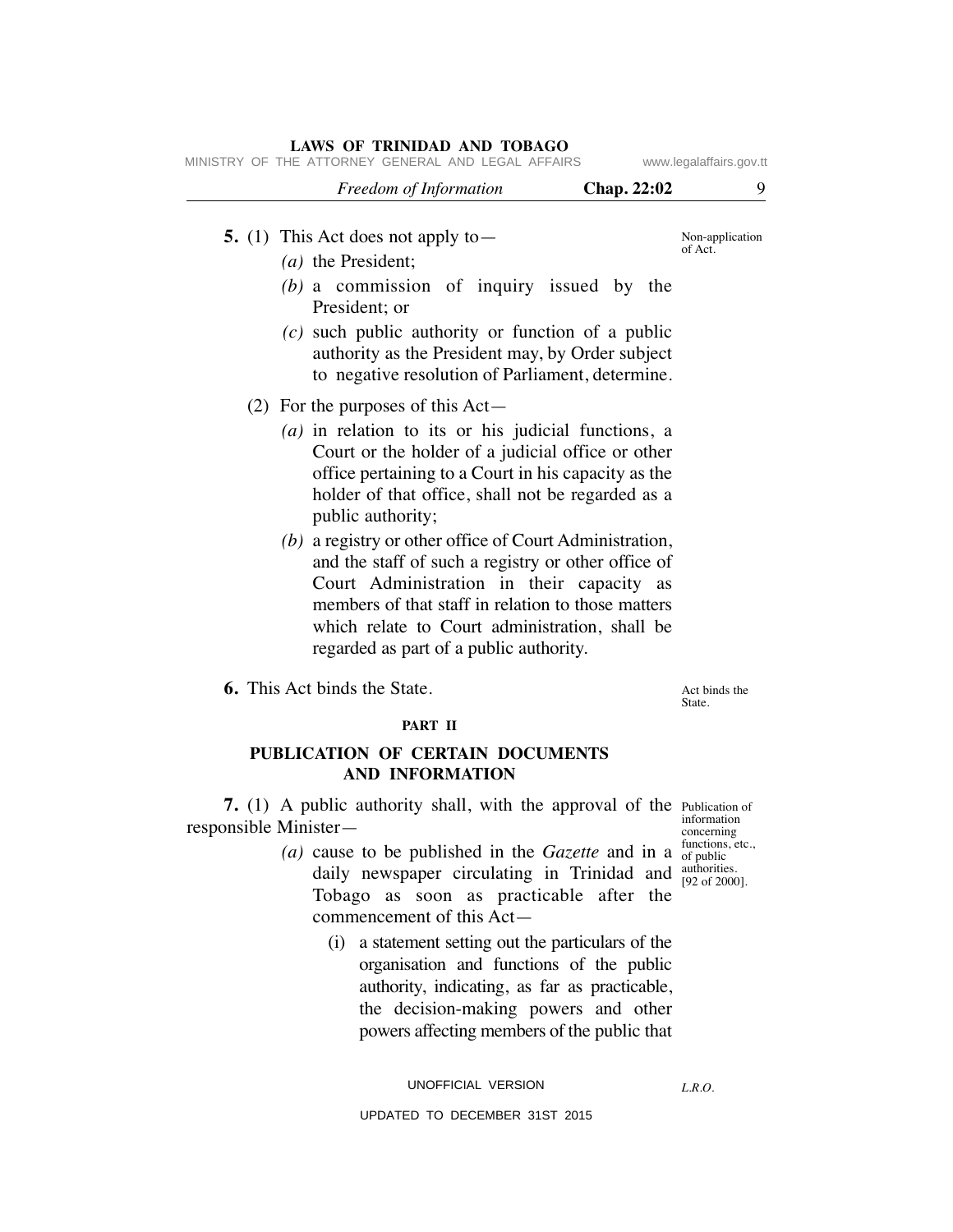**5.** (1) This Act does not apply to—

*(a)* the President;

*(b)* a commission of inquiry issued by the President; or

*(c)* such public authority or function of a public authority as the President may, by Order subject to negative resolution of Parliament, determine.

Non-application of Act.

(2) For the purposes of this Act—

*(a)* in relation to its or his judicial functions, a Court or the holder of a judicial office or other office pertaining to a Court in his capacity as the holder of that office, shall not be regarded as a public authority;

*(b)* a registry or other office of Court Administration, and the staff of such a registry or other office of Court Administration in their capacity as members of that staff in relation to those matters which relate to Court administration, shall be regarded as part of a public authority.

**6.** This Act binds the State.

Act binds the State.

## PART II

## PUBLICATION OF CERTAIN DOCUMENTS AND INFORMATION

**7.** (1) A public authority shall, with the approval of the responsible Minister—

Publication of information concerning functions, etc., of public authorities. [92 of 2000].

*(a)* cause to be published in the *Gazette* and in a daily newspaper circulating in Trinidad and Tobago as soon as practicable after the commencement of this Act—

(i) a statement setting out the particulars of the organisation and functions of the public authority, indicating, as far as practicable, the decision-making powers and other powers affecting members of the public that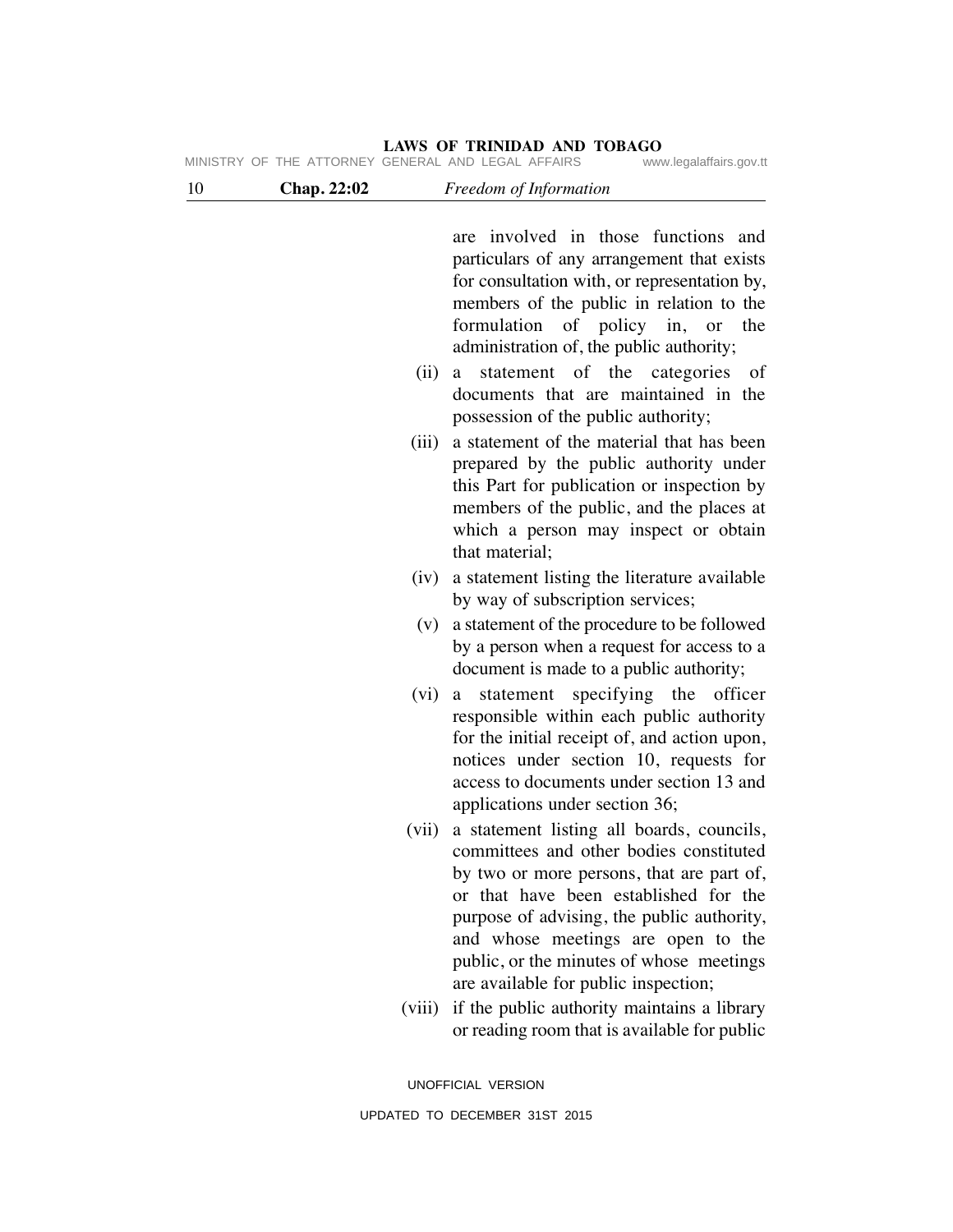are involved in those functions and particulars of any arrangement that exists for consultation with, or representation by, members of the public in relation to the formulation of policy in, or the administration of, the public authority;

(ii) a statement of the categories of documents that are maintained in the possession of the public authority;

(iii) a statement of the material that has been prepared by the public authority under this Part for publication or inspection by members of the public, and the places at which a person may inspect or obtain that material;

(iv) a statement listing the literature available by way of subscription services;

(v) a statement of the procedure to be followed by a person when a request for access to a document is made to a public authority;

(vi) a statement specifying the officer responsible within each public authority for the initial receipt of, and action upon, notices under section 10, requests for access to documents under section 13 and applications under section 36;

(vii) a statement listing all boards, councils, committees and other bodies constituted by two or more persons, that are part of, or that have been established for the purpose of advising, the public authority, and whose meetings are open to the public, or the minutes of whose meetings are available for public inspection;

(viii) if the public authority maintains a library or reading room that is available for public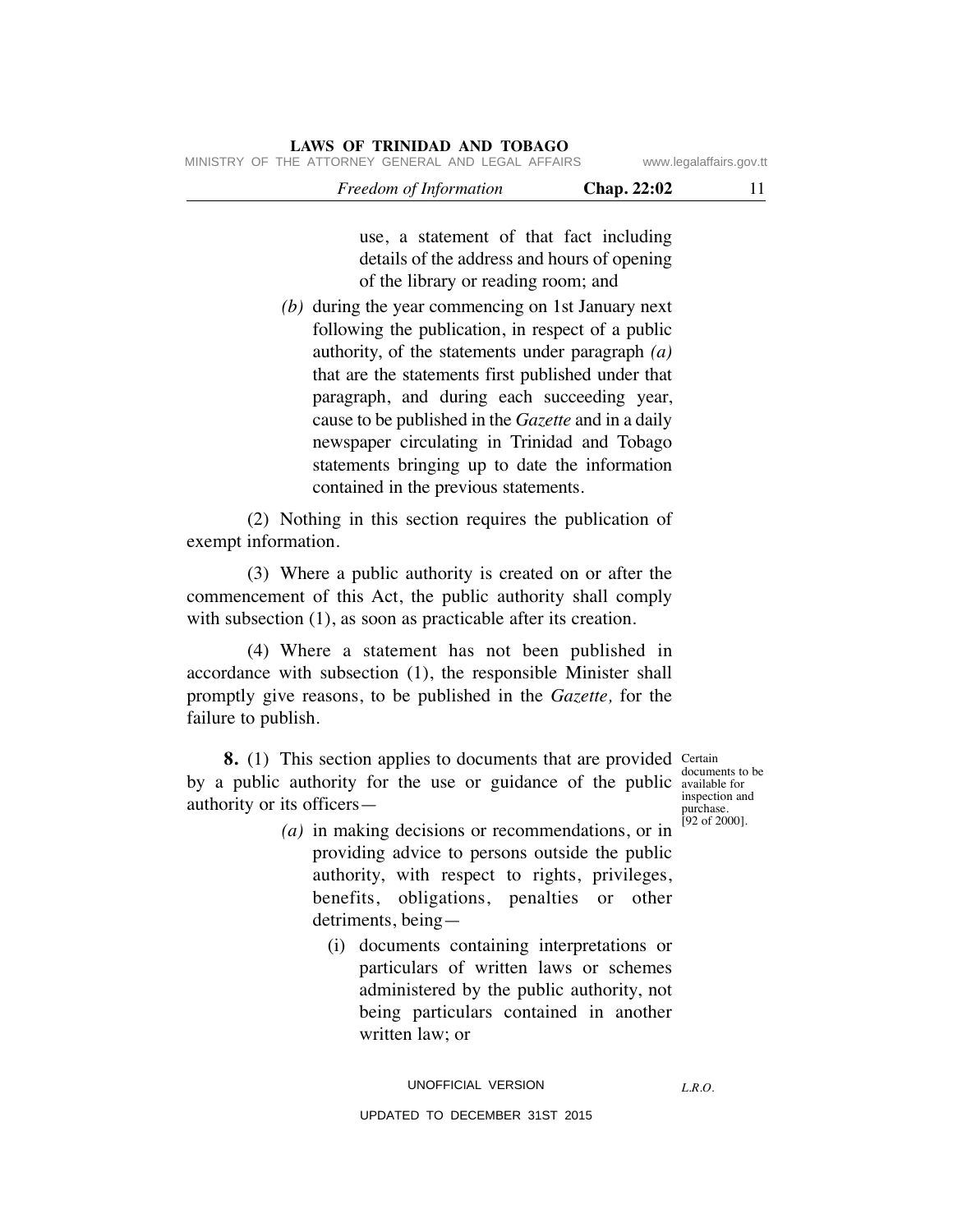use, a statement of that fact including details of the address and hours of opening of the library or reading room; and

*(b)* during the year commencing on 1st January next following the publication, in respect of a public authority, of the statements under paragraph *(a)* that are the statements first published under that paragraph, and during each succeeding year, cause to be published in the *Gazette* and in a daily newspaper circulating in Trinidad and Tobago statements bringing up to date the information contained in the previous statements.

(2) Nothing in this section requires the publication of exempt information.

(3) Where a public authority is created on or after the commencement of this Act, the public authority shall comply with subsection (1), as soon as practicable after its creation.

(4) Where a statement has not been published in accordance with subsection (1), the responsible Minister shall promptly give reasons, to be published in the *Gazette,* for the failure to publish.

Certain documents to be available for inspection and purchase. [92 of 2000].

**8.** (1) This section applies to documents that are provided by a public authority for the use or guidance of the public authority or its officers—

*(a)* in making decisions or recommendations, or in providing advice to persons outside the public authority, with respect to rights, privileges, benefits, obligations, penalties or other detriments, being—

(i) documents containing interpretations or particulars of written laws or schemes administered by the public authority, not being particulars contained in another written law; or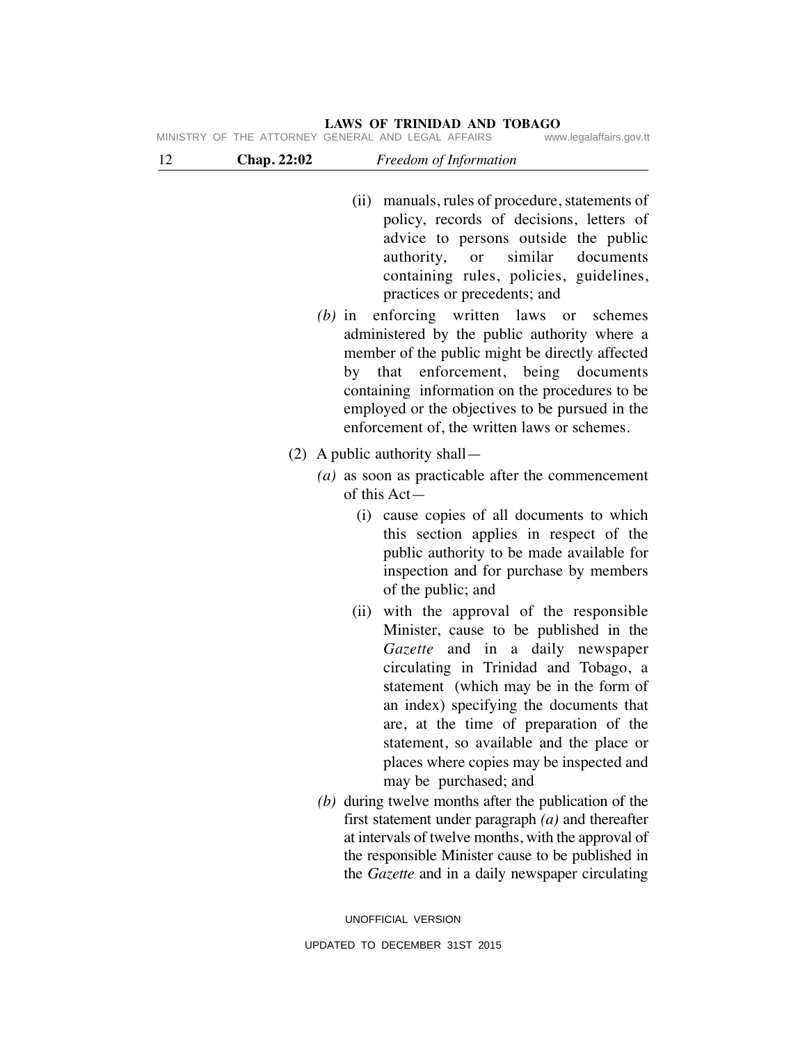(ii) manuals, rules of procedure, statements of policy, records of decisions, letters of advice to persons outside the public authority, or similar documents containing rules, policies, guidelines, practices or precedents; and

*(b)* in enforcing written laws or schemes administered by the public authority where a member of the public might be directly affected by that enforcement, being documents containing information on the procedures to be employed or the objectives to be pursued in the enforcement of, the written laws or schemes.

(2) A public authority shall—

*(a)* as soon as practicable after the commencement of this Act—

(i) cause copies of all documents to which this section applies in respect of the public authority to be made available for inspection and for purchase by members of the public; and

(ii) with the approval of the responsible Minister, cause to be published in the *Gazette* and in a daily newspaper circulating in Trinidad and Tobago, a statement (which may be in the form of an index) specifying the documents that are, at the time of preparation of the statement, so available and the place or places where copies may be inspected and may be purchased; and

*(b)* during twelve months after the publication of the first statement under paragraph *(a)* and thereafter at intervals of twelve months, with the approval of the responsible Minister cause to be published in the *Gazette* and in a daily newspaper circulating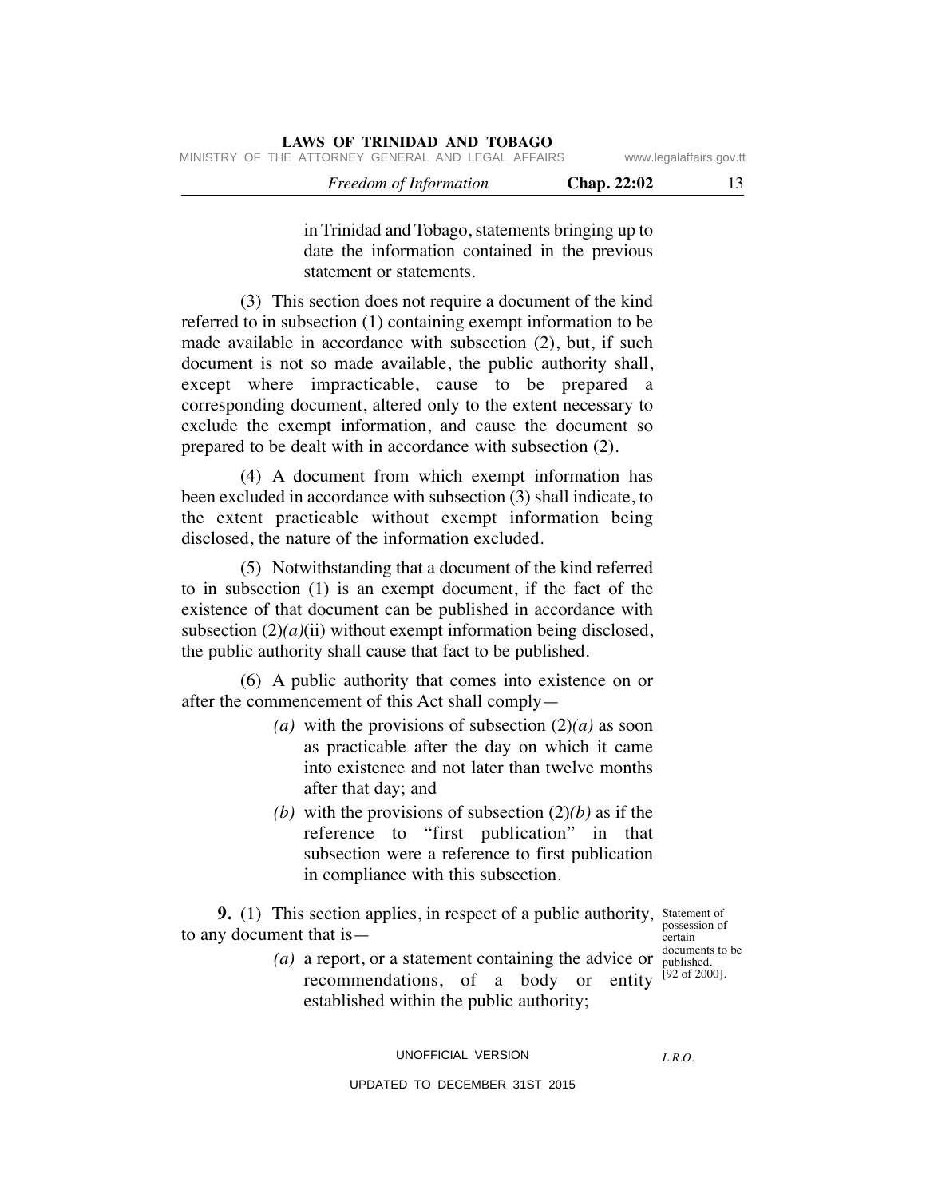in Trinidad and Tobago, statements bringing up to date the information contained in the previous statement or statements.

(3) This section does not require a document of the kind referred to in subsection (1) containing exempt information to be made available in accordance with subsection (2), but, if such document is not so made available, the public authority shall, except where impracticable, cause to be prepared a corresponding document, altered only to the extent necessary to exclude the exempt information, and cause the document so prepared to be dealt with in accordance with subsection (2).

(4) A document from which exempt information has been excluded in accordance with subsection (3) shall indicate, to the extent practicable without exempt information being disclosed, the nature of the information excluded.

(5) Notwithstanding that a document of the kind referred to in subsection (1) is an exempt document, if the fact of the existence of that document can be published in accordance with subsection (2)*(a)*(ii) without exempt information being disclosed, the public authority shall cause that fact to be published.

(6) A public authority that comes into existence on or after the commencement of this Act shall comply—

*(a)* with the provisions of subsection (2)*(a)* as soon as practicable after the day on which it came into existence and not later than twelve months after that day; and

*(b)* with the provisions of subsection (2)*(b)* as if the reference to "first publication" in that subsection were a reference to first publication in compliance with this subsection.

Statement of possession of certain documents to be published. [92 of 2000].

**9.** (1) This section applies, in respect of a public authority, to any document that is—

*(a)* a report, or a statement containing the advice or recommendations, of a body or entity established within the public authority;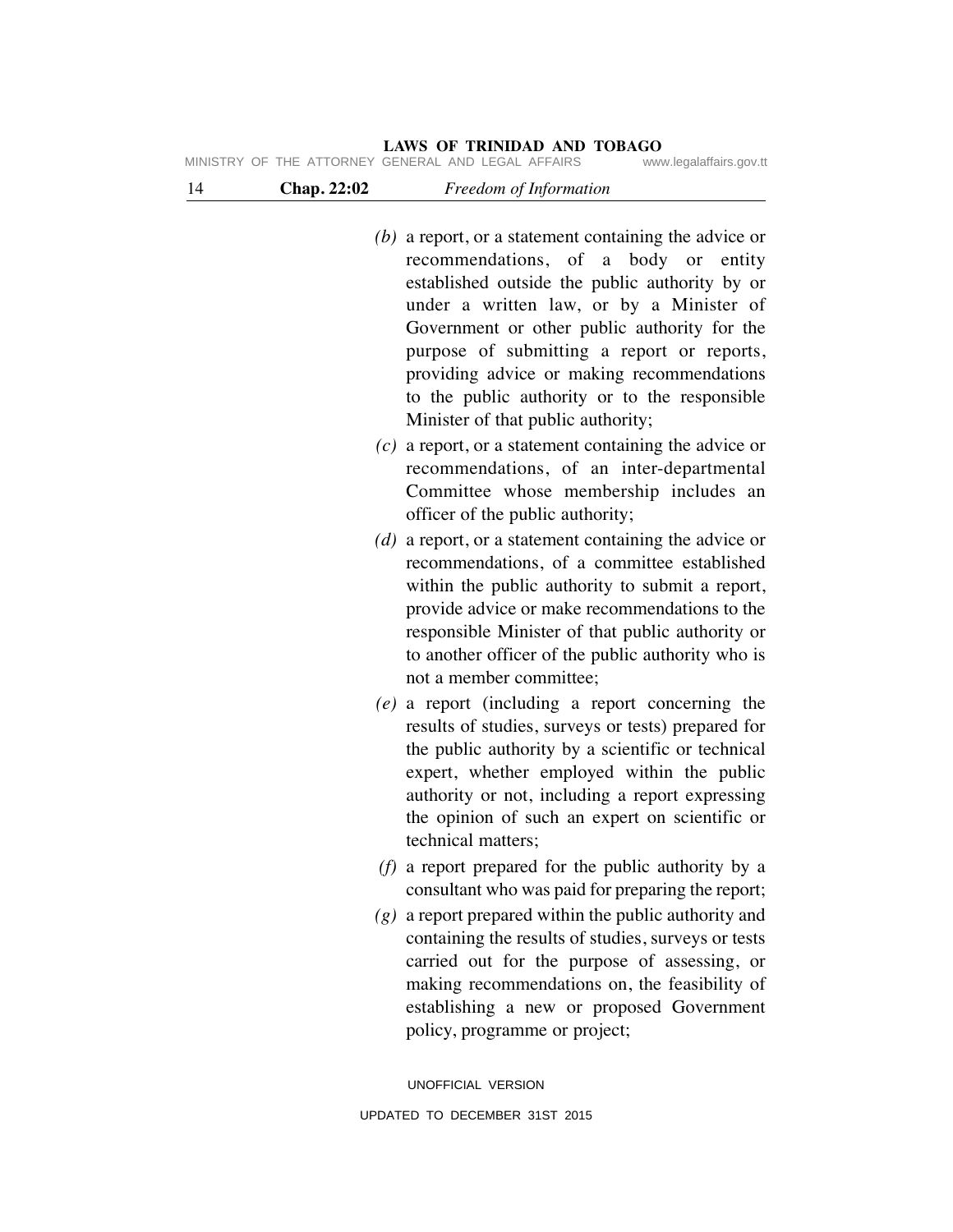(b) a report, or a statement containing the advice or recommendations, of a body or entity established outside the public authority by or under a written law, or by a Minister of Government or other public authority for the purpose of submitting a report or reports, providing advice or making recommendations to the public authority or to the responsible Minister of that public authority;

(c) a report, or a statement containing the advice or recommendations, of an inter-departmental Committee whose membership includes an officer of the public authority;

(d) a report, or a statement containing the advice or recommendations, of a committee established within the public authority to submit a report, provide advice or make recommendations to the responsible Minister of that public authority or to another officer of the public authority who is not a member committee;

(e) a report (including a report concerning the results of studies, surveys or tests) prepared for the public authority by a scientific or technical expert, whether employed within the public authority or not, including a report expressing the opinion of such an expert on scientific or technical matters;

(f) a report prepared for the public authority by a consultant who was paid for preparing the report;

(g) a report prepared within the public authority and containing the results of studies, surveys or tests carried out for the purpose of assessing, or making recommendations on, the feasibility of establishing a new or proposed Government policy, programme or project;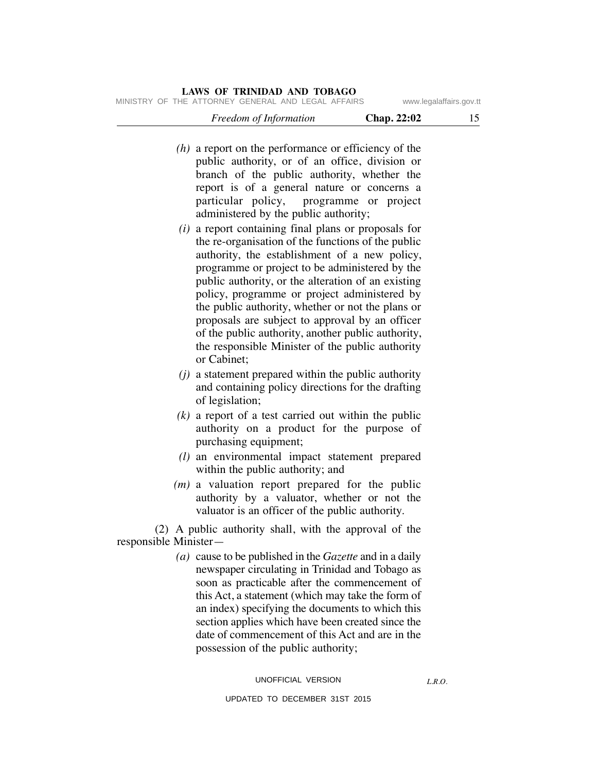*(h)* a report on the performance or efficiency of the public authority, or of an office, division or branch of the public authority, whether the report is of a general nature or concerns a particular policy, programme or project administered by the public authority;

*(i)* a report containing final plans or proposals for the re-organisation of the functions of the public authority, the establishment of a new policy, programme or project to be administered by the public authority, or the alteration of an existing policy, programme or project administered by the public authority, whether or not the plans or proposals are subject to approval by an officer of the public authority, another public authority, the responsible Minister of the public authority or Cabinet;

*(j)* a statement prepared within the public authority and containing policy directions for the drafting of legislation;

*(k)* a report of a test carried out within the public authority on a product for the purpose of purchasing equipment;

*(l)* an environmental impact statement prepared within the public authority; and

*(m)* a valuation report prepared for the public authority by a valuator, whether or not the valuator is an officer of the public authority.

(2) A public authority shall, with the approval of the responsible Minister—

*(a)* cause to be published in the *Gazette* and in a daily newspaper circulating in Trinidad and Tobago as soon as practicable after the commencement of this Act, a statement (which may take the form of an index) specifying the documents to which this section applies which have been created since the date of commencement of this Act and are in the possession of the public authority;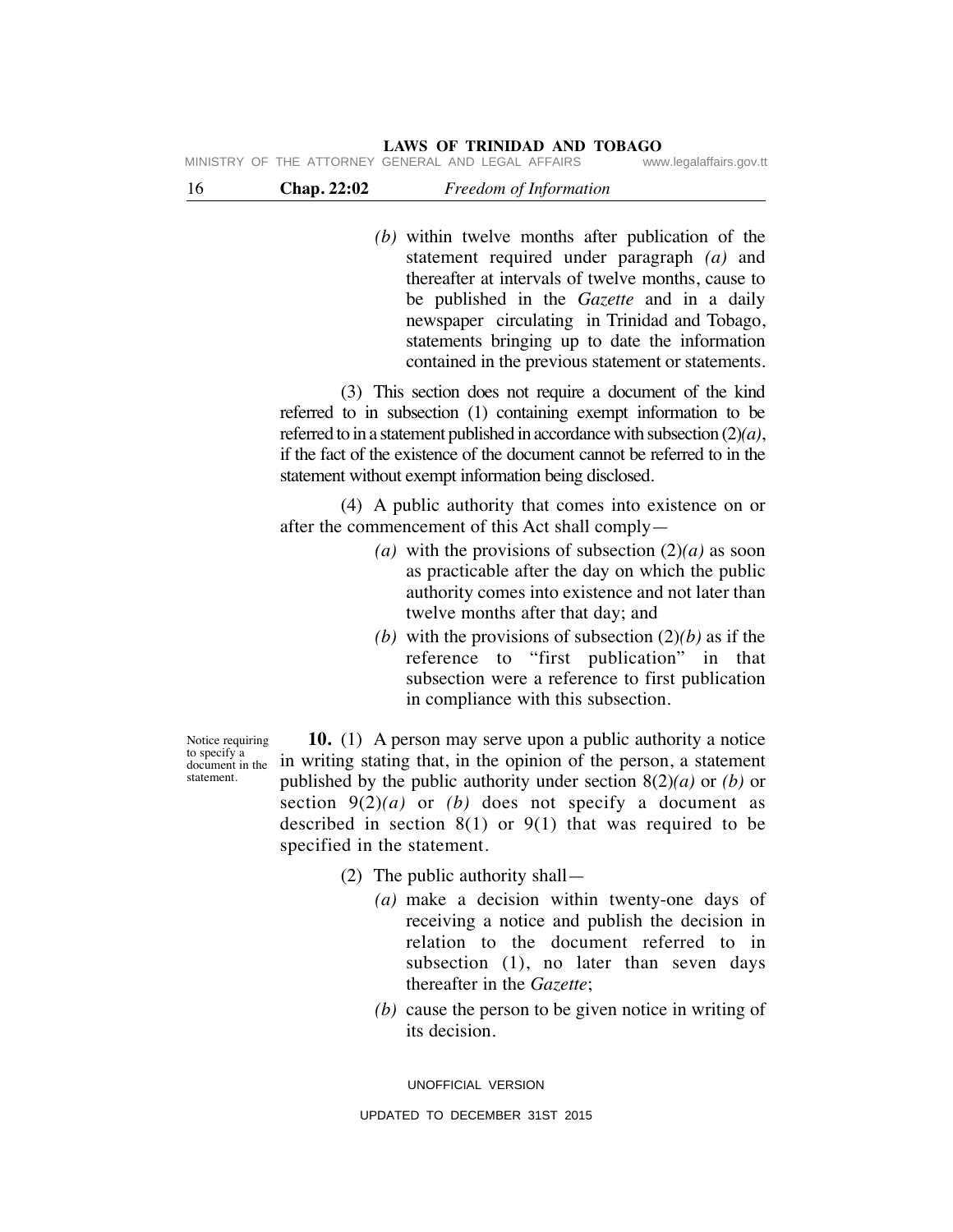(b) within twelve months after publication of the statement required under paragraph *(a)* and thereafter at intervals of twelve months, cause to be published in the *Gazette* and in a daily newspaper circulating in Trinidad and Tobago, statements bringing up to date the information contained in the previous statement or statements.

(3) This section does not require a document of the kind referred to in subsection (1) containing exempt information to be referred to in a statement published in accordance with subsection (2)*(a)*, if the fact of the existence of the document cannot be referred to in the statement without exempt information being disclosed.

(4) A public authority that comes into existence on or after the commencement of this Act shall comply—

*(a)* with the provisions of subsection (2)*(a)* as soon as practicable after the day on which the public authority comes into existence and not later than twelve months after that day; and

*(b)* with the provisions of subsection (2)*(b)* as if the reference to "first publication" in that subsection were a reference to first publication in compliance with this subsection.

Notice requiring to specify a document in the statement.

**10.** (1) A person may serve upon a public authority a notice in writing stating that, in the opinion of the person, a statement published by the public authority under section 8(2)*(a)* or *(b)* or section 9(2)*(a)* or *(b)* does not specify a document as described in section 8(1) or 9(1) that was required to be specified in the statement.

(2) The public authority shall—

*(a)* make a decision within twenty-one days of receiving a notice and publish the decision in relation to the document referred to in subsection (1), no later than seven days thereafter in the *Gazette*;

*(b)* cause the person to be given notice in writing of its decision.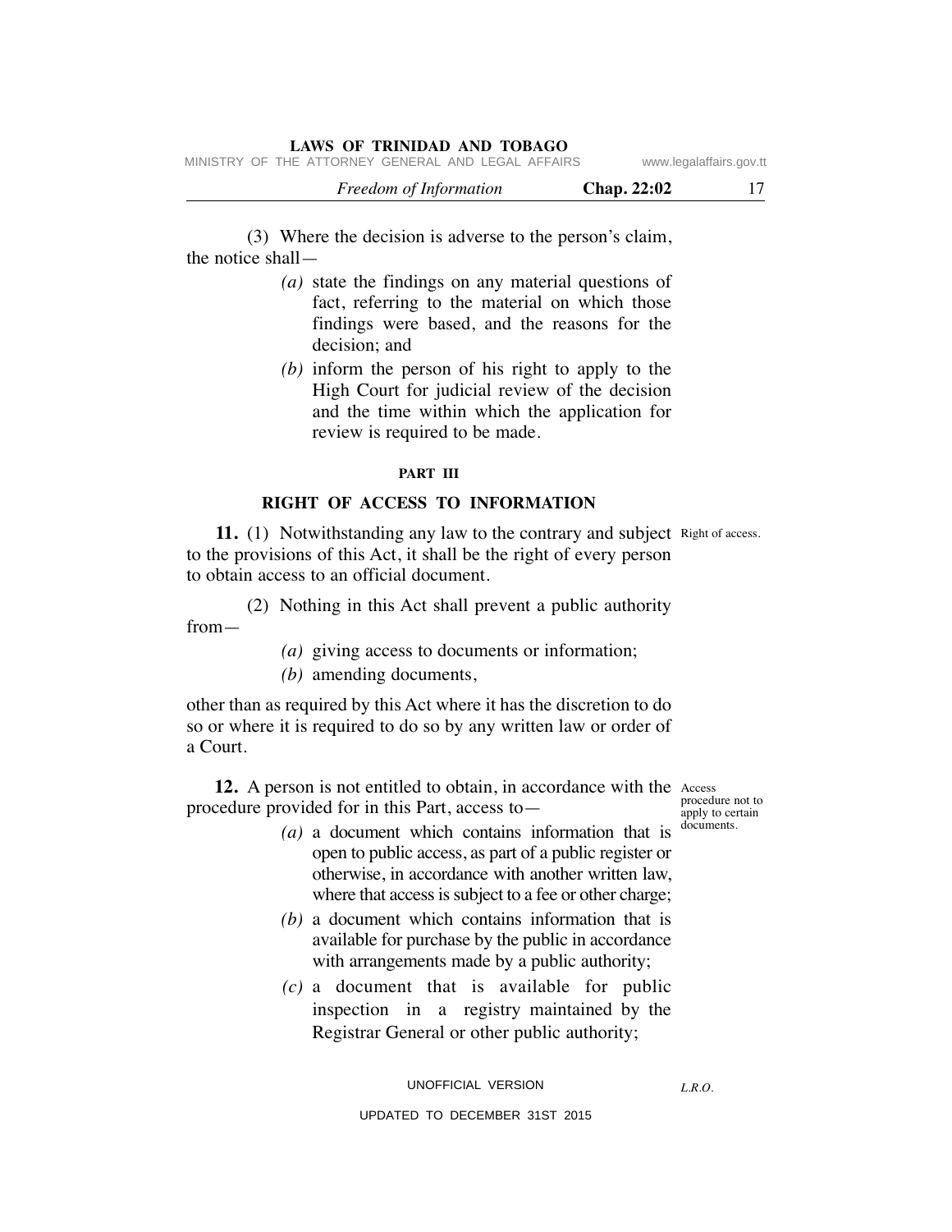(3) Where the decision is adverse to the person's claim, the notice shall—

*(a)* state the findings on any material questions of fact, referring to the material on which those findings were based, and the reasons for the decision; and

*(b)* inform the person of his right to apply to the High Court for judicial review of the decision and the time within which the application for review is required to be made.

## PART III

## RIGHT OF ACCESS TO INFORMATION

Right of access.

**11.** (1) Notwithstanding any law to the contrary and subject to the provisions of this Act, it shall be the right of every person to obtain access to an official document.

(2) Nothing in this Act shall prevent a public authority from—

*(a)* giving access to documents or information;

*(b)* amending documents,

other than as required by this Act where it has the discretion to do so or where it is required to do so by any written law or order of a Court.

Access procedure not to apply to certain documents.

**12.** A person is not entitled to obtain, in accordance with the procedure provided for in this Part, access to—

*(a)* a document which contains information that is open to public access, as part of a public register or otherwise, in accordance with another written law, where that access is subject to a fee or other charge;

*(b)* a document which contains information that is available for purchase by the public in accordance with arrangements made by a public authority;

*(c)* a document that is available for public inspection in a registry maintained by the Registrar General or other public authority;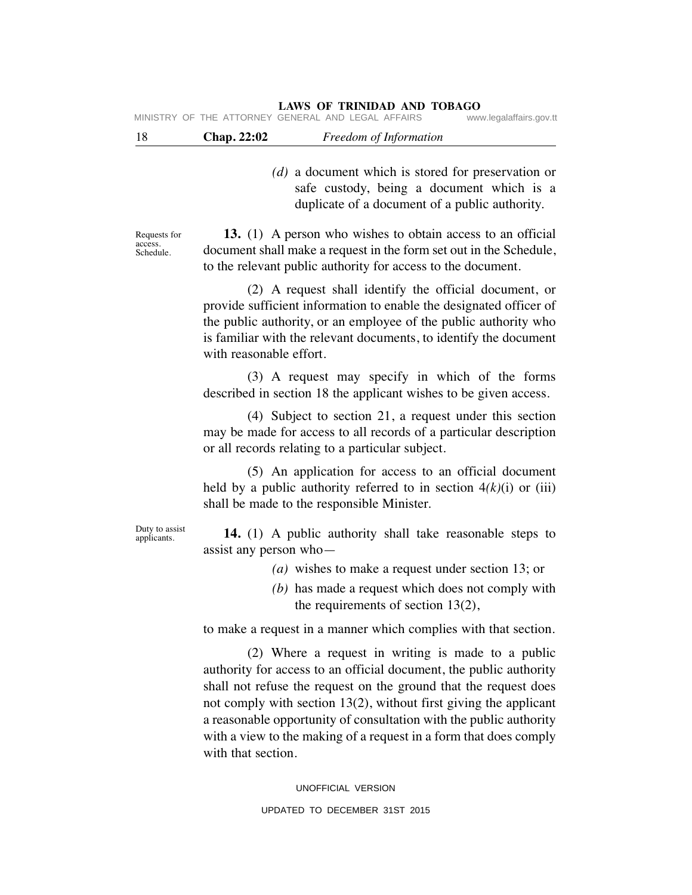*(d)* a document which is stored for preservation or safe custody, being a document which is a duplicate of a document of a public authority.

Requests for access. Schedule.

**13.** (1) A person who wishes to obtain access to an official document shall make a request in the form set out in the Schedule, to the relevant public authority for access to the document.

(2) A request shall identify the official document, or provide sufficient information to enable the designated officer of the public authority, or an employee of the public authority who is familiar with the relevant documents, to identify the document with reasonable effort.

(3) A request may specify in which of the forms described in section 18 the applicant wishes to be given access.

(4) Subject to section 21, a request under this section may be made for access to all records of a particular description or all records relating to a particular subject.

(5) An application for access to an official document held by a public authority referred to in section 4*(k)*(i) or (iii) shall be made to the responsible Minister.

Duty to assist applicants.

**14.** (1) A public authority shall take reasonable steps to assist any person who—

*(a)* wishes to make a request under section 13; or

*(b)* has made a request which does not comply with the requirements of section 13(2),

to make a request in a manner which complies with that section.

(2) Where a request in writing is made to a public authority for access to an official document, the public authority shall not refuse the request on the ground that the request does not comply with section 13(2), without first giving the applicant a reasonable opportunity of consultation with the public authority with a view to the making of a request in a form that does comply with that section.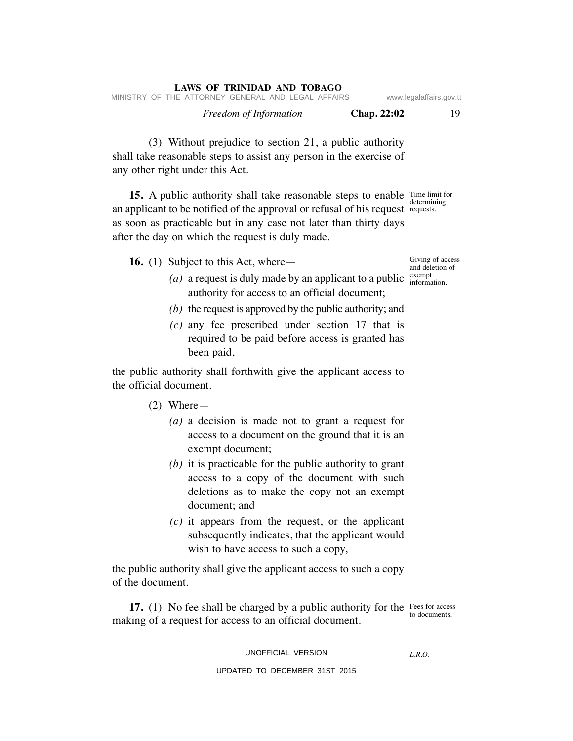(3) Without prejudice to section 21, a public authority shall take reasonable steps to assist any person in the exercise of any other right under this Act.

*Time limit for determining requests.*

**15.** A public authority shall take reasonable steps to enable an applicant to be notified of the approval or refusal of his request as soon as practicable but in any case not later than thirty days after the day on which the request is duly made.

*Giving of access and deletion of exempt information.*

**16.** (1) Subject to this Act, where—

*(a)* a request is duly made by an applicant to a public authority for access to an official document;

*(b)* the request is approved by the public authority; and

*(c)* any fee prescribed under section 17 that is required to be paid before access is granted has been paid,

the public authority shall forthwith give the applicant access to the official document.

(2) Where—

*(a)* a decision is made not to grant a request for access to a document on the ground that it is an exempt document;

*(b)* it is practicable for the public authority to grant access to a copy of the document with such deletions as to make the copy not an exempt document; and

*(c)* it appears from the request, or the applicant subsequently indicates, that the applicant would wish to have access to such a copy,

the public authority shall give the applicant access to such a copy of the document.

*Fees for access to documents.*

**17.** (1) No fee shall be charged by a public authority for the making of a request for access to an official document.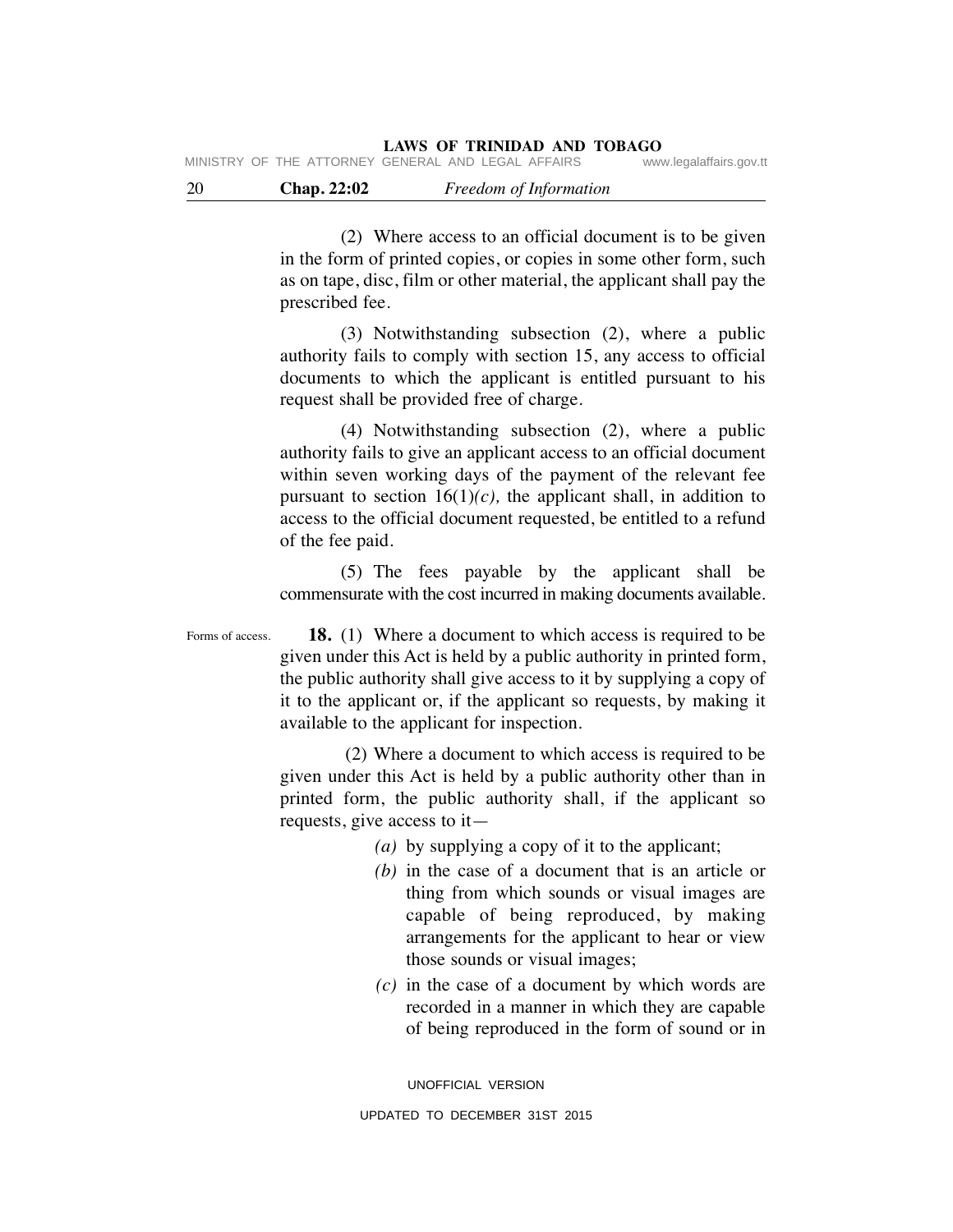(2) Where access to an official document is to be given in the form of printed copies, or copies in some other form, such as on tape, disc, film or other material, the applicant shall pay the prescribed fee.

(3) Notwithstanding subsection (2), where a public authority fails to comply with section 15, any access to official documents to which the applicant is entitled pursuant to his request shall be provided free of charge.

(4) Notwithstanding subsection (2), where a public authority fails to give an applicant access to an official document within seven working days of the payment of the relevant fee pursuant to section 16(1)*(c)*, the applicant shall, in addition to access to the official document requested, be entitled to a refund of the fee paid.

(5) The fees payable by the applicant shall be commensurate with the cost incurred in making documents available.

Forms of access.

**18.** (1) Where a document to which access is required to be given under this Act is held by a public authority in printed form, the public authority shall give access to it by supplying a copy of it to the applicant or, if the applicant so requests, by making it available to the applicant for inspection.

(2) Where a document to which access is required to be given under this Act is held by a public authority other than in printed form, the public authority shall, if the applicant so requests, give access to it—

*(a)* by supplying a copy of it to the applicant;

*(b)* in the case of a document that is an article or thing from which sounds or visual images are capable of being reproduced, by making arrangements for the applicant to hear or view those sounds or visual images;

*(c)* in the case of a document by which words are recorded in a manner in which they are capable of being reproduced in the form of sound or in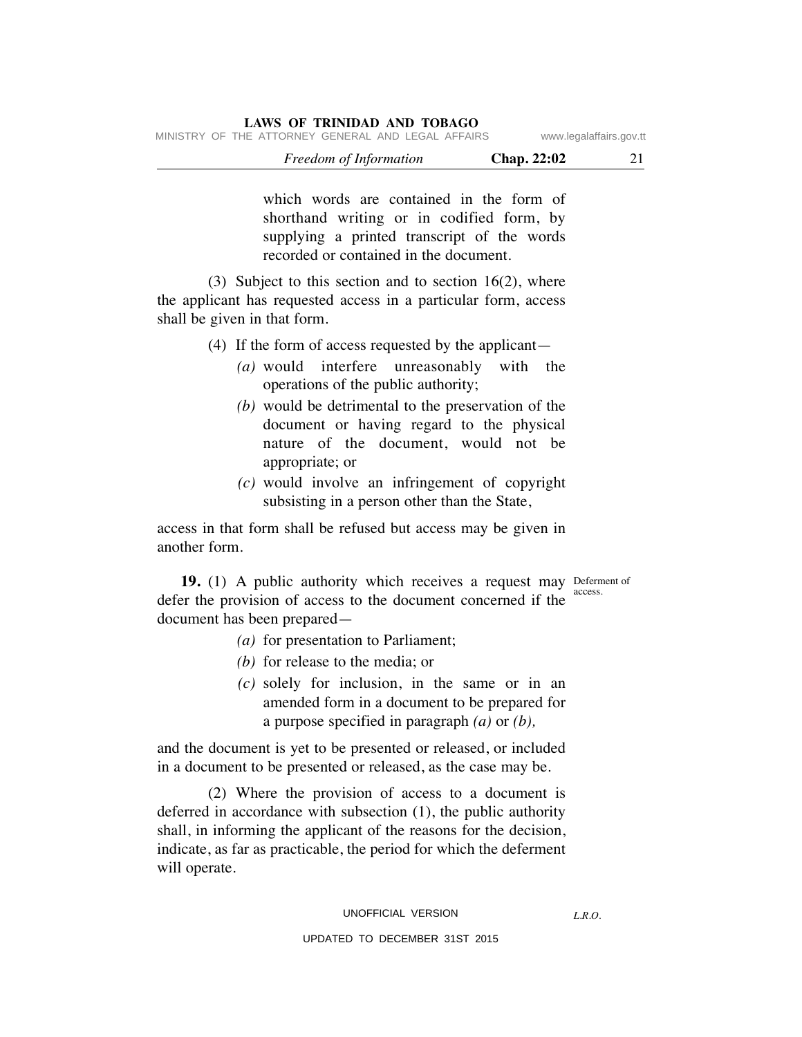which words are contained in the form of shorthand writing or in codified form, by supplying a printed transcript of the words recorded or contained in the document.

(3) Subject to this section and to section 16(2), where the applicant has requested access in a particular form, access shall be given in that form.

(4) If the form of access requested by the applicant—

*(a)* would interfere unreasonably with the operations of the public authority;

*(b)* would be detrimental to the preservation of the document or having regard to the physical nature of the document, would not be appropriate; or

*(c)* would involve an infringement of copyright subsisting in a person other than the State,

access in that form shall be refused but access may be given in another form.

Deferment of access.

**19.** (1) A public authority which receives a request may defer the provision of access to the document concerned if the document has been prepared—

*(a)* for presentation to Parliament;

*(b)* for release to the media; or

*(c)* solely for inclusion, in the same or in an amended form in a document to be prepared for a purpose specified in paragraph *(a)* or *(b),*

and the document is yet to be presented or released, or included in a document to be presented or released, as the case may be.

(2) Where the provision of access to a document is deferred in accordance with subsection (1), the public authority shall, in informing the applicant of the reasons for the decision, indicate, as far as practicable, the period for which the deferment will operate.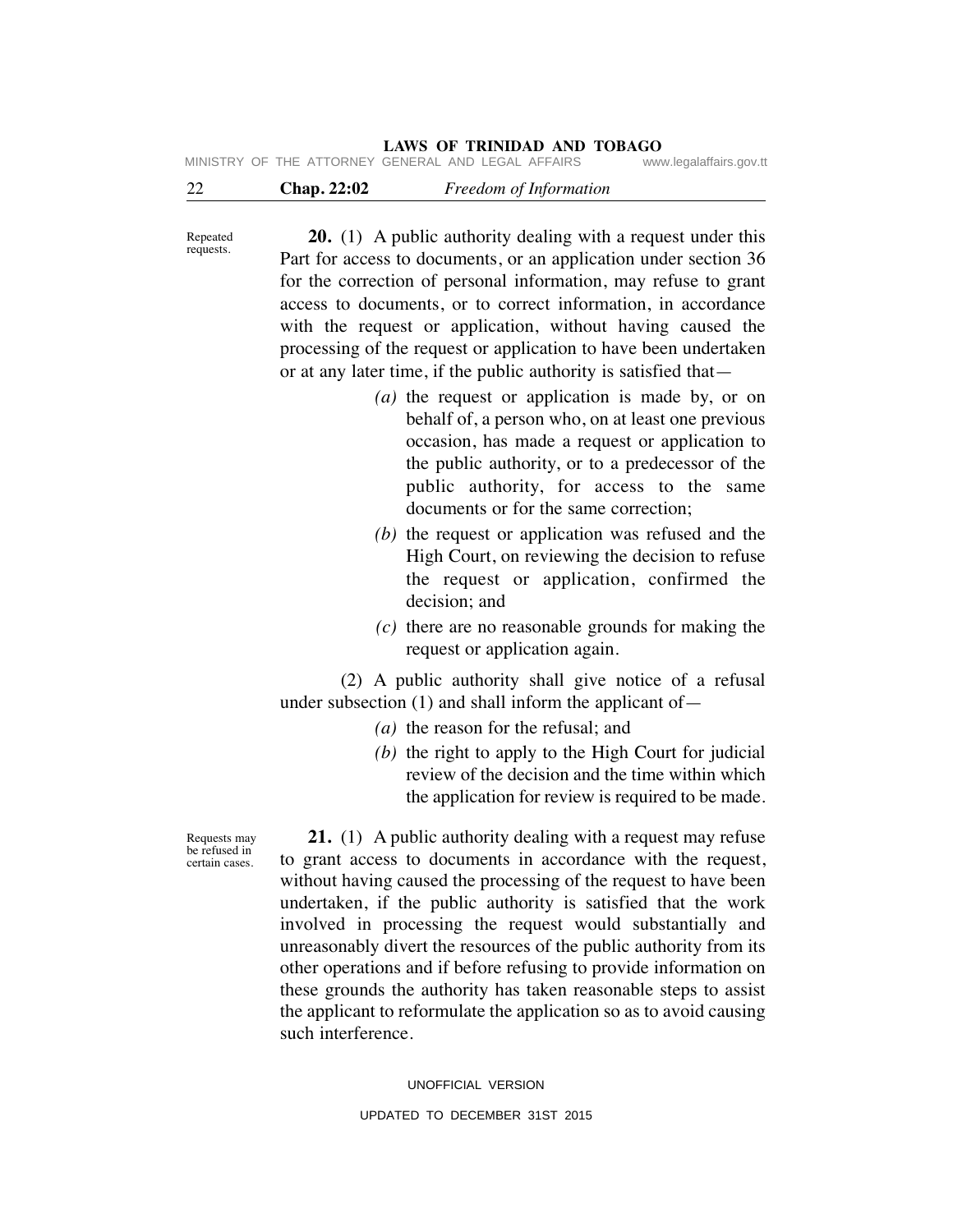Repeated requests.

**20.** (1) A public authority dealing with a request under this Part for access to documents, or an application under section 36 for the correction of personal information, may refuse to grant access to documents, or to correct information, in accordance with the request or application, without having caused the processing of the request or application to have been undertaken or at any later time, if the public authority is satisfied that—

*(a)* the request or application is made by, or on behalf of, a person who, on at least one previous occasion, has made a request or application to the public authority, or to a predecessor of the public authority, for access to the same documents or for the same correction;

*(b)* the request or application was refused and the High Court, on reviewing the decision to refuse the request or application, confirmed the decision; and

*(c)* there are no reasonable grounds for making the request or application again.

(2) A public authority shall give notice of a refusal under subsection (1) and shall inform the applicant of—

*(a)* the reason for the refusal; and

*(b)* the right to apply to the High Court for judicial review of the decision and the time within which the application for review is required to be made.

Requests may be refused in certain cases.

**21.** (1) A public authority dealing with a request may refuse to grant access to documents in accordance with the request, without having caused the processing of the request to have been undertaken, if the public authority is satisfied that the work involved in processing the request would substantially and unreasonably divert the resources of the public authority from its other operations and if before refusing to provide information on these grounds the authority has taken reasonable steps to assist the applicant to reformulate the application so as to avoid causing such interference.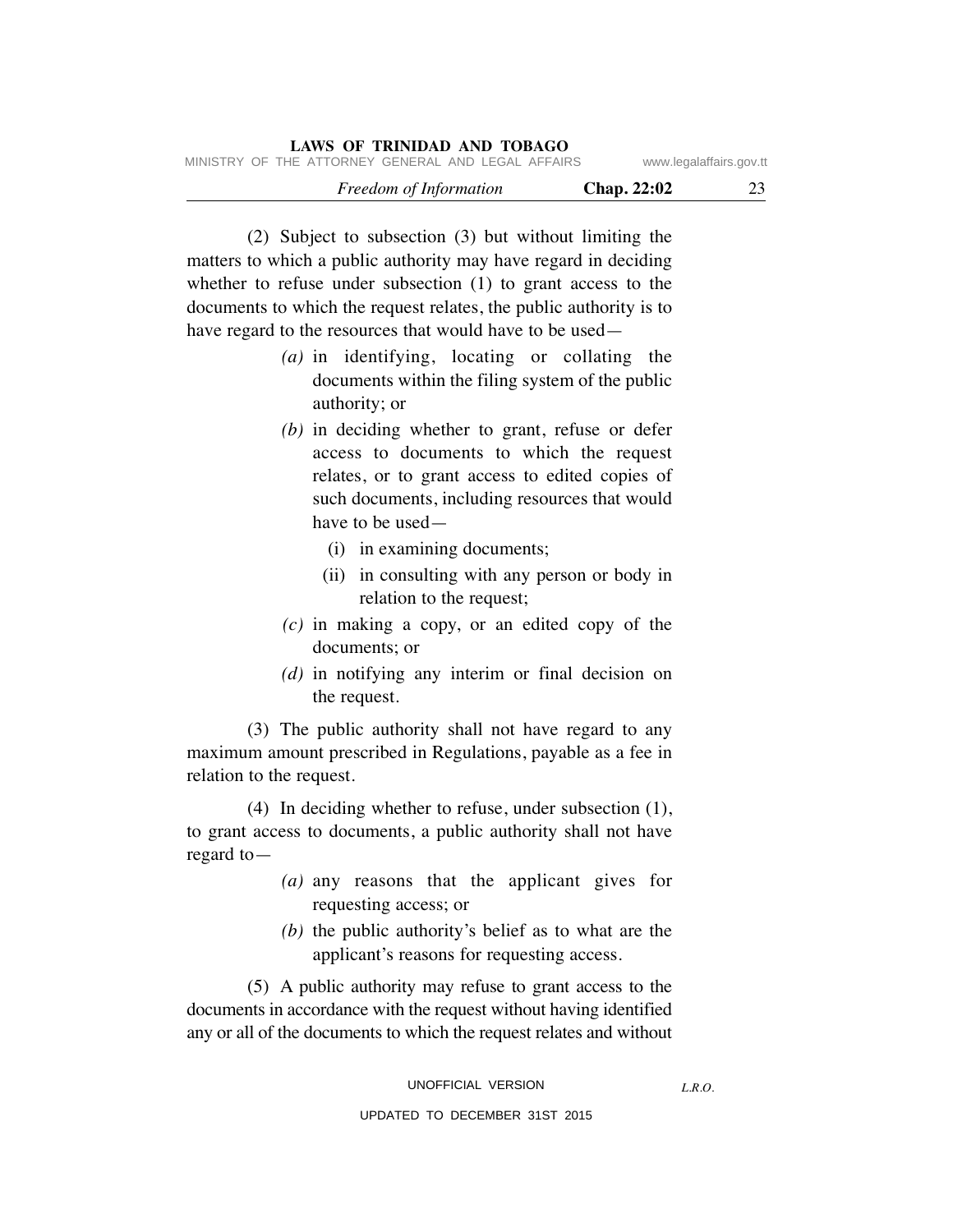(2) Subject to subsection (3) but without limiting the matters to which a public authority may have regard in deciding whether to refuse under subsection (1) to grant access to the documents to which the request relates, the public authority is to have regard to the resources that would have to be used—

*(a)* in identifying, locating or collating the documents within the filing system of the public authority; or

*(b)* in deciding whether to grant, refuse or defer access to documents to which the request relates, or to grant access to edited copies of such documents, including resources that would have to be used—

(i) in examining documents;

(ii) in consulting with any person or body in relation to the request;

*(c)* in making a copy, or an edited copy of the documents; or

*(d)* in notifying any interim or final decision on the request.

(3) The public authority shall not have regard to any maximum amount prescribed in Regulations, payable as a fee in relation to the request.

(4) In deciding whether to refuse, under subsection (1), to grant access to documents, a public authority shall not have regard to—

*(a)* any reasons that the applicant gives for requesting access; or

*(b)* the public authority's belief as to what are the applicant's reasons for requesting access.

(5) A public authority may refuse to grant access to the documents in accordance with the request without having identified any or all of the documents to which the request relates and without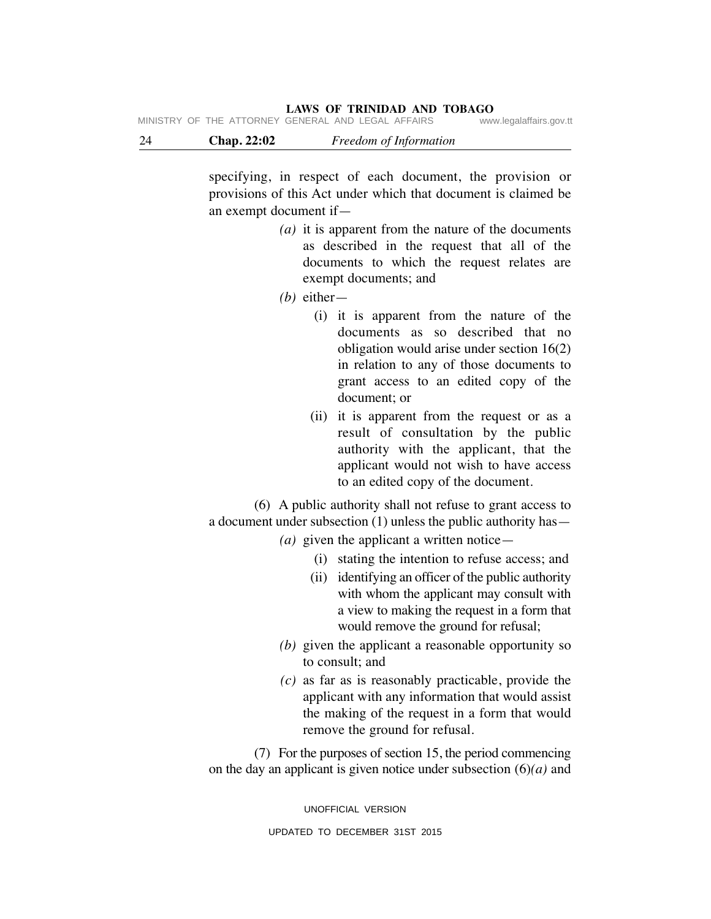specifying, in respect of each document, the provision or provisions of this Act under which that document is claimed be an exempt document if—

*(a)* it is apparent from the nature of the documents as described in the request that all of the documents to which the request relates are exempt documents; and

*(b)* either—

(i) it is apparent from the nature of the documents as so described that no obligation would arise under section 16(2) in relation to any of those documents to grant access to an edited copy of the document; or

(ii) it is apparent from the request or as a result of consultation by the public authority with the applicant, that the applicant would not wish to have access to an edited copy of the document.

(6) A public authority shall not refuse to grant access to a document under subsection (1) unless the public authority has—

*(a)* given the applicant a written notice—

(i) stating the intention to refuse access; and

(ii) identifying an officer of the public authority with whom the applicant may consult with a view to making the request in a form that would remove the ground for refusal;

*(b)* given the applicant a reasonable opportunity so to consult; and

*(c)* as far as is reasonably practicable, provide the applicant with any information that would assist the making of the request in a form that would remove the ground for refusal.

(7) For the purposes of section 15, the period commencing on the day an applicant is given notice under subsection (6)*(a)* and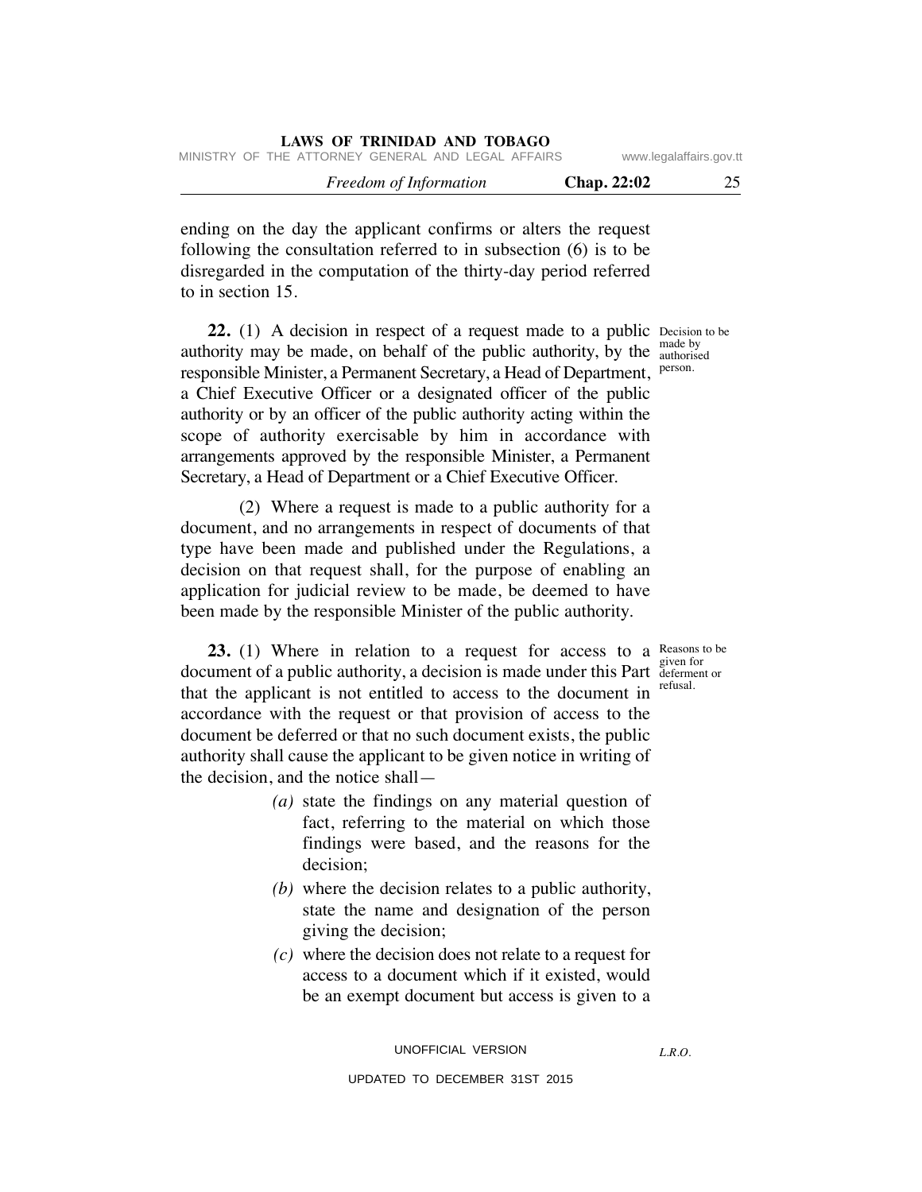ending on the day the applicant confirms or alters the request following the consultation referred to in subsection (6) is to be disregarded in the computation of the thirty-day period referred to in section 15.

Decision to be made by authorised person.

**22.** (1) A decision in respect of a request made to a public authority may be made, on behalf of the public authority, by the responsible Minister, a Permanent Secretary, a Head of Department, a Chief Executive Officer or a designated officer of the public authority or by an officer of the public authority acting within the scope of authority exercisable by him in accordance with arrangements approved by the responsible Minister, a Permanent Secretary, a Head of Department or a Chief Executive Officer.

(2) Where a request is made to a public authority for a document, and no arrangements in respect of documents of that type have been made and published under the Regulations, a decision on that request shall, for the purpose of enabling an application for judicial review to be made, be deemed to have been made by the responsible Minister of the public authority.

Reasons to be given for deferment or refusal.

**23.** (1) Where in relation to a request for access to a document of a public authority, a decision is made under this Part that the applicant is not entitled to access to the document in accordance with the request or that provision of access to the document be deferred or that no such document exists, the public authority shall cause the applicant to be given notice in writing of the decision, and the notice shall—

*(a)* state the findings on any material question of fact, referring to the material on which those findings were based, and the reasons for the decision;

*(b)* where the decision relates to a public authority, state the name and designation of the person giving the decision;

*(c)* where the decision does not relate to a request for access to a document which if it existed, would be an exempt document but access is given to a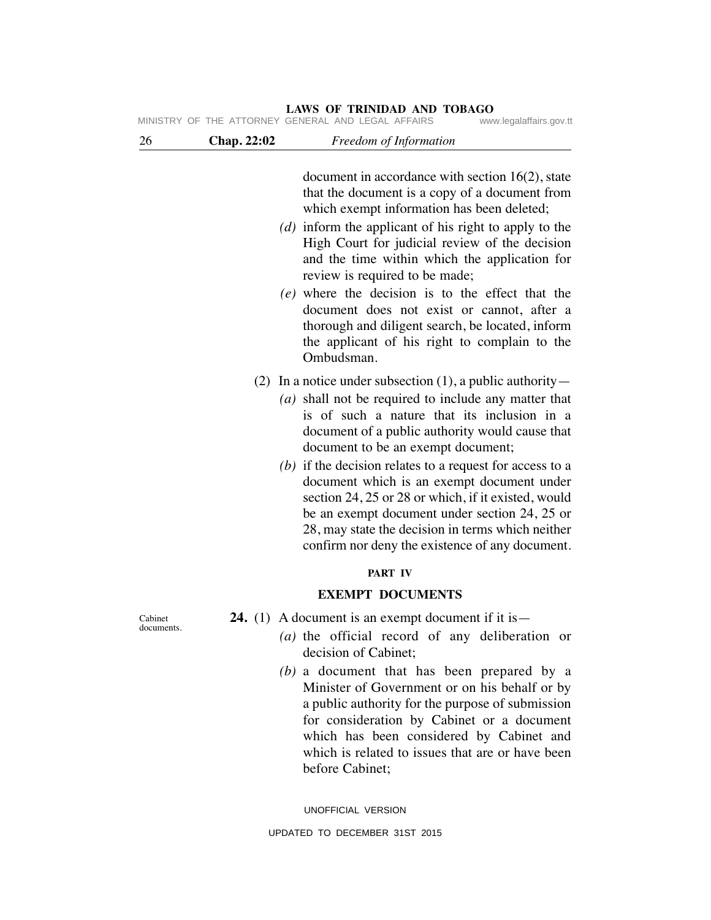document in accordance with section 16(2), state that the document is a copy of a document from which exempt information has been deleted;

*(d)* inform the applicant of his right to apply to the High Court for judicial review of the decision and the time within which the application for review is required to be made;

*(e)* where the decision is to the effect that the document does not exist or cannot, after a thorough and diligent search, be located, inform the applicant of his right to complain to the Ombudsman.

(2) In a notice under subsection (1), a public authority—

*(a)* shall not be required to include any matter that is of such a nature that its inclusion in a document of a public authority would cause that document to be an exempt document;

*(b)* if the decision relates to a request for access to a document which is an exempt document under section 24, 25 or 28 or which, if it existed, would be an exempt document under section 24, 25 or 28, may state the decision in terms which neither confirm nor deny the existence of any document.

## PART IV

## EXEMPT DOCUMENTS

Cabinet documents.

**24.** (1) A document is an exempt document if it is—

*(a)* the official record of any deliberation or decision of Cabinet;

*(b)* a document that has been prepared by a Minister of Government or on his behalf or by a public authority for the purpose of submission for consideration by Cabinet or a document which has been considered by Cabinet and which is related to issues that are or have been before Cabinet;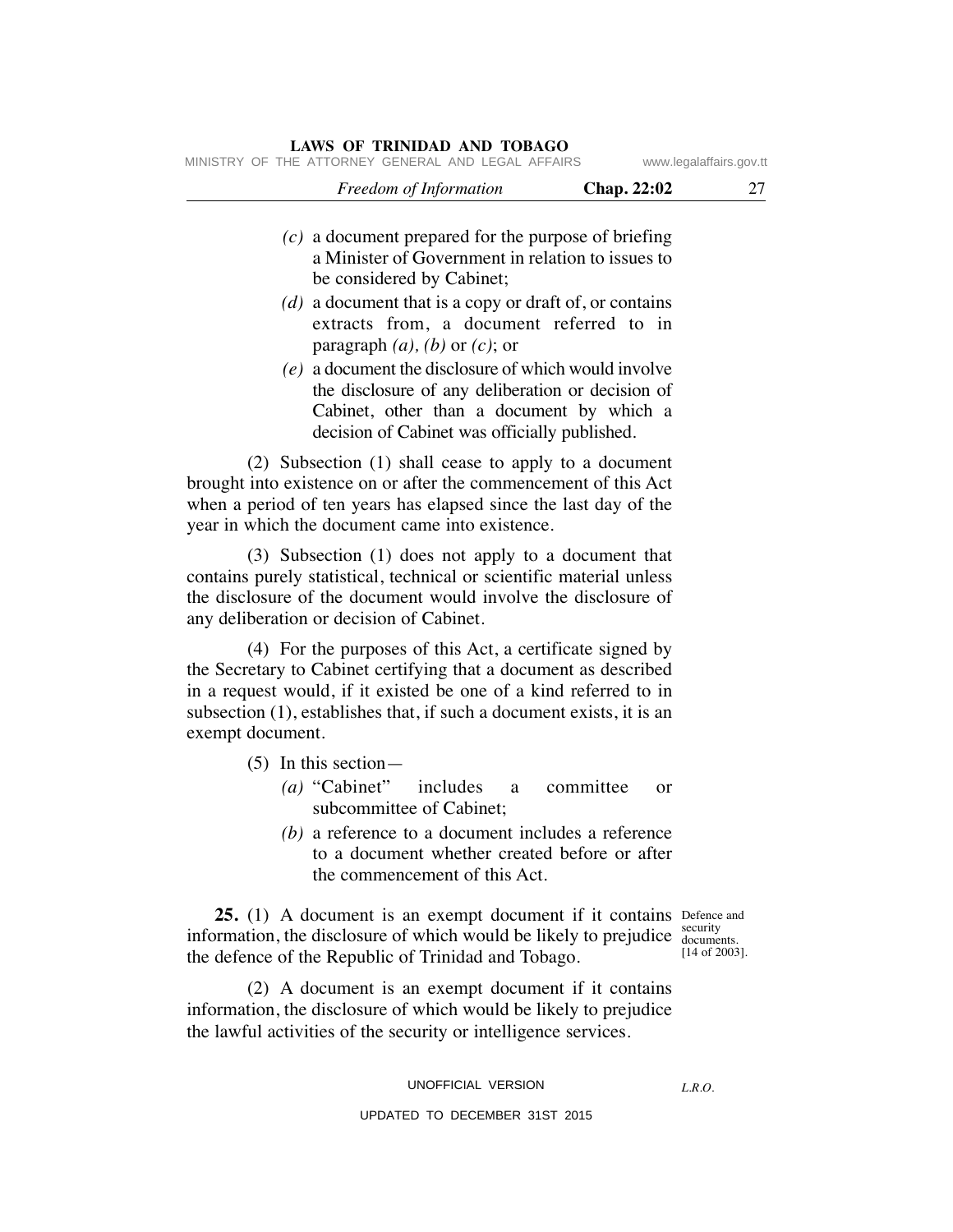*(c)* a document prepared for the purpose of briefing a Minister of Government in relation to issues to be considered by Cabinet;

*(d)* a document that is a copy or draft of, or contains extracts from, a document referred to in paragraph *(a)*, *(b)* or *(c)*; or

*(e)* a document the disclosure of which would involve the disclosure of any deliberation or decision of Cabinet, other than a document by which a decision of Cabinet was officially published.

(2) Subsection (1) shall cease to apply to a document brought into existence on or after the commencement of this Act when a period of ten years has elapsed since the last day of the year in which the document came into existence.

(3) Subsection (1) does not apply to a document that contains purely statistical, technical or scientific material unless the disclosure of the document would involve the disclosure of any deliberation or decision of Cabinet.

(4) For the purposes of this Act, a certificate signed by the Secretary to Cabinet certifying that a document as described in a request would, if it existed be one of a kind referred to in subsection (1), establishes that, if such a document exists, it is an exempt document.

(5) In this section—

*(a)* "Cabinet" includes a committee or subcommittee of Cabinet;

*(b)* a reference to a document includes a reference to a document whether created before or after the commencement of this Act.

Defence and security documents. [14 of 2003].

**25.** (1) A document is an exempt document if it contains information, the disclosure of which would be likely to prejudice the defence of the Republic of Trinidad and Tobago.

(2) A document is an exempt document if it contains information, the disclosure of which would be likely to prejudice the lawful activities of the security or intelligence services.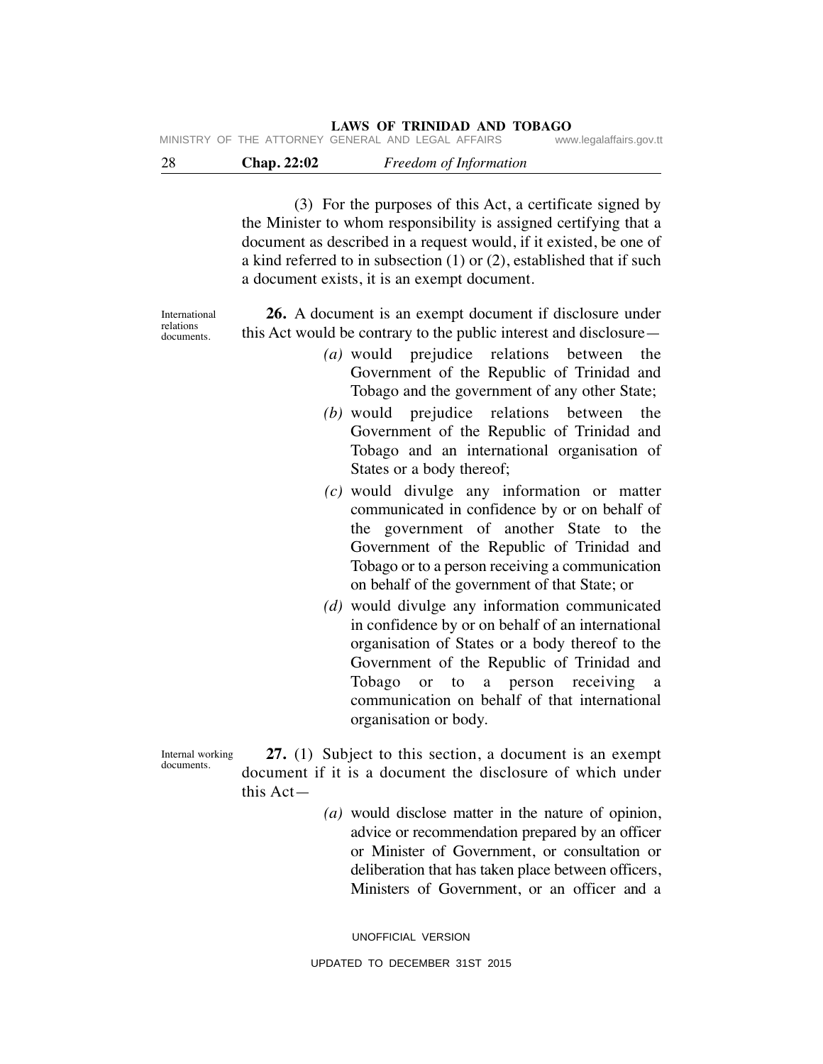(3) For the purposes of this Act, a certificate signed by the Minister to whom responsibility is assigned certifying that a document as described in a request would, if it existed, be one of a kind referred to in subsection (1) or (2), established that if such a document exists, it is an exempt document.

International relations documents.

**26.** A document is an exempt document if disclosure under this Act would be contrary to the public interest and disclosure—

*(a)* would prejudice relations between the Government of the Republic of Trinidad and Tobago and the government of any other State;

*(b)* would prejudice relations between the Government of the Republic of Trinidad and Tobago and an international organisation of States or a body thereof;

*(c)* would divulge any information or matter communicated in confidence by or on behalf of the government of another State to the Government of the Republic of Trinidad and Tobago or to a person receiving a communication on behalf of the government of that State; or

*(d)* would divulge any information communicated in confidence by or on behalf of an international organisation of States or a body thereof to the Government of the Republic of Trinidad and Tobago or to a person receiving a communication on behalf of that international organisation or body.

Internal working documents.

**27.** (1) Subject to this section, a document is an exempt document if it is a document the disclosure of which under this Act—

*(a)* would disclose matter in the nature of opinion, advice or recommendation prepared by an officer or Minister of Government, or consultation or deliberation that has taken place between officers, Ministers of Government, or an officer and a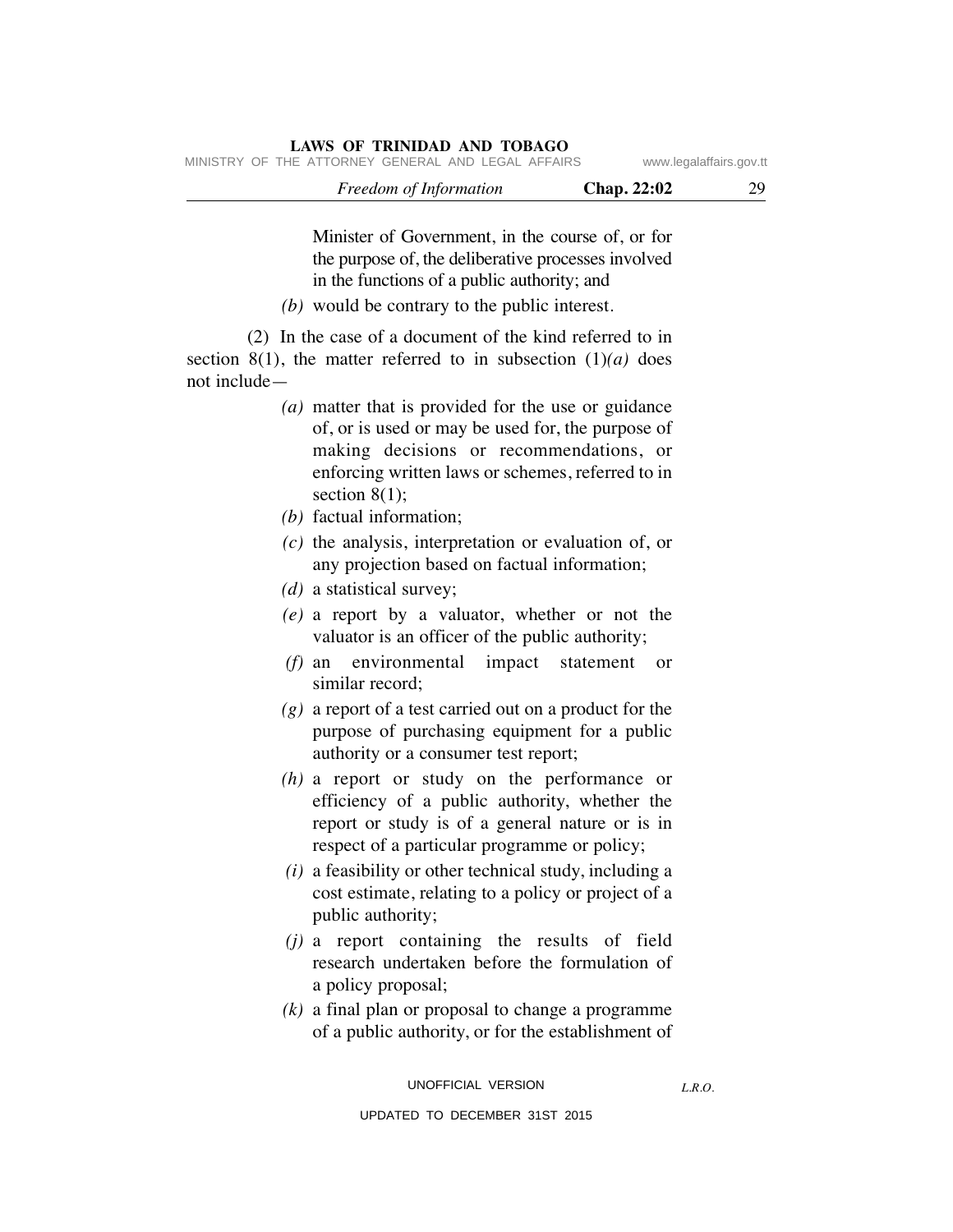Minister of Government, in the course of, or for the purpose of, the deliberative processes involved in the functions of a public authority; and

*(b)* would be contrary to the public interest.

(2) In the case of a document of the kind referred to in section 8(1), the matter referred to in subsection (1)*(a)* does not include—

*(a)* matter that is provided for the use or guidance of, or is used or may be used for, the purpose of making decisions or recommendations, or enforcing written laws or schemes, referred to in section 8(1);

*(b)* factual information;

*(c)* the analysis, interpretation or evaluation of, or any projection based on factual information;

*(d)* a statistical survey;

*(e)* a report by a valuator, whether or not the valuator is an officer of the public authority;

*(f)* an environmental impact statement or similar record;

*(g)* a report of a test carried out on a product for the purpose of purchasing equipment for a public authority or a consumer test report;

*(h)* a report or study on the performance or efficiency of a public authority, whether the report or study is of a general nature or is in respect of a particular programme or policy;

*(i)* a feasibility or other technical study, including a cost estimate, relating to a policy or project of a public authority;

*(j)* a report containing the results of field research undertaken before the formulation of a policy proposal;

*(k)* a final plan or proposal to change a programme of a public authority, or for the establishment of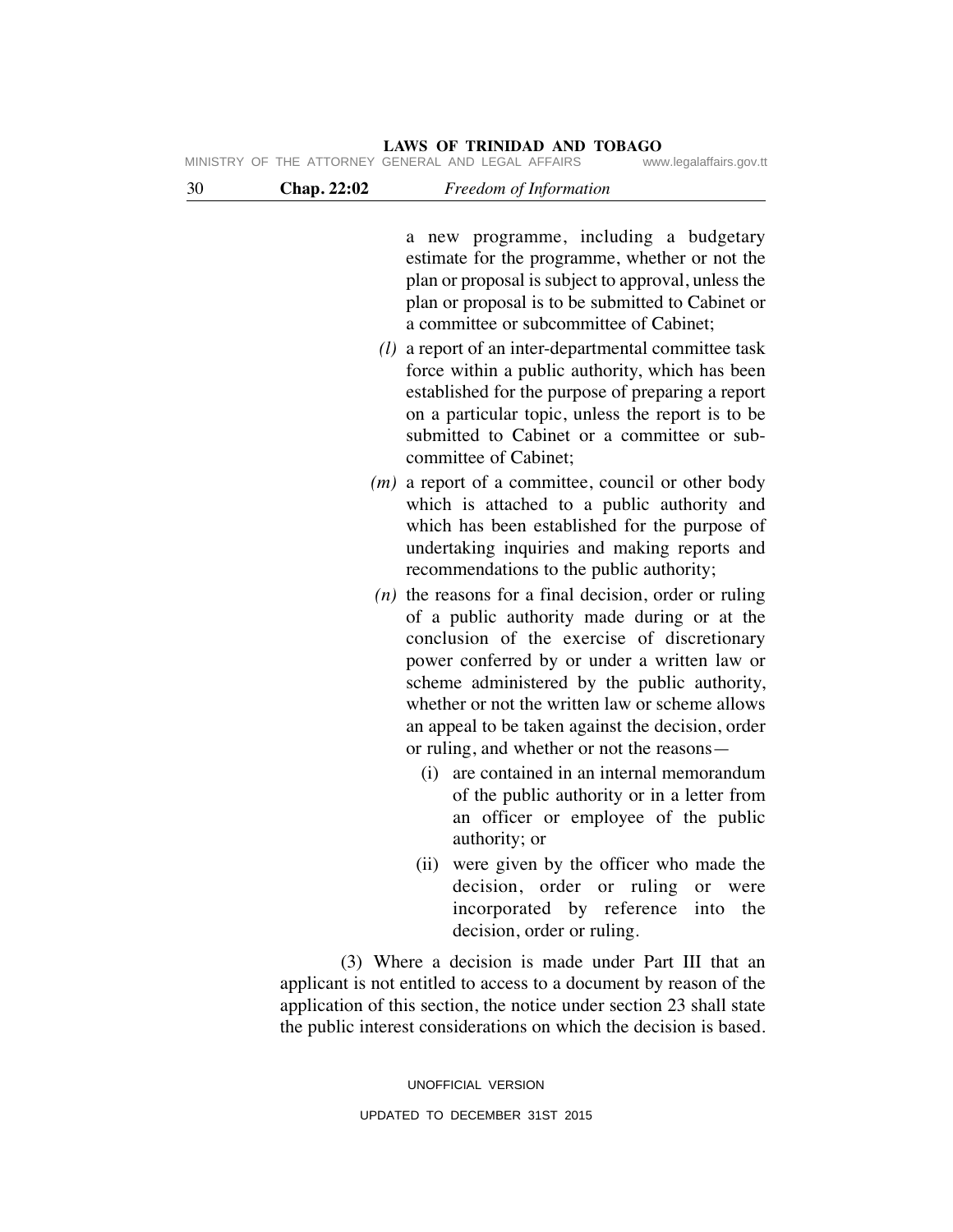a new programme, including a budgetary estimate for the programme, whether or not the plan or proposal is subject to approval, unless the plan or proposal is to be submitted to Cabinet or a committee or subcommittee of Cabinet;

*(l)* a report of an inter-departmental committee task force within a public authority, which has been established for the purpose of preparing a report on a particular topic, unless the report is to be submitted to Cabinet or a committee or sub-committee of Cabinet;

*(m)* a report of a committee, council or other body which is attached to a public authority and which has been established for the purpose of undertaking inquiries and making reports and recommendations to the public authority;

*(n)* the reasons for a final decision, order or ruling of a public authority made during or at the conclusion of the exercise of discretionary power conferred by or under a written law or scheme administered by the public authority, whether or not the written law or scheme allows an appeal to be taken against the decision, order or ruling, and whether or not the reasons—

(i) are contained in an internal memorandum of the public authority or in a letter from an officer or employee of the public authority; or

(ii) were given by the officer who made the decision, order or ruling or were incorporated by reference into the decision, order or ruling.

(3) Where a decision is made under Part III that an applicant is not entitled to access to a document by reason of the application of this section, the notice under section 23 shall state the public interest considerations on which the decision is based.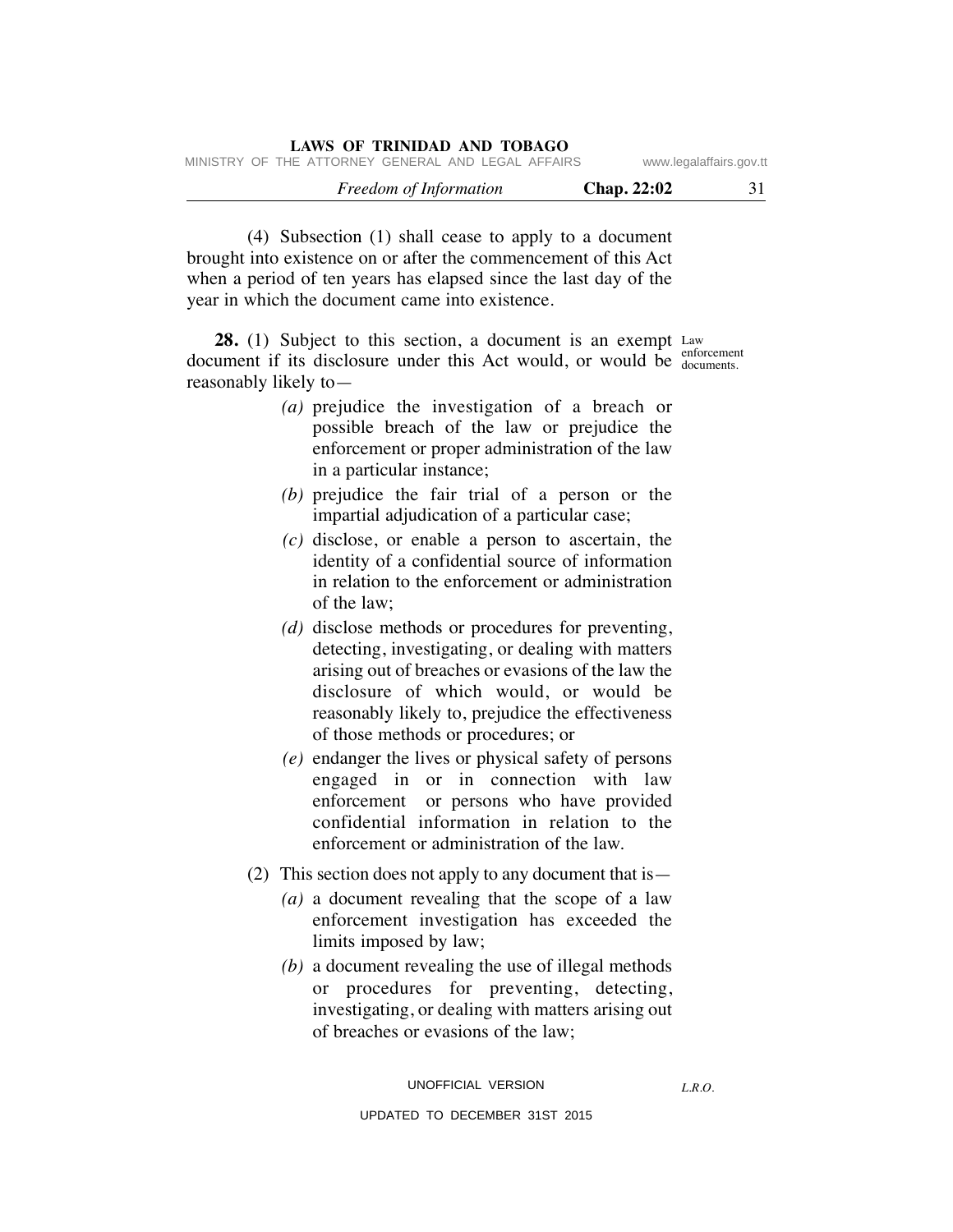(4) Subsection (1) shall cease to apply to a document brought into existence on or after the commencement of this Act when a period of ten years has elapsed since the last day of the year in which the document came into existence.

Law enforcement documents.

**28.** (1) Subject to this section, a document is an exempt document if its disclosure under this Act would, or would be reasonably likely to—

*(a)* prejudice the investigation of a breach or possible breach of the law or prejudice the enforcement or proper administration of the law in a particular instance;

*(b)* prejudice the fair trial of a person or the impartial adjudication of a particular case;

*(c)* disclose, or enable a person to ascertain, the identity of a confidential source of information in relation to the enforcement or administration of the law;

*(d)* disclose methods or procedures for preventing, detecting, investigating, or dealing with matters arising out of breaches or evasions of the law the disclosure of which would, or would be reasonably likely to, prejudice the effectiveness of those methods or procedures; or

*(e)* endanger the lives or physical safety of persons engaged in or in connection with law enforcement or persons who have provided confidential information in relation to the enforcement or administration of the law.

(2) This section does not apply to any document that is—

*(a)* a document revealing that the scope of a law enforcement investigation has exceeded the limits imposed by law;

*(b)* a document revealing the use of illegal methods or procedures for preventing, detecting, investigating, or dealing with matters arising out of breaches or evasions of the law;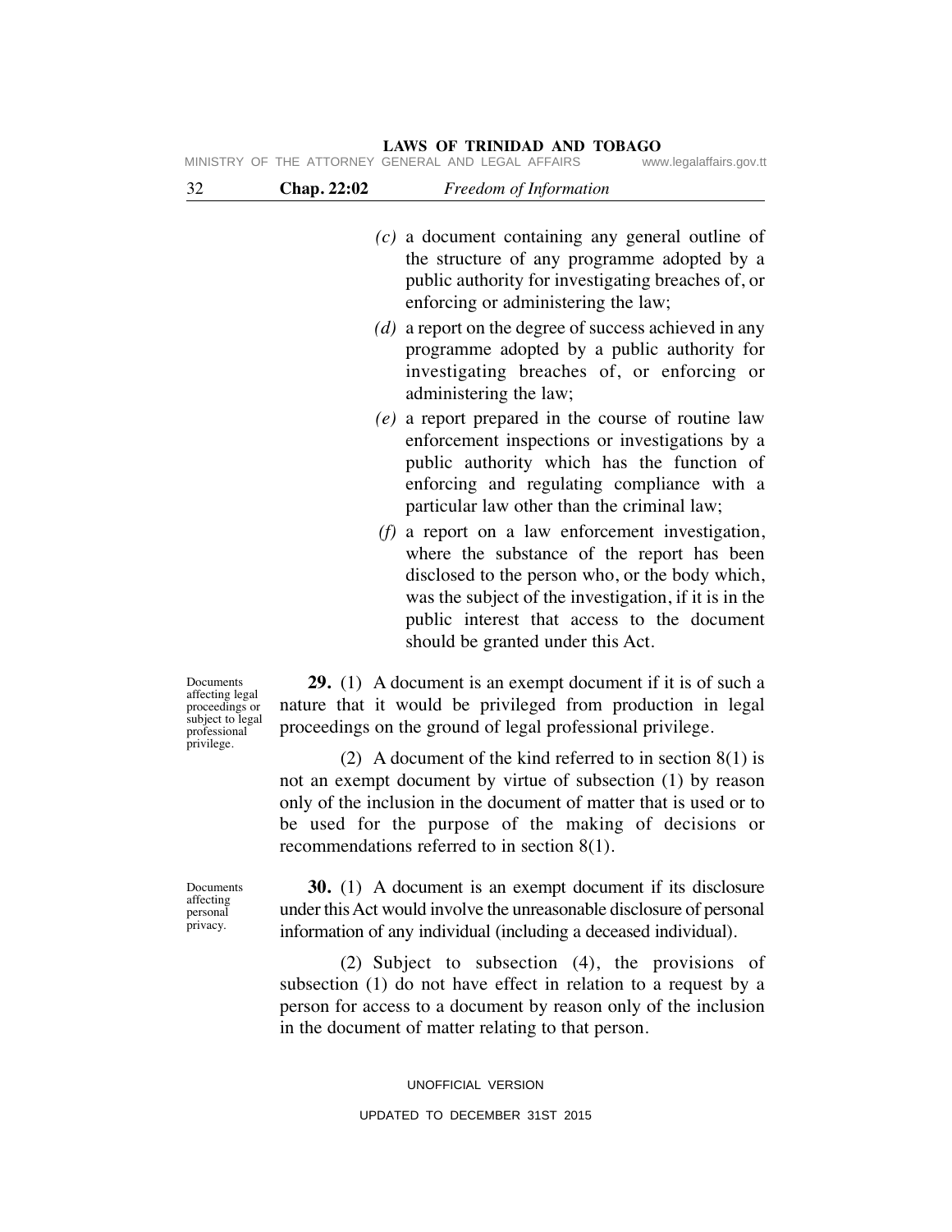*(c)* a document containing any general outline of the structure of any programme adopted by a public authority for investigating breaches of, or enforcing or administering the law;

*(d)* a report on the degree of success achieved in any programme adopted by a public authority for investigating breaches of, or enforcing or administering the law;

*(e)* a report prepared in the course of routine law enforcement inspections or investigations by a public authority which has the function of enforcing and regulating compliance with a particular law other than the criminal law;

*(f)* a report on a law enforcement investigation, where the substance of the report has been disclosed to the person who, or the body which, was the subject of the investigation, if it is in the public interest that access to the document should be granted under this Act.

Documents affecting legal proceedings or subject to legal professional privilege.

**29.** (1) A document is an exempt document if it is of such a nature that it would be privileged from production in legal proceedings on the ground of legal professional privilege.

(2) A document of the kind referred to in section 8(1) is not an exempt document by virtue of subsection (1) by reason only of the inclusion in the document of matter that is used or to be used for the purpose of the making of decisions or recommendations referred to in section 8(1).

Documents affecting personal privacy.

**30.** (1) A document is an exempt document if its disclosure under this Act would involve the unreasonable disclosure of personal information of any individual (including a deceased individual).

(2) Subject to subsection (4), the provisions of subsection (1) do not have effect in relation to a request by a person for access to a document by reason only of the inclusion in the document of matter relating to that person.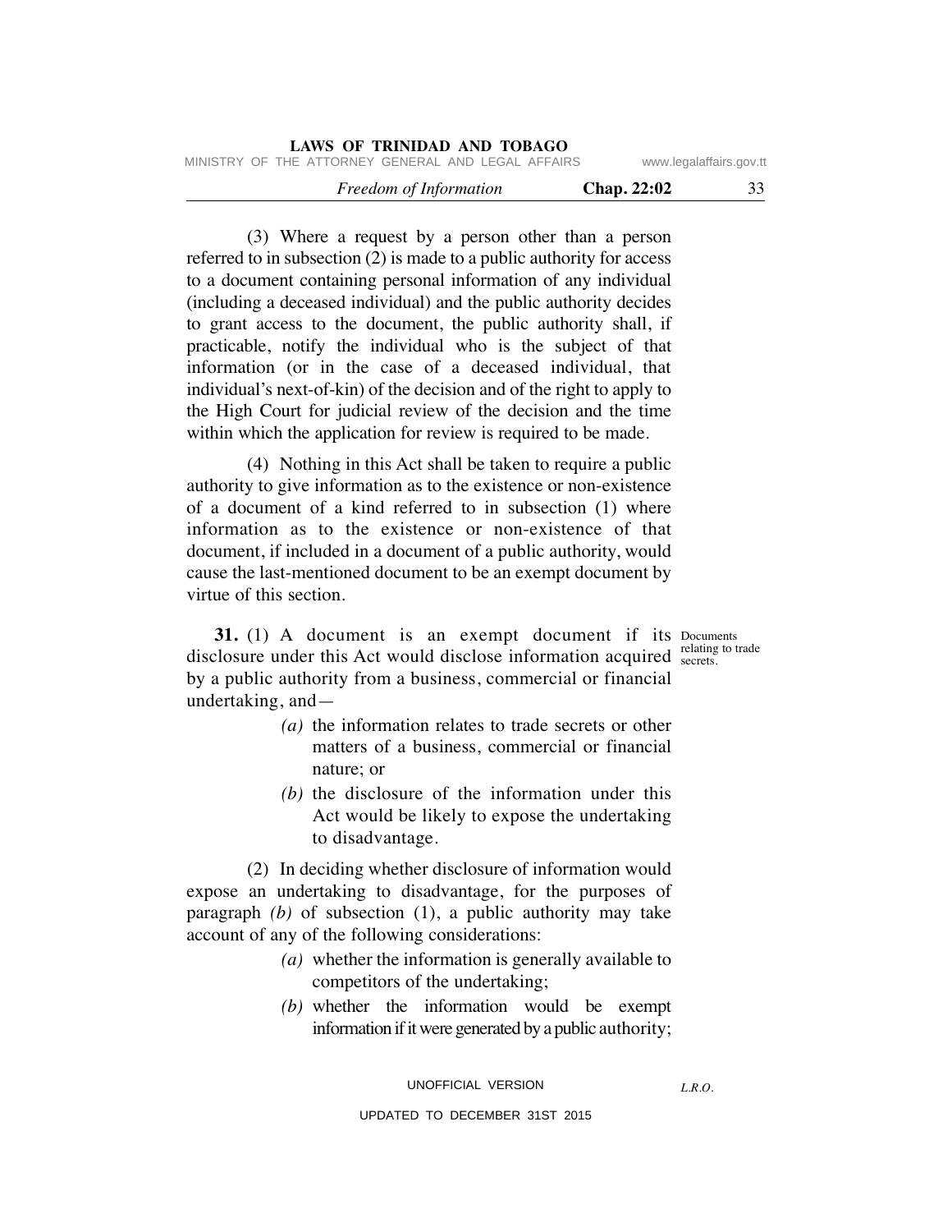(3) Where a request by a person other than a person referred to in subsection (2) is made to a public authority for access to a document containing personal information of any individual (including a deceased individual) and the public authority decides to grant access to the document, the public authority shall, if practicable, notify the individual who is the subject of that information (or in the case of a deceased individual, that individual's next-of-kin) of the decision and of the right to apply to the High Court for judicial review of the decision and the time within which the application for review is required to be made.

(4) Nothing in this Act shall be taken to require a public authority to give information as to the existence or non-existence of a document of a kind referred to in subsection (1) where information as to the existence or non-existence of that document, if included in a document of a public authority, would cause the last-mentioned document to be an exempt document by virtue of this section.

Documents relating to trade secrets.

**31.** (1) A document is an exempt document if its disclosure under this Act would disclose information acquired by a public authority from a business, commercial or financial undertaking, and—

*(a)* the information relates to trade secrets or other matters of a business, commercial or financial nature; or

*(b)* the disclosure of the information under this Act would be likely to expose the undertaking to disadvantage.

(2) In deciding whether disclosure of information would expose an undertaking to disadvantage, for the purposes of paragraph *(b)* of subsection (1), a public authority may take account of any of the following considerations:

*(a)* whether the information is generally available to competitors of the undertaking;

*(b)* whether the information would be exempt information if it were generated by a public authority;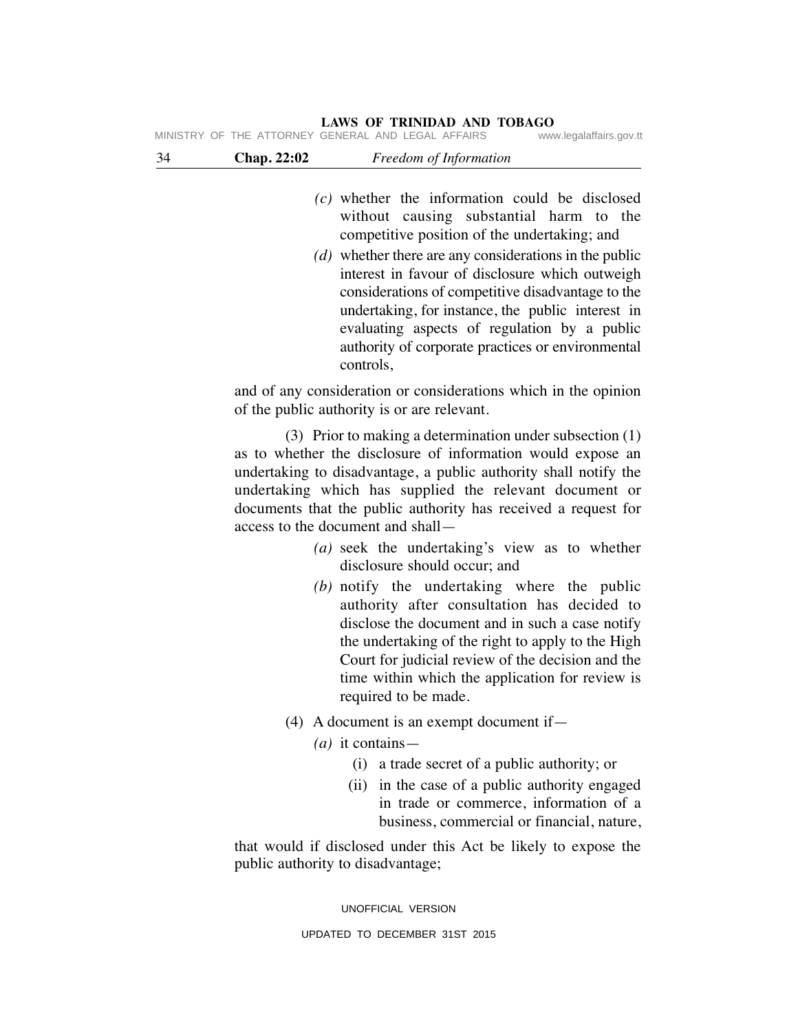*(c)* whether the information could be disclosed without causing substantial harm to the competitive position of the undertaking; and

*(d)* whether there are any considerations in the public interest in favour of disclosure which outweigh considerations of competitive disadvantage to the undertaking, for instance, the public interest in evaluating aspects of regulation by a public authority of corporate practices or environmental controls,

and of any consideration or considerations which in the opinion of the public authority is or are relevant.

(3) Prior to making a determination under subsection (1) as to whether the disclosure of information would expose an undertaking to disadvantage, a public authority shall notify the undertaking which has supplied the relevant document or documents that the public authority has received a request for access to the document and shall—

*(a)* seek the undertaking's view as to whether disclosure should occur; and

*(b)* notify the undertaking where the public authority after consultation has decided to disclose the document and in such a case notify the undertaking of the right to apply to the High Court for judicial review of the decision and the time within which the application for review is required to be made.

(4) A document is an exempt document if—

*(a)* it contains—

(i) a trade secret of a public authority; or

(ii) in the case of a public authority engaged in trade or commerce, information of a business, commercial or financial, nature,

that would if disclosed under this Act be likely to expose the public authority to disadvantage;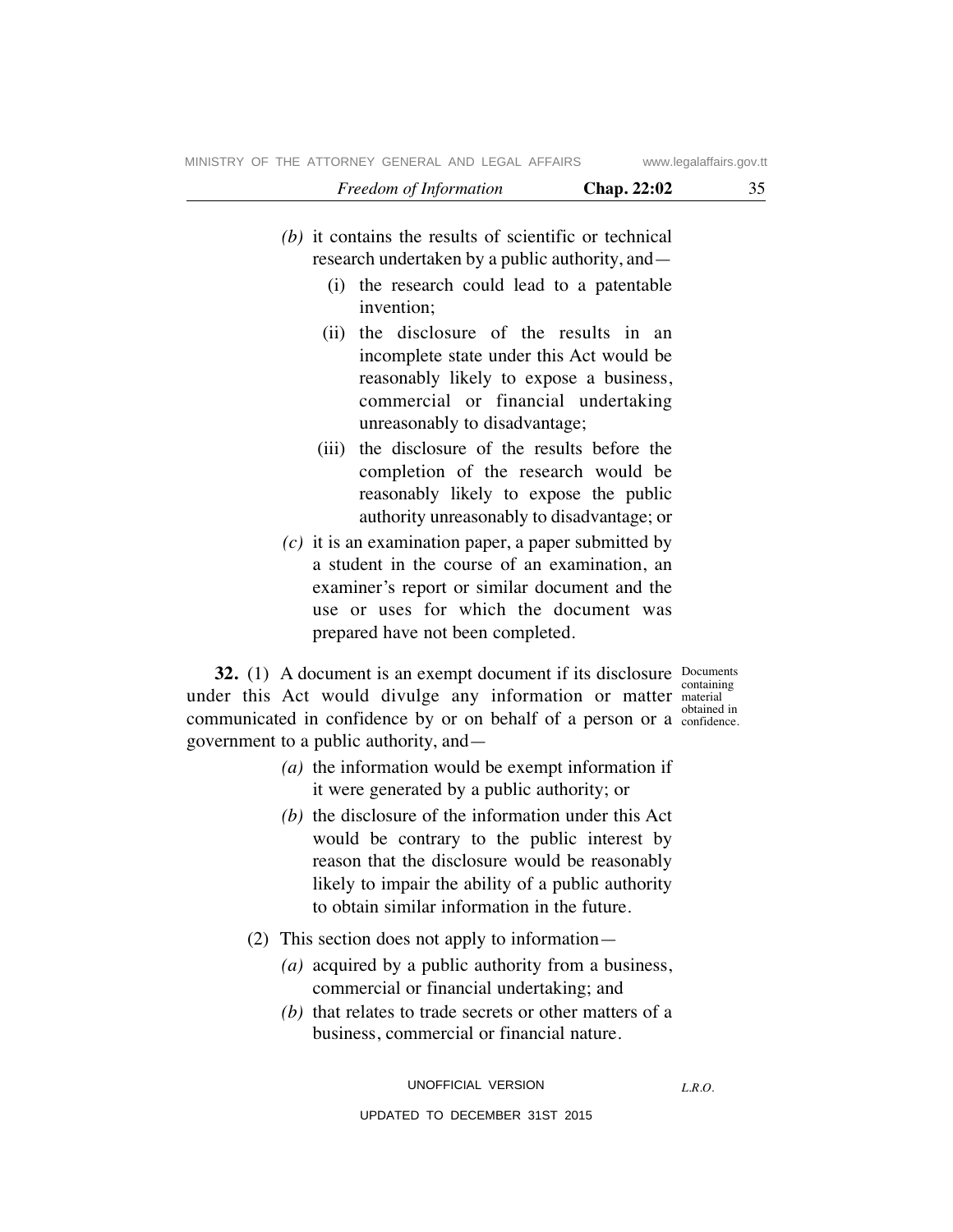*(b)* it contains the results of scientific or technical research undertaken by a public authority, and—

(i) the research could lead to a patentable invention;

(ii) the disclosure of the results in an incomplete state under this Act would be reasonably likely to expose a business, commercial or financial undertaking unreasonably to disadvantage;

(iii) the disclosure of the results before the completion of the research would be reasonably likely to expose the public authority unreasonably to disadvantage; or

*(c)* it is an examination paper, a paper submitted by a student in the course of an examination, an examiner's report or similar document and the use or uses for which the document was prepared have not been completed.

Documents containing material obtained in confidence.

**32.** (1) A document is an exempt document if its disclosure under this Act would divulge any information or matter communicated in confidence by or on behalf of a person or a government to a public authority, and—

*(a)* the information would be exempt information if it were generated by a public authority; or

*(b)* the disclosure of the information under this Act would be contrary to the public interest by reason that the disclosure would be reasonably likely to impair the ability of a public authority to obtain similar information in the future.

(2) This section does not apply to information—

*(a)* acquired by a public authority from a business, commercial or financial undertaking; and

*(b)* that relates to trade secrets or other matters of a business, commercial or financial nature.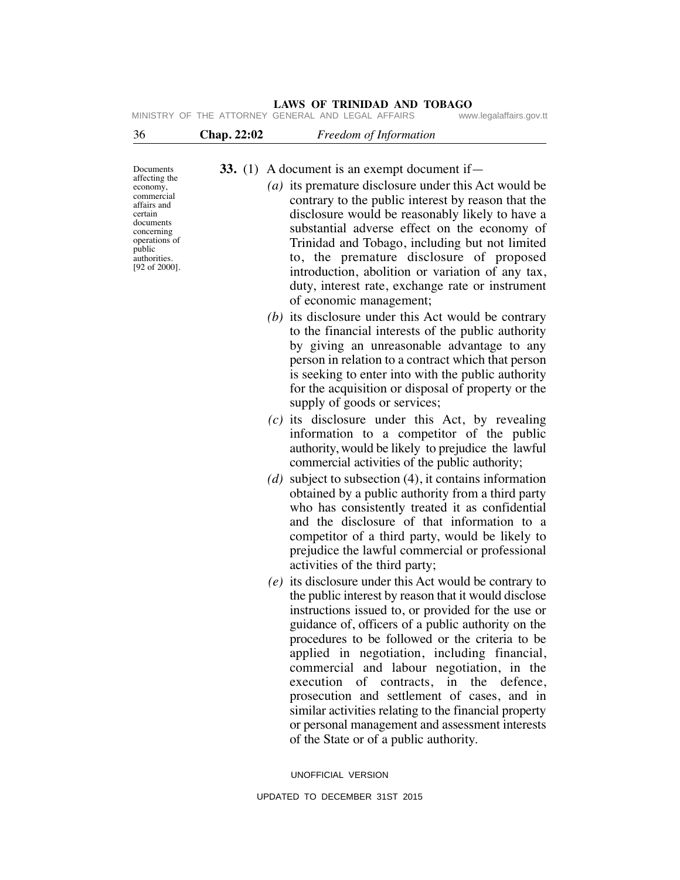Documents affecting the economy, commercial affairs and certain documents concerning operations of public authorities. [92 of 2000].

**33.** (1) A document is an exempt document if—

*(a)* its premature disclosure under this Act would be contrary to the public interest by reason that the disclosure would be reasonably likely to have a substantial adverse effect on the economy of Trinidad and Tobago, including but not limited to, the premature disclosure of proposed introduction, abolition or variation of any tax, duty, interest rate, exchange rate or instrument of economic management;

*(b)* its disclosure under this Act would be contrary to the financial interests of the public authority by giving an unreasonable advantage to any person in relation to a contract which that person is seeking to enter into with the public authority for the acquisition or disposal of property or the supply of goods or services;

*(c)* its disclosure under this Act, by revealing information to a competitor of the public authority, would be likely to prejudice the lawful commercial activities of the public authority;

*(d)* subject to subsection (4), it contains information obtained by a public authority from a third party who has consistently treated it as confidential and the disclosure of that information to a competitor of a third party, would be likely to prejudice the lawful commercial or professional activities of the third party;

*(e)* its disclosure under this Act would be contrary to the public interest by reason that it would disclose instructions issued to, or provided for the use or guidance of, officers of a public authority on the procedures to be followed or the criteria to be applied in negotiation, including financial, commercial and labour negotiation, in the execution of contracts, in the defence, prosecution and settlement of cases, and in similar activities relating to the financial property or personal management and assessment interests of the State or of a public authority.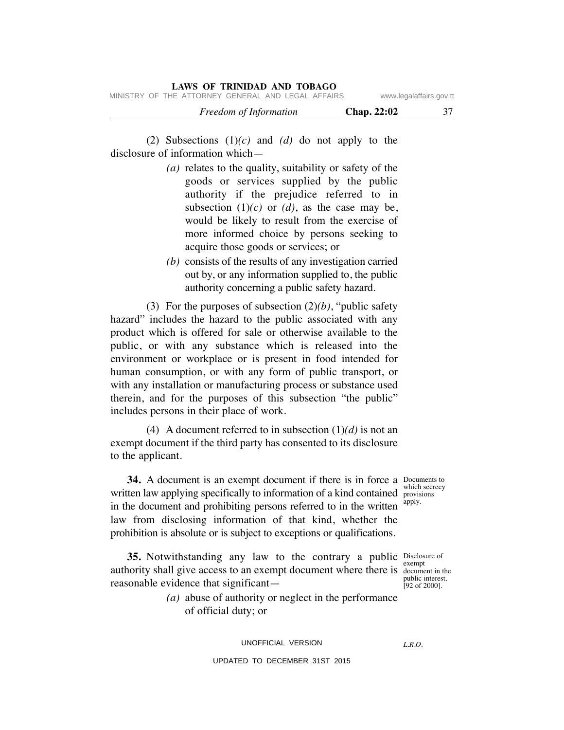(2) Subsections (1)*(c)* and *(d)* do not apply to the disclosure of information which—

*(a)* relates to the quality, suitability or safety of the goods or services supplied by the public authority if the prejudice referred to in subsection (1)*(c)* or *(d)*, as the case may be, would be likely to result from the exercise of more informed choice by persons seeking to acquire those goods or services; or

*(b)* consists of the results of any investigation carried out by, or any information supplied to, the public authority concerning a public safety hazard.

(3) For the purposes of subsection (2)*(b)*, "public safety hazard" includes the hazard to the public associated with any product which is offered for sale or otherwise available to the public, or with any substance which is released into the environment or workplace or is present in food intended for human consumption, or with any form of public transport, or with any installation or manufacturing process or substance used therein, and for the purposes of this subsection "the public" includes persons in their place of work.

(4) A document referred to in subsection (1)*(d)* is not an exempt document if the third party has consented to its disclosure to the applicant.

*Documents to which secrecy provisions apply.*

**34.** A document is an exempt document if there is in force a written law applying specifically to information of a kind contained in the document and prohibiting persons referred to in the written law from disclosing information of that kind, whether the prohibition is absolute or is subject to exceptions or qualifications.

*Disclosure of exempt document in the public interest. [92 of 2000].*

**35.** Notwithstanding any law to the contrary a public authority shall give access to an exempt document where there is reasonable evidence that significant—

*(a)* abuse of authority or neglect in the performance of official duty; or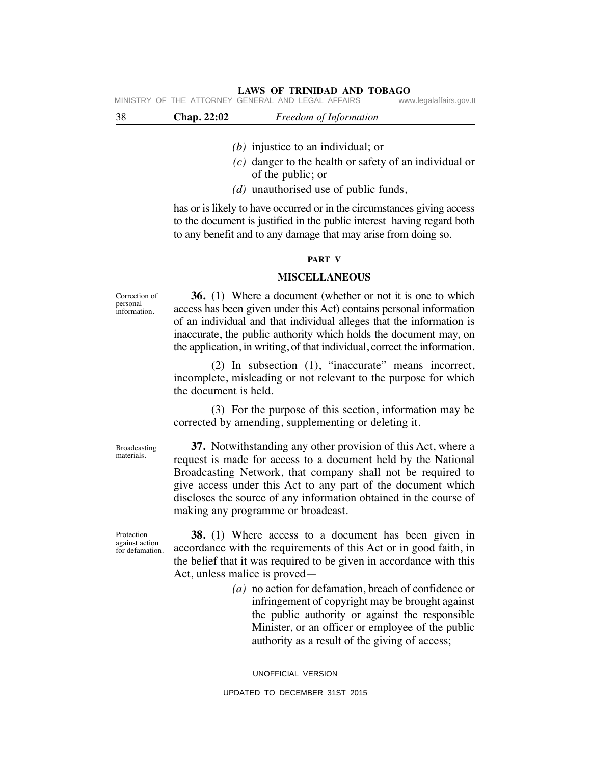*(b)* injustice to an individual; or

*(c)* danger to the health or safety of an individual or of the public; or

*(d)* unauthorised use of public funds,

has or is likely to have occurred or in the circumstances giving access to the document is justified in the public interest having regard both to any benefit and to any damage that may arise from doing so.

## PART V

## MISCELLANEOUS

Correction of personal information.

**36.** (1) Where a document (whether or not it is one to which access has been given under this Act) contains personal information of an individual and that individual alleges that the information is inaccurate, the public authority which holds the document may, on the application, in writing, of that individual, correct the information.

(2) In subsection (1), "inaccurate" means incorrect, incomplete, misleading or not relevant to the purpose for which the document is held.

(3) For the purpose of this section, information may be corrected by amending, supplementing or deleting it.

Broadcasting materials.

**37.** Notwithstanding any other provision of this Act, where a request is made for access to a document held by the National Broadcasting Network, that company shall not be required to give access under this Act to any part of the document which discloses the source of any information obtained in the course of making any programme or broadcast.

Protection against action for defamation.

**38.** (1) Where access to a document has been given in accordance with the requirements of this Act or in good faith, in the belief that it was required to be given in accordance with this Act, unless malice is proved—

*(a)* no action for defamation, breach of confidence or infringement of copyright may be brought against the public authority or against the responsible Minister, or an officer or employee of the public authority as a result of the giving of access;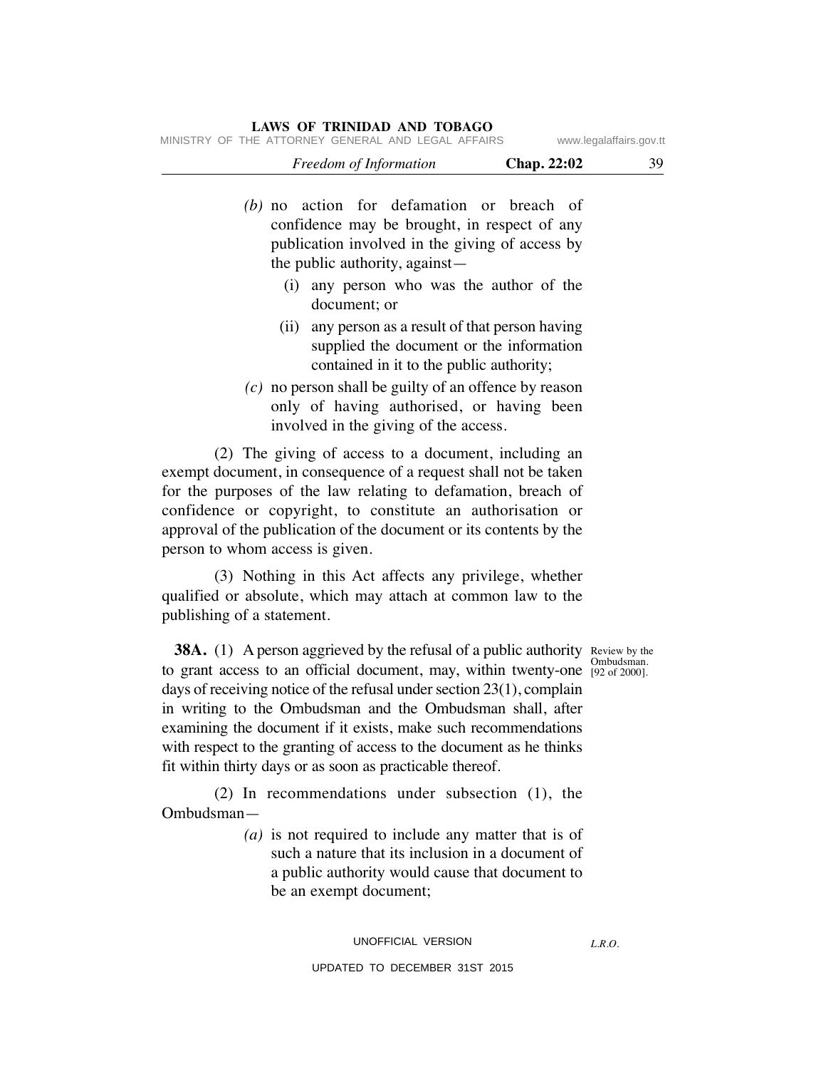(b) no action for defamation or breach of confidence may be brought, in respect of any publication involved in the giving of access by the public authority, against—

  (i) any person who was the author of the document; or

  (ii) any person as a result of that person having supplied the document or the information contained in it to the public authority;

(c) no person shall be guilty of an offence by reason only of having authorised, or having been involved in the giving of the access.

(2) The giving of access to a document, including an exempt document, in consequence of a request shall not be taken for the purposes of the law relating to defamation, breach of confidence or copyright, to constitute an authorisation or approval of the publication of the document or its contents by the person to whom access is given.

(3) Nothing in this Act affects any privilege, whether qualified or absolute, which may attach at common law to the publishing of a statement.

Review by the Ombudsman. [92 of 2000].

**38A.** (1) A person aggrieved by the refusal of a public authority to grant access to an official document, may, within twenty-one days of receiving notice of the refusal under section 23(1), complain in writing to the Ombudsman and the Ombudsman shall, after examining the document if it exists, make such recommendations with respect to the granting of access to the document as he thinks fit within thirty days or as soon as practicable thereof.

(2) In recommendations under subsection (1), the Ombudsman—

(a) is not required to include any matter that is of such a nature that its inclusion in a document of a public authority would cause that document to be an exempt document;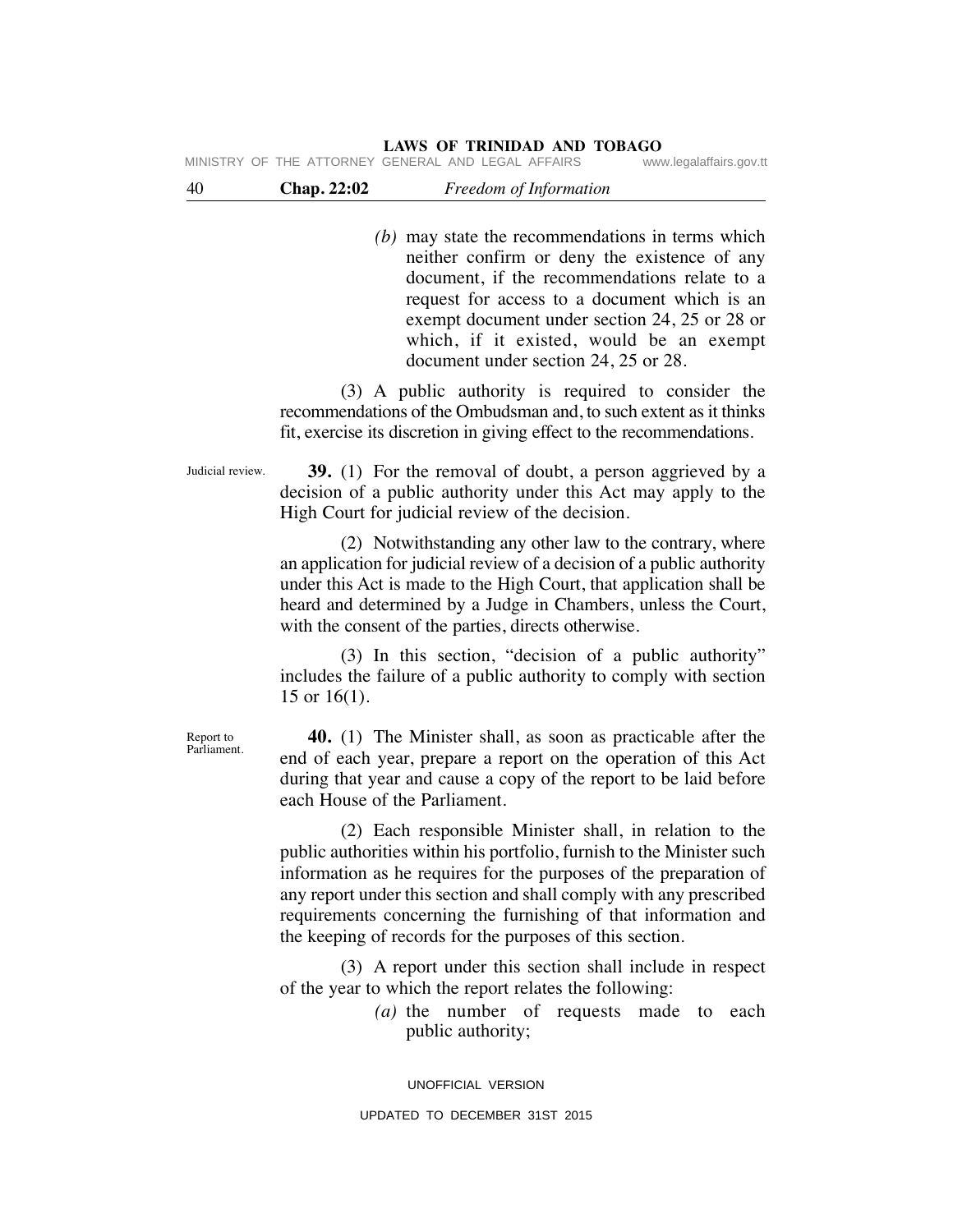*(b)* may state the recommendations in terms which neither confirm or deny the existence of any document, if the recommendations relate to a request for access to a document which is an exempt document under section 24, 25 or 28 or which, if it existed, would be an exempt document under section 24, 25 or 28.

(3) A public authority is required to consider the recommendations of the Ombudsman and, to such extent as it thinks fit, exercise its discretion in giving effect to the recommendations.

Judicial review.

**39.** (1) For the removal of doubt, a person aggrieved by a decision of a public authority under this Act may apply to the High Court for judicial review of the decision.

(2) Notwithstanding any other law to the contrary, where an application for judicial review of a decision of a public authority under this Act is made to the High Court, that application shall be heard and determined by a Judge in Chambers, unless the Court, with the consent of the parties, directs otherwise.

(3) In this section, "decision of a public authority" includes the failure of a public authority to comply with section 15 or 16(1).

Report to Parliament.

**40.** (1) The Minister shall, as soon as practicable after the end of each year, prepare a report on the operation of this Act during that year and cause a copy of the report to be laid before each House of the Parliament.

(2) Each responsible Minister shall, in relation to the public authorities within his portfolio, furnish to the Minister such information as he requires for the purposes of the preparation of any report under this section and shall comply with any prescribed requirements concerning the furnishing of that information and the keeping of records for the purposes of this section.

(3) A report under this section shall include in respect of the year to which the report relates the following:

*(a)* the number of requests made to each public authority;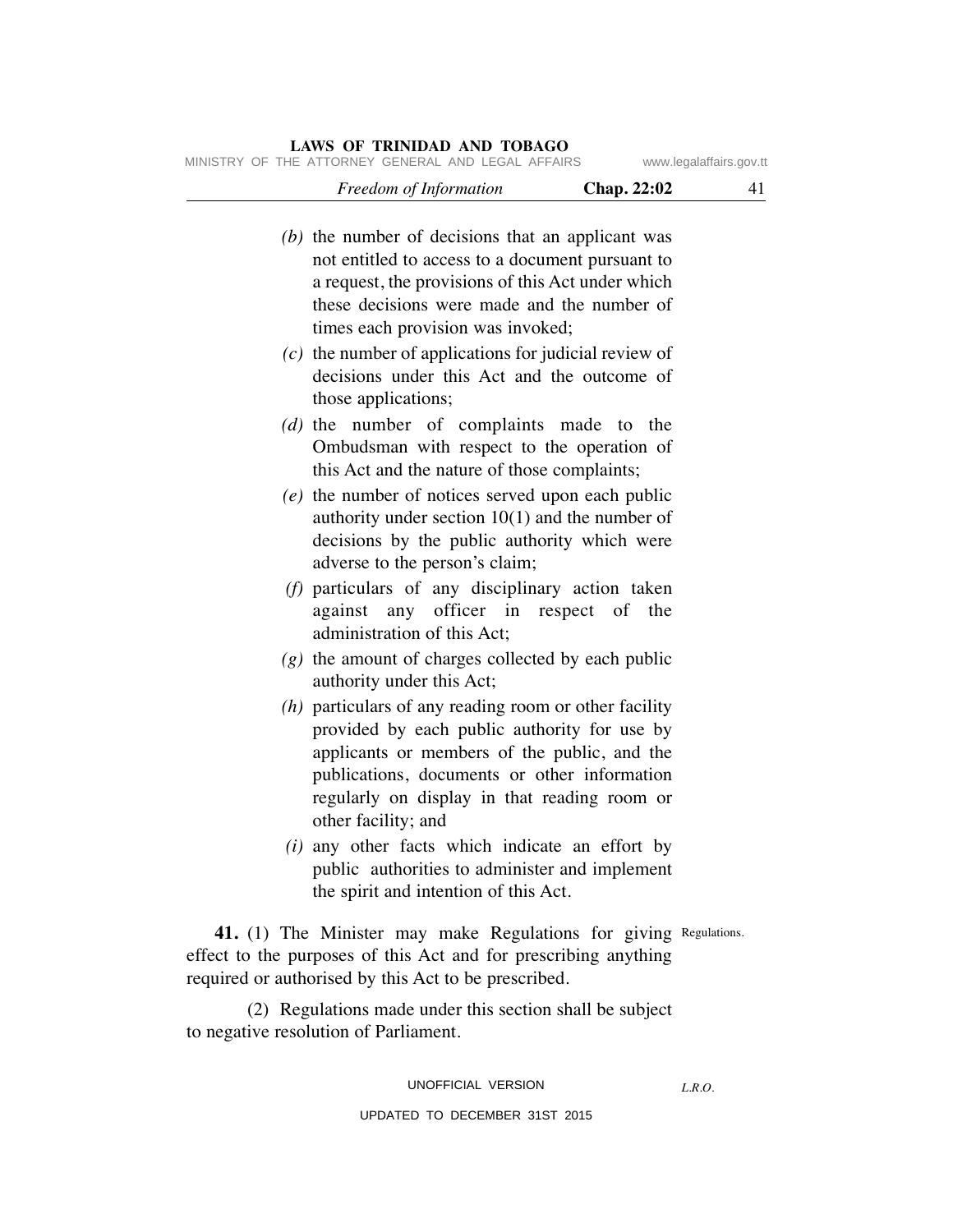*(b)* the number of decisions that an applicant was not entitled to access to a document pursuant to a request, the provisions of this Act under which these decisions were made and the number of times each provision was invoked;

*(c)* the number of applications for judicial review of decisions under this Act and the outcome of those applications;

*(d)* the number of complaints made to the Ombudsman with respect to the operation of this Act and the nature of those complaints;

*(e)* the number of notices served upon each public authority under section 10(1) and the number of decisions by the public authority which were adverse to the person's claim;

*(f)* particulars of any disciplinary action taken against any officer in respect of the administration of this Act;

*(g)* the amount of charges collected by each public authority under this Act;

*(h)* particulars of any reading room or other facility provided by each public authority for use by applicants or members of the public, and the publications, documents or other information regularly on display in that reading room or other facility; and

*(i)* any other facts which indicate an effort by public authorities to administer and implement the spirit and intention of this Act.

Regulations.

**41.** (1) The Minister may make Regulations for giving effect to the purposes of this Act and for prescribing anything required or authorised by this Act to be prescribed.

(2) Regulations made under this section shall be subject to negative resolution of Parliament.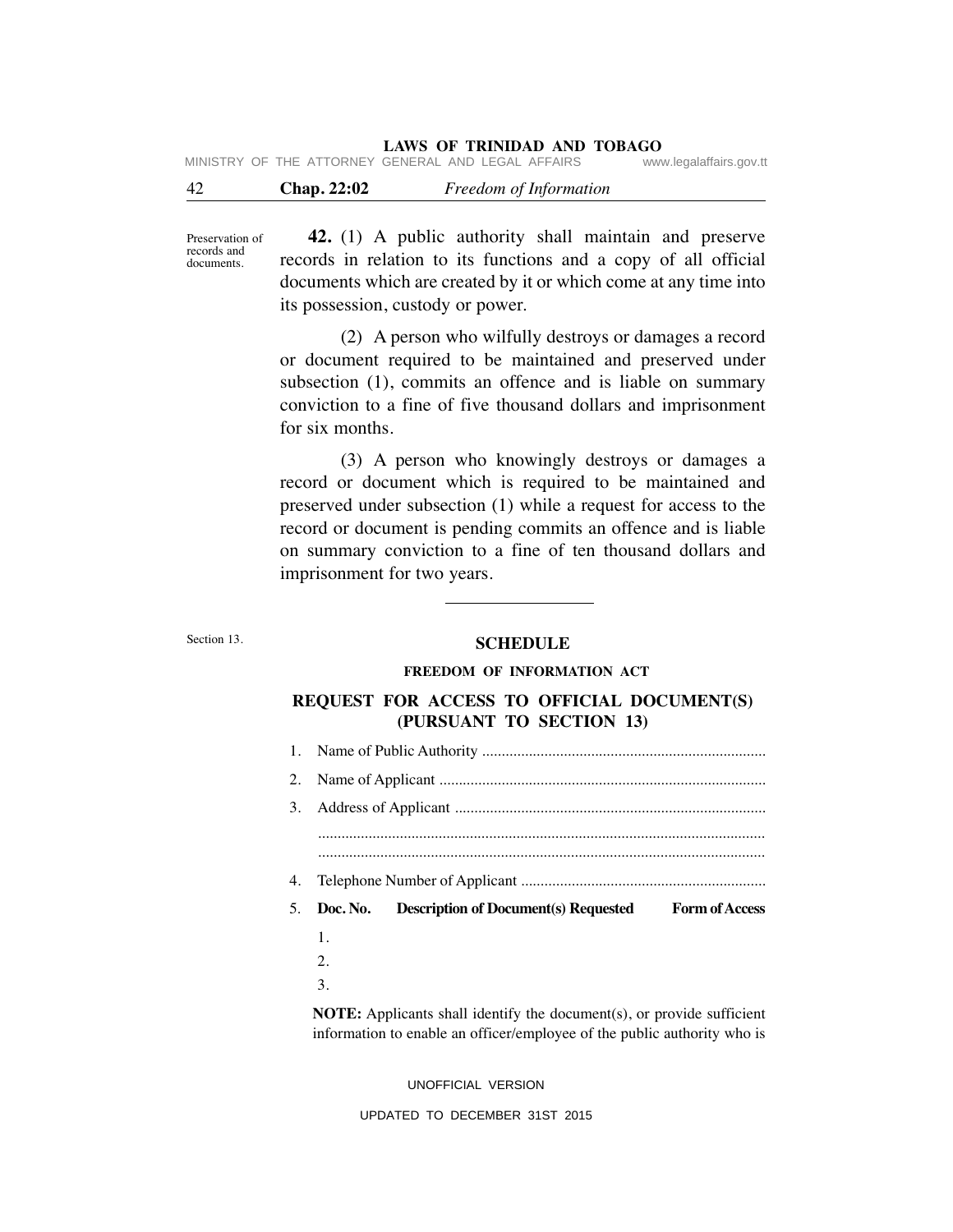Preservation of records and documents.

**42.** (1) A public authority shall maintain and preserve records in relation to its functions and a copy of all official documents which are created by it or which come at any time into its possession, custody or power.

(2) A person who wilfully destroys or damages a record or document required to be maintained and preserved under subsection (1), commits an offence and is liable on summary conviction to a fine of five thousand dollars and imprisonment for six months.

(3) A person who knowingly destroys or damages a record or document which is required to be maintained and preserved under subsection (1) while a request for access to the record or document is pending commits an offence and is liable on summary conviction to a fine of ten thousand dollars and imprisonment for two years.

---

Section 13.

## SCHEDULE

### FREEDOM OF INFORMATION ACT

### REQUEST FOR ACCESS TO OFFICIAL DOCUMENT(S) (PURSUANT TO SECTION 13)

1. Name of Public Authority .........................................................................
2. Name of Applicant ...................................................................................
3. Address of Applicant ...............................................................................
   ..................................................................................................................
   ..................................................................................................................
4. Telephone Number of Applicant ..............................................................
5. **Doc. No.** **Description of Document(s) Requested** **Form of Access**
   1.
   2.
   3.

**NOTE:** Applicants shall identify the document(s), or provide sufficient information to enable an officer/employee of the public authority who is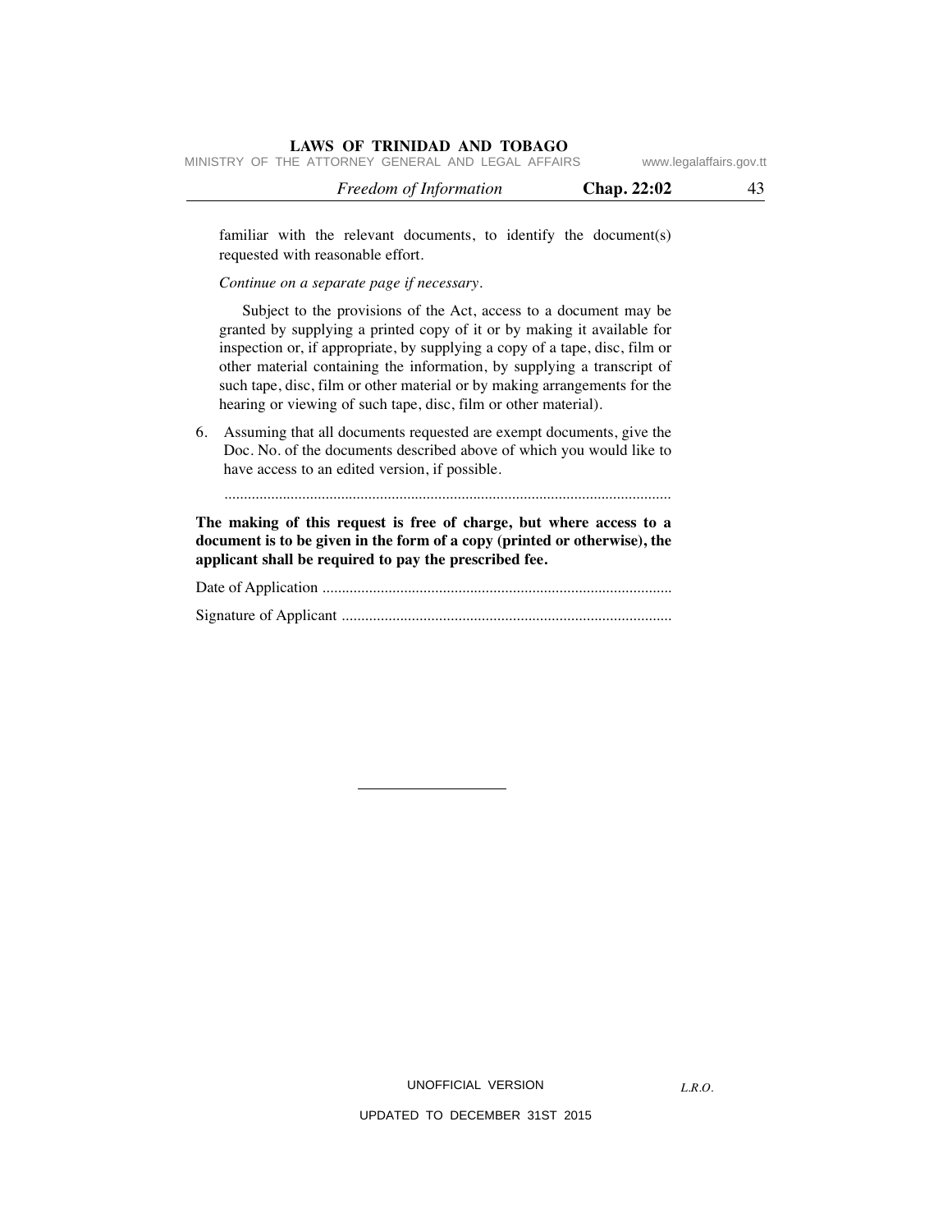familiar with the relevant documents, to identify the document(s) requested with reasonable effort.

*Continue on a separate page if necessary.*

Subject to the provisions of the Act, access to a document may be granted by supplying a printed copy of it or by making it available for inspection or, if appropriate, by supplying a copy of a tape, disc, film or other material containing the information, by supplying a transcript of such tape, disc, film or other material or by making arrangements for the hearing or viewing of such tape, disc, film or other material).

6. Assuming that all documents requested are exempt documents, give the Doc. No. of the documents described above of which you would like to have access to an edited version, if possible.

   ..................................................................................................................

**The making of this request is free of charge, but where access to a document is to be given in the form of a copy (printed or otherwise), the applicant shall be required to pay the prescribed fee.**

Date of Application .........................................................................................

Signature of Applicant ....................................................................................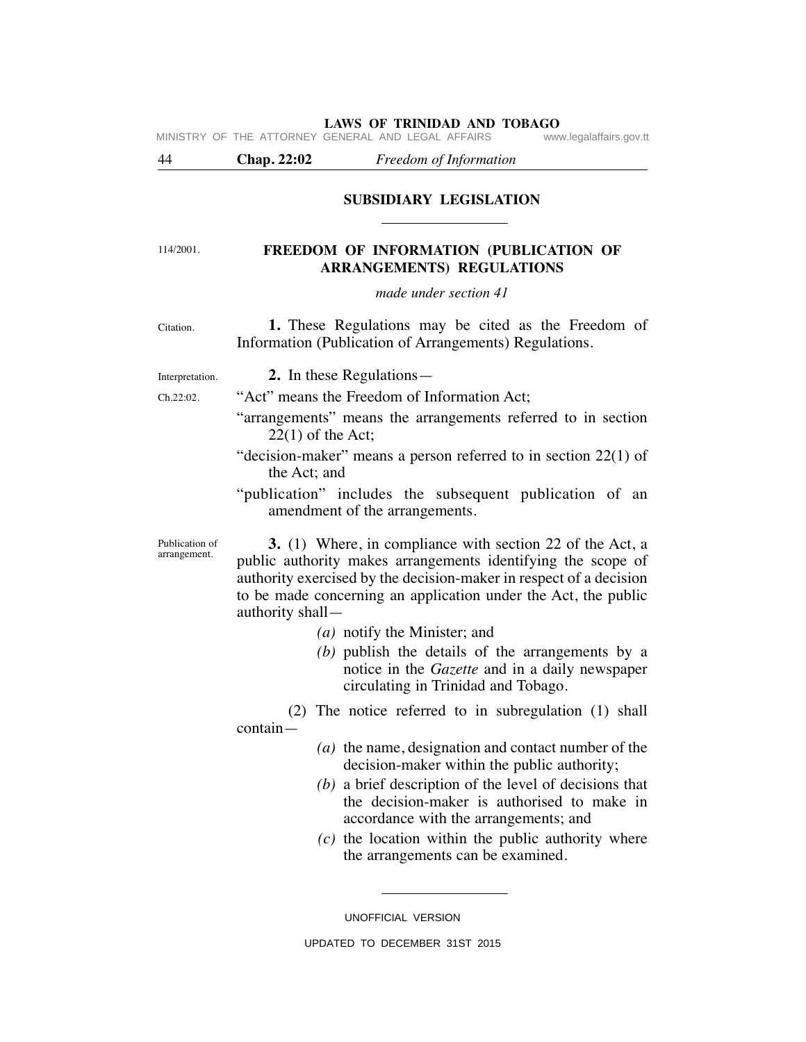## SUBSIDIARY LEGISLATION

114/2001.

### FREEDOM OF INFORMATION (PUBLICATION OF ARRANGEMENTS) REGULATIONS

*made under section 41*

Citation.

**1.** These Regulations may be cited as the Freedom of Information (Publication of Arrangements) Regulations.

Interpretation.

**2.** In these Regulations—

Ch.22:02.

"Act" means the Freedom of Information Act;

"arrangements" means the arrangements referred to in section 22(1) of the Act;

"decision-maker" means a person referred to in section 22(1) of the Act; and

"publication" includes the subsequent publication of an amendment of the arrangements.

Publication of arrangement.

**3.** (1) Where, in compliance with section 22 of the Act, a public authority makes arrangements identifying the scope of authority exercised by the decision-maker in respect of a decision to be made concerning an application under the Act, the public authority shall—

*(a)* notify the Minister; and

*(b)* publish the details of the arrangements by a notice in the *Gazette* and in a daily newspaper circulating in Trinidad and Tobago.

(2) The notice referred to in subregulation (1) shall contain—

*(a)* the name, designation and contact number of the decision-maker within the public authority;

*(b)* a brief description of the level of decisions that the decision-maker is authorised to make in accordance with the arrangements; and

*(c)* the location within the public authority where the arrangements can be examined.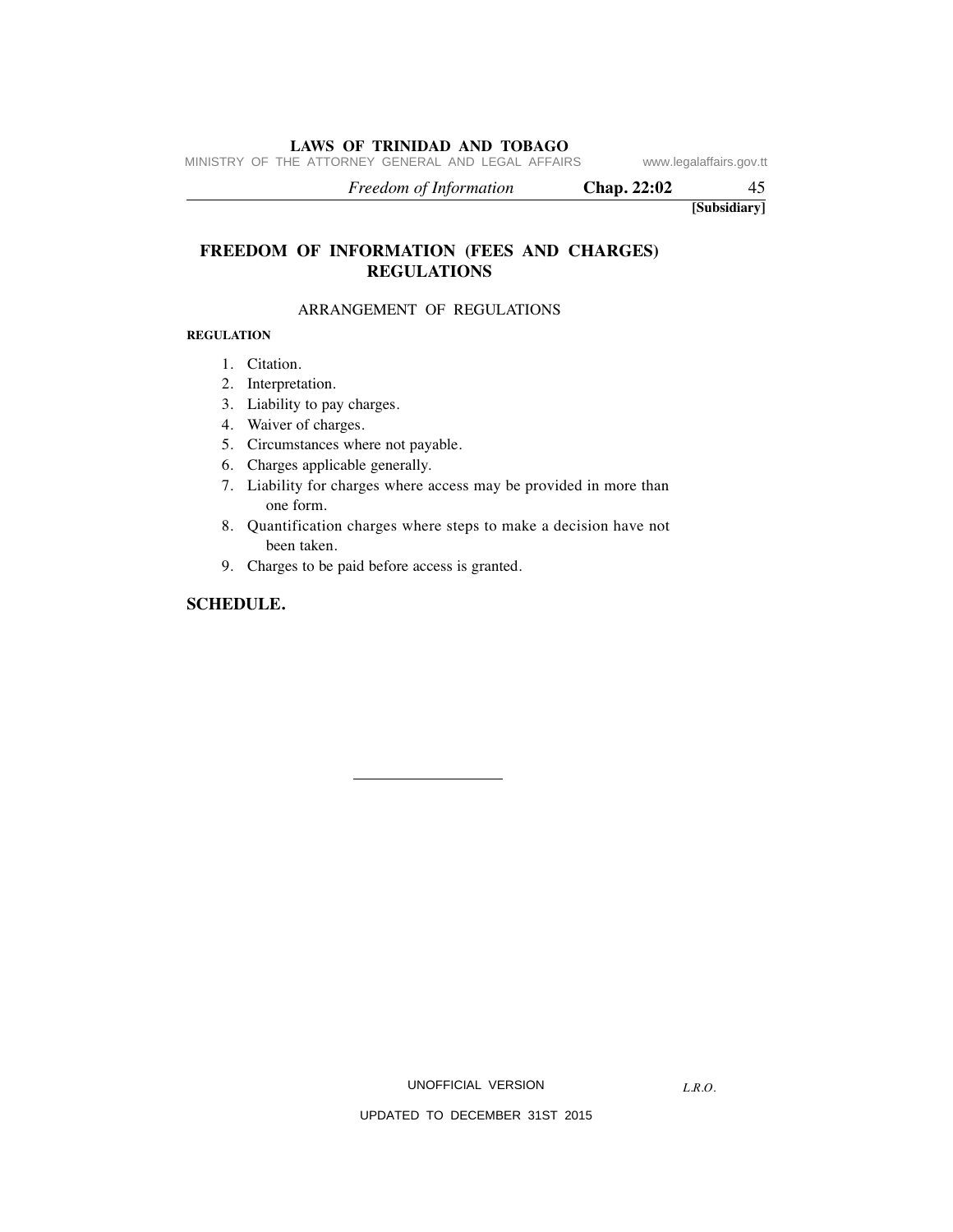**[Subsidiary]**

# FREEDOM OF INFORMATION (FEES AND CHARGES) REGULATIONS

ARRANGEMENT OF REGULATIONS

**REGULATION**

1. Citation.
2. Interpretation.
3. Liability to pay charges.
4. Waiver of charges.
5. Circumstances where not payable.
6. Charges applicable generally.
7. Liability for charges where access may be provided in more than one form.
8. Quantification charges where steps to make a decision have not been taken.
9. Charges to be paid before access is granted.

**SCHEDULE.**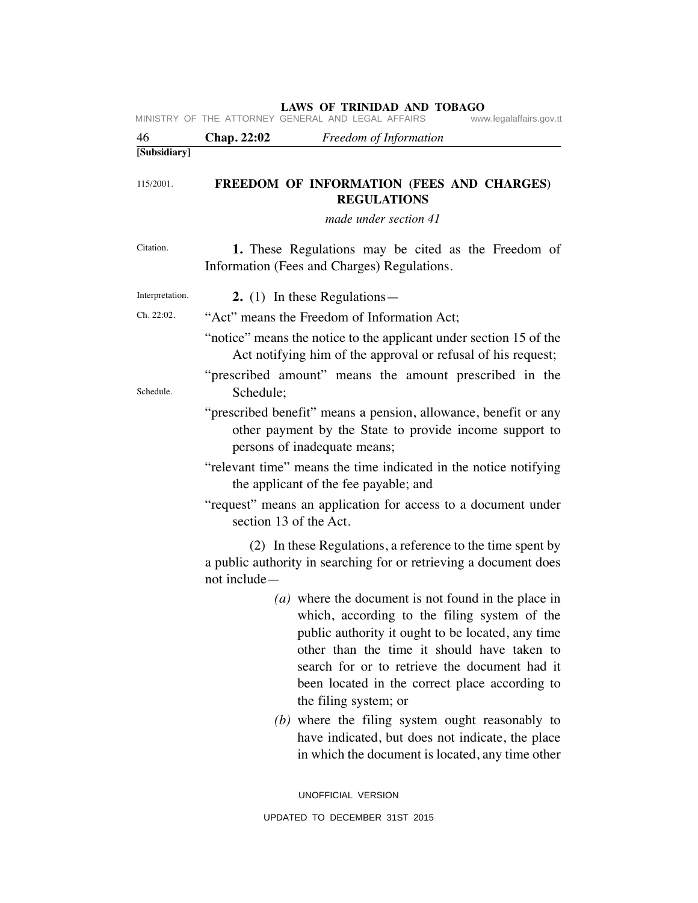**[Subsidiary]**

115/2001.

# FREEDOM OF INFORMATION (FEES AND CHARGES) REGULATIONS

*made under section 41*

Citation.

**1.** These Regulations may be cited as the Freedom of Information (Fees and Charges) Regulations.

Interpretation.

**2.** (1) In these Regulations—

Ch. 22:02.

"Act" means the Freedom of Information Act;

"notice" means the notice to the applicant under section 15 of the Act notifying him of the approval or refusal of his request;

Schedule.

"prescribed amount" means the amount prescribed in the Schedule;

"prescribed benefit" means a pension, allowance, benefit or any other payment by the State to provide income support to persons of inadequate means;

"relevant time" means the time indicated in the notice notifying the applicant of the fee payable; and

"request" means an application for access to a document under section 13 of the Act.

(2) In these Regulations, a reference to the time spent by a public authority in searching for or retrieving a document does not include—

*(a)* where the document is not found in the place in which, according to the filing system of the public authority it ought to be located, any time other than the time it should have taken to search for or to retrieve the document had it been located in the correct place according to the filing system; or

*(b)* where the filing system ought reasonably to have indicated, but does not indicate, the place in which the document is located, any time other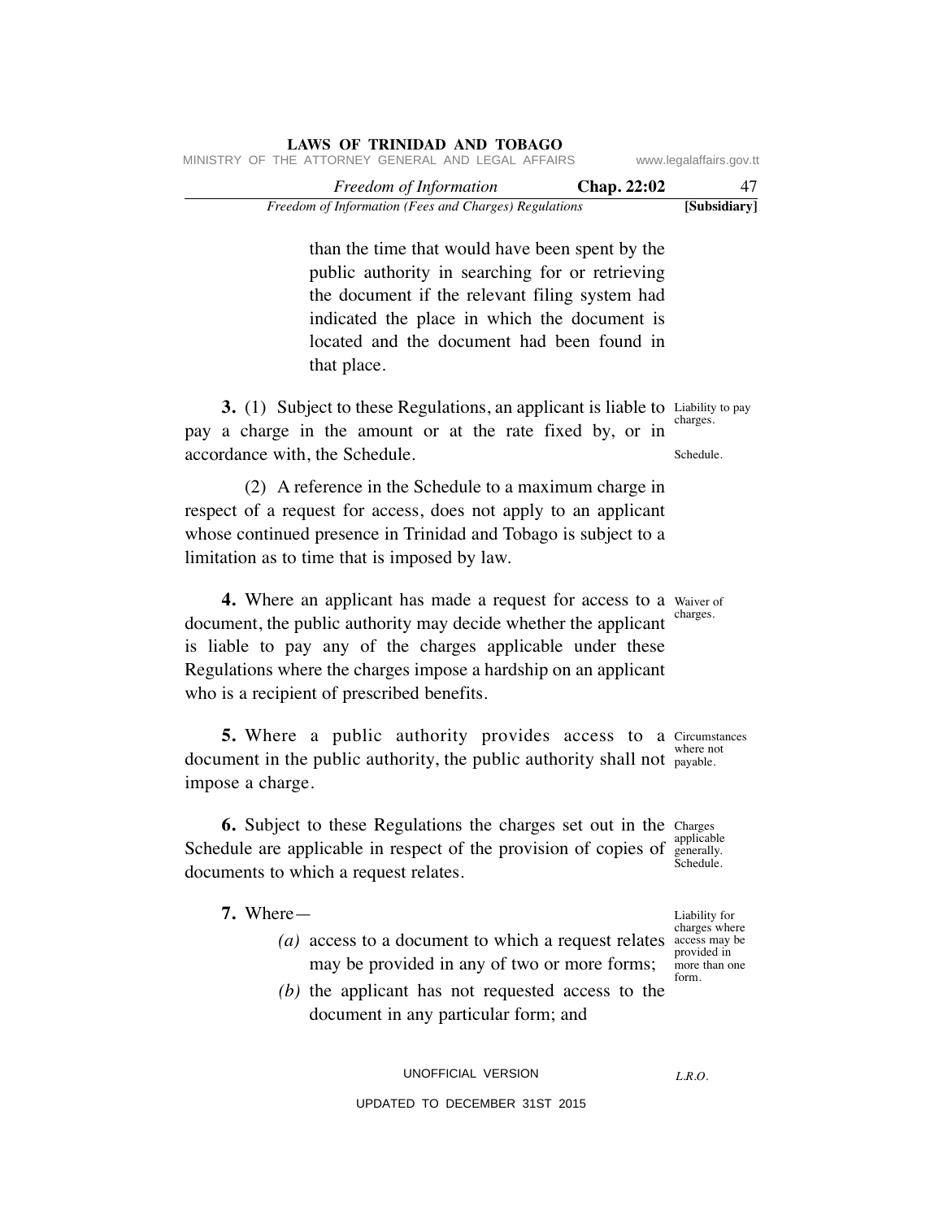than the time that would have been spent by the public authority in searching for or retrieving the document if the relevant filing system had indicated the place in which the document is located and the document had been found in that place.

**3.** (1) Subject to these Regulations, an applicant is liable to pay a charge in the amount or at the rate fixed by, or in accordance with, the Schedule.

Liability to pay charges.

Schedule.

(2) A reference in the Schedule to a maximum charge in respect of a request for access, does not apply to an applicant whose continued presence in Trinidad and Tobago is subject to a limitation as to time that is imposed by law.

**4.** Where an applicant has made a request for access to a document, the public authority may decide whether the applicant is liable to pay any of the charges applicable under these Regulations where the charges impose a hardship on an applicant who is a recipient of prescribed benefits.

Waiver of charges.

**5.** Where a public authority provides access to a document in the public authority, the public authority shall not impose a charge.

Circumstances where not payable.

**6.** Subject to these Regulations the charges set out in the Schedule are applicable in respect of the provision of copies of documents to which a request relates.

Charges applicable generally. Schedule.

**7.** Where—

Liability for charges where access may be provided in more than one form.

*(a)* access to a document to which a request relates may be provided in any of two or more forms;

*(b)* the applicant has not requested access to the document in any particular form; and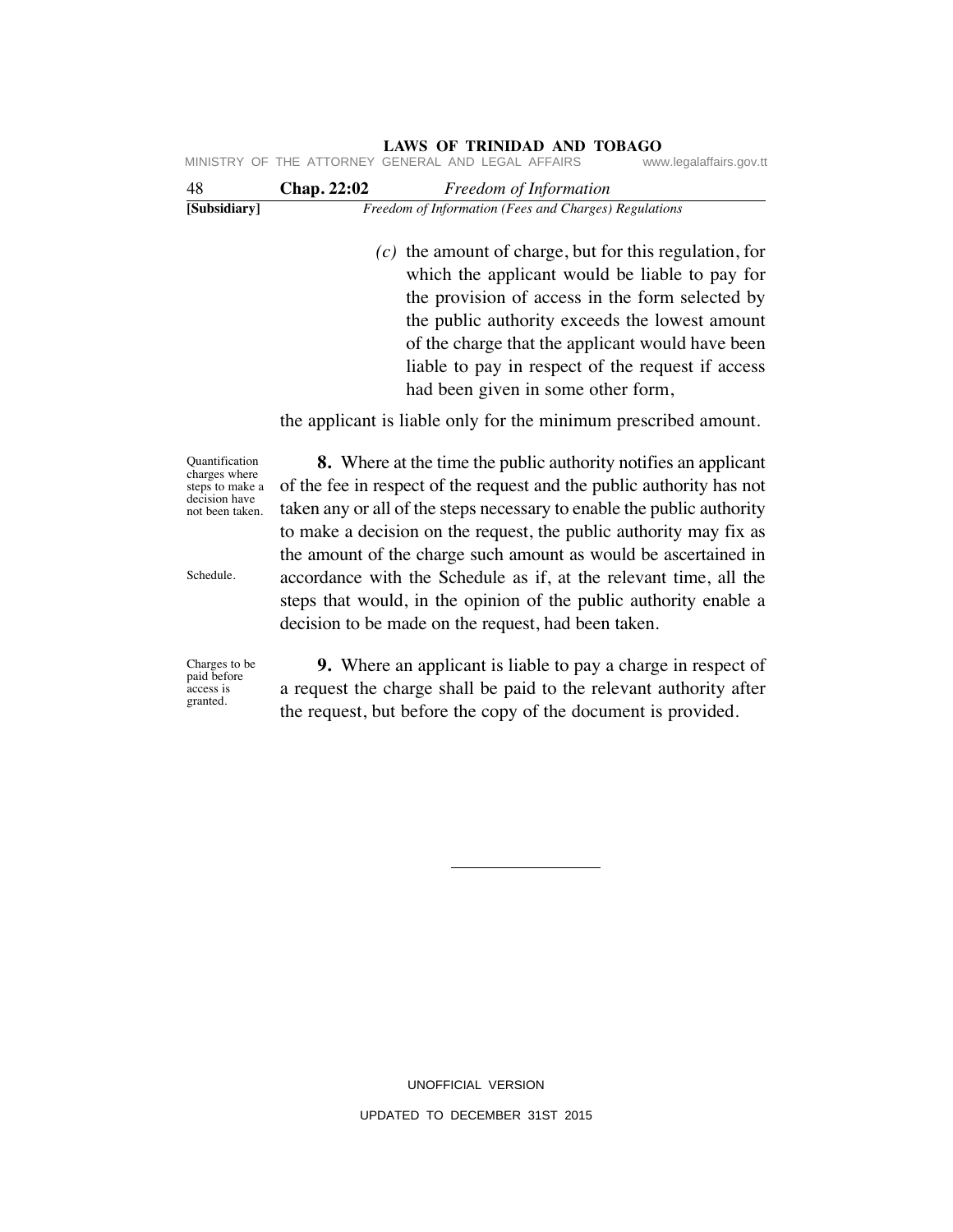(c) the amount of charge, but for this regulation, for which the applicant would be liable to pay for the provision of access in the form selected by the public authority exceeds the lowest amount of the charge that the applicant would have been liable to pay in respect of the request if access had been given in some other form,

the applicant is liable only for the minimum prescribed amount.

Quantification charges where steps to make a decision have not been taken.

**8.** Where at the time the public authority notifies an applicant of the fee in respect of the request and the public authority has not taken any or all of the steps necessary to enable the public authority to make a decision on the request, the public authority may fix as the amount of the charge such amount as would be ascertained in accordance with the Schedule as if, at the relevant time, all the steps that would, in the opinion of the public authority enable a decision to be made on the request, had been taken.

Schedule.

Charges to be paid before access is granted.

**9.** Where an applicant is liable to pay a charge in respect of a request the charge shall be paid to the relevant authority after the request, but before the copy of the document is provided.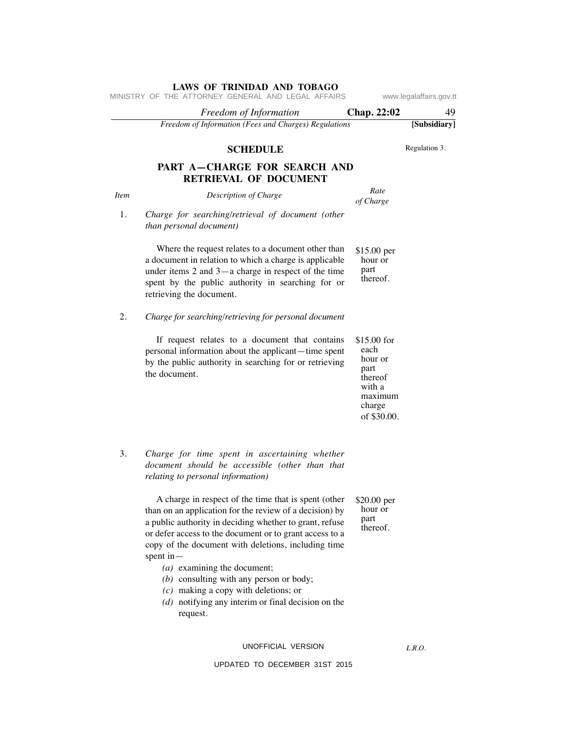## SCHEDULE

Regulation 3.

### PART A—CHARGE FOR SEARCH AND RETRIEVAL OF DOCUMENT

| *Item* | *Description of Charge* | *Rate of Charge* |
|---|---|---|
| 1. | *Charge for searching/retrieval of document (other than personal document)* | |
| | Where the request relates to a document other than a document in relation to which a charge is applicable under items 2 and 3—a charge in respect of the time spent by the public authority in searching for or retrieving the document. | $15.00 per hour or part thereof. |
| 2. | *Charge for searching/retrieving for personal document* | |
| | If request relates to a document that contains personal information about the applicant—time spent by the public authority in searching for or retrieving the document. | $15.00 for each hour or part thereof with a maximum charge of $30.00. |
| 3. | *Charge for time spent in ascertaining whether document should be accessible (other than that relating to personal information)* | |
| | A charge in respect of the time that is spent (other than on an application for the review of a decision) by a public authority in deciding whether to grant, refuse or defer access to the document or to grant access to a copy of the document with deletions, including time spent in—<br>*(a)* examining the document;<br>*(b)* consulting with any person or body;<br>*(c)* making a copy with deletions; or<br>*(d)* notifying any interim or final decision on the request. | $20.00 per hour or part thereof. |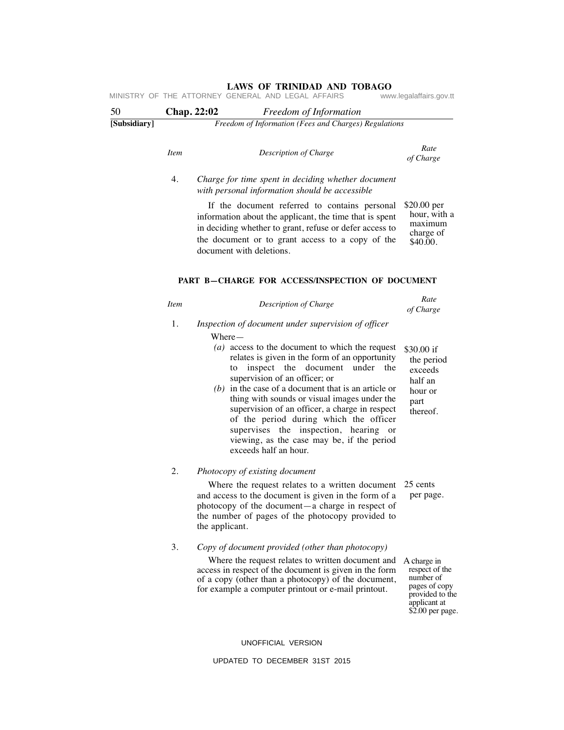| *Item* | *Description of Charge* | *Rate of Charge* |
|---|---|---|
| 4. | *Charge for time spent in deciding whether document with personal information should be accessible*<br><br>If the document referred to contains personal information about the applicant, the time that is spent in deciding whether to grant, refuse or defer access to the document or to grant access to a copy of the document with deletions. | $20.00 per hour, with a maximum charge of $40.00. |

**PART B—CHARGE FOR ACCESS/INSPECTION OF DOCUMENT**

| *Item* | *Description of Charge* | *Rate of Charge* |
|---|---|---|
| 1. | *Inspection of document under supervision of officer*<br><br>Where—<br>*(a)* access to the document to which the request relates is given in the form of an opportunity to inspect the document under the supervision of an officer; or<br>*(b)* in the case of a document that is an article or thing with sounds or visual images under the supervision of an officer, a charge in respect of the period during which the officer supervises the inspection, hearing or viewing, as the case may be, if the period exceeds half an hour. | $30.00 if the period exceeds half an hour or part thereof. |
| 2. | *Photocopy of existing document*<br><br>Where the request relates to a written document and access to the document is given in the form of a photocopy of the document—a charge in respect of the number of pages of the photocopy provided to the applicant. | 25 cents per page. |
| 3. | *Copy of document provided (other than photocopy)*<br><br>Where the request relates to written document and access in respect of the document is given in the form of a copy (other than a photocopy) of the document, for example a computer printout or e-mail printout. | A charge in respect of the number of pages of copy provided to the applicant at $2.00 per page. |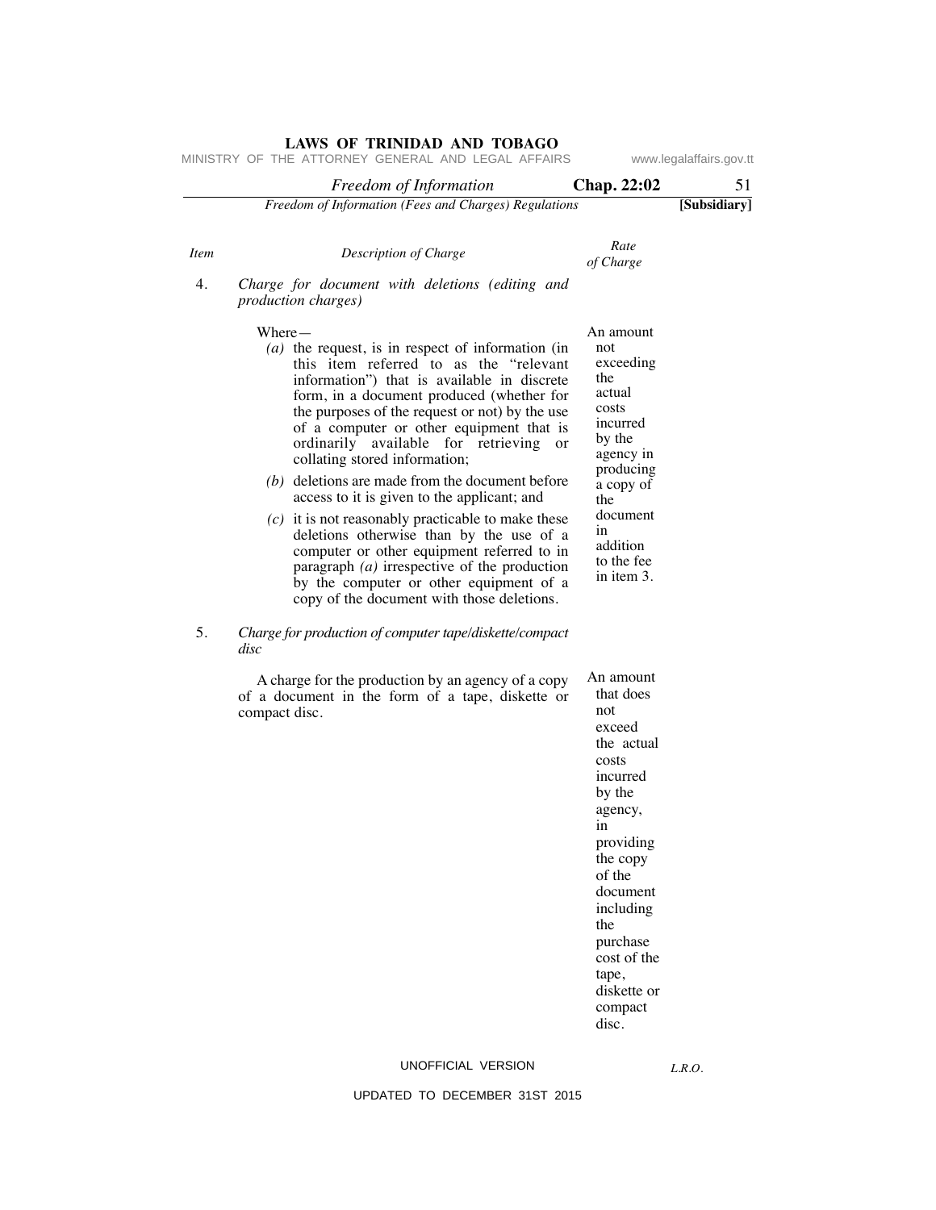| *Item* | *Description of Charge* | *Rate of Charge* |
|---|---|---|
| 4. | *Charge for document with deletions (editing and production charges)*<br><br>Where—<br>*(a)* the request, is in respect of information (in this item referred to as the "relevant information") that is available in discrete form, in a document produced (whether for the purposes of the request or not) by the use of a computer or other equipment that is ordinarily available for retrieving or collating stored information;<br>*(b)* deletions are made from the document before access to it is given to the applicant; and<br>*(c)* it is not reasonably practicable to make these deletions otherwise than by the use of a computer or other equipment referred to in paragraph *(a)* irrespective of the production by the computer or other equipment of a copy of the document with those deletions. | An amount not exceeding the actual costs incurred by the agency in producing a copy of the document in addition to the fee in item 3. |
| 5. | *Charge for production of computer tape/diskette/compact disc*<br><br>A charge for the production by an agency of a copy of a document in the form of a tape, diskette or compact disc. | An amount that does not exceed the actual costs incurred by the agency, in providing the copy of the document including the purchase cost of the tape, diskette or compact disc. |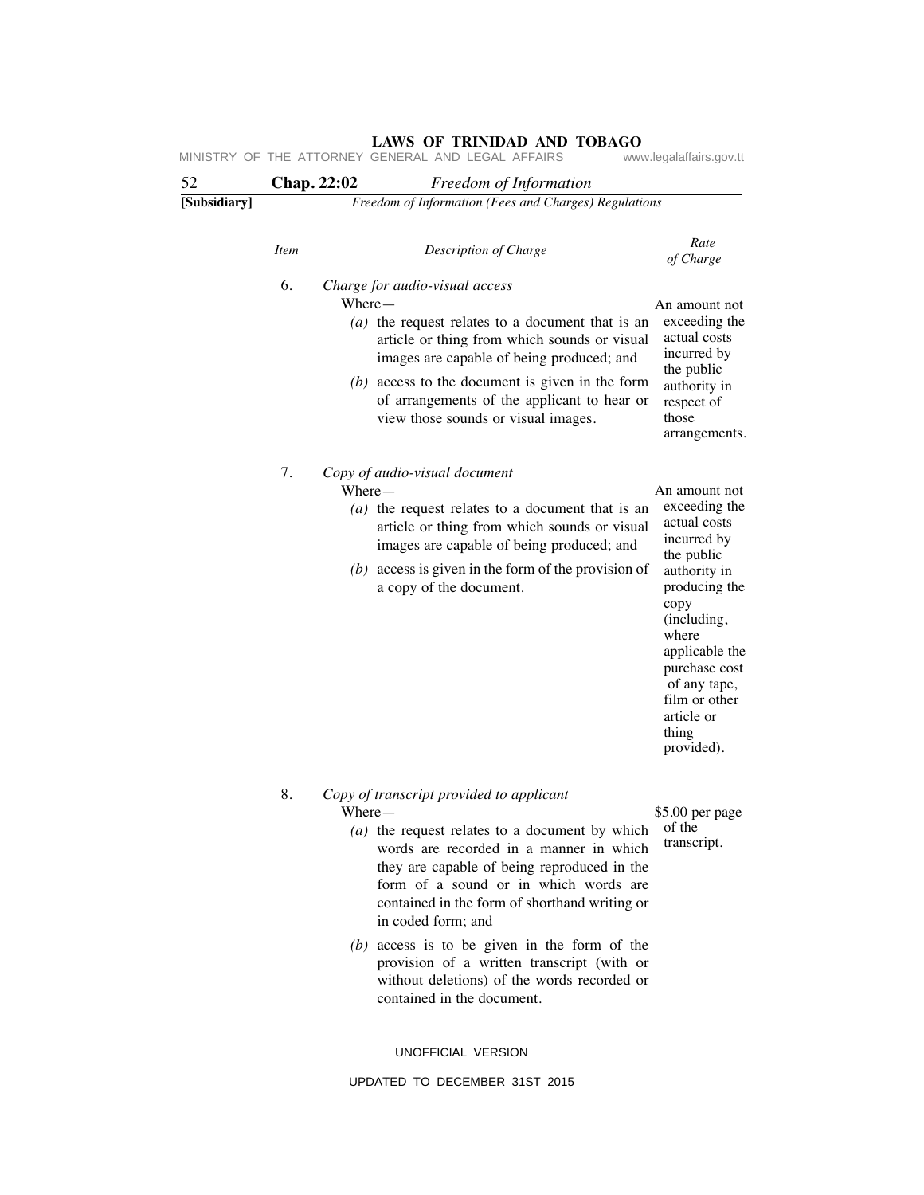| *Item* | *Description of Charge* | *Rate of Charge* |
|---|---|---|
| 6. | *Charge for audio-visual access*<br>Where—<br>*(a)* the request relates to a document that is an article or thing from which sounds or visual images are capable of being produced; and<br>*(b)* access to the document is given in the form of arrangements of the applicant to hear or view those sounds or visual images. | An amount not exceeding the actual costs incurred by the public authority in respect of those arrangements. |
| 7. | *Copy of audio-visual document*<br>Where—<br>*(a)* the request relates to a document that is an article or thing from which sounds or visual images are capable of being produced; and<br>*(b)* access is given in the form of the provision of a copy of the document. | An amount not exceeding the actual costs incurred by the public authority in producing the copy (including, where applicable the purchase cost of any tape, film or other article or thing provided). |
| 8. | *Copy of transcript provided to applicant*<br>Where—<br>*(a)* the request relates to a document by which words are recorded in a manner in which they are capable of being reproduced in the form of a sound or in which words are contained in the form of shorthand writing or in coded form; and<br>*(b)* access is to be given in the form of the provision of a written transcript (with or without deletions) of the words recorded or contained in the document. | $5.00 per page of the transcript. |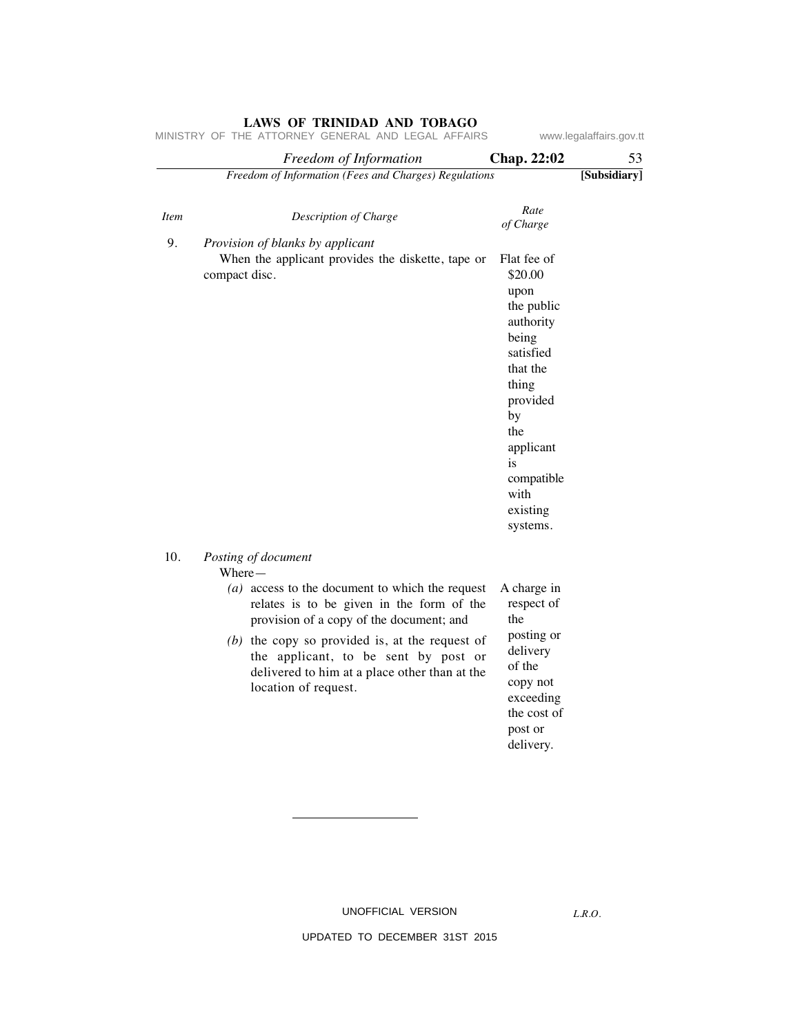| Item | Description of Charge | Rate of Charge |
|---|---|---|
| 9. | *Provision of blanks by applicant*<br>When the applicant provides the diskette, tape or compact disc. | Flat fee of $20.00 upon the public authority being satisfied that the thing provided by the applicant is compatible with existing systems. |
| 10. | *Posting of document*<br>Where—<br>*(a)* access to the document to which the request relates is to be given in the form of the provision of a copy of the document; and<br>*(b)* the copy so provided is, at the request of the applicant, to be sent by post or delivered to him at a place other than at the location of request. | A charge in respect of the posting or delivery of the copy not exceeding the cost of post or delivery. |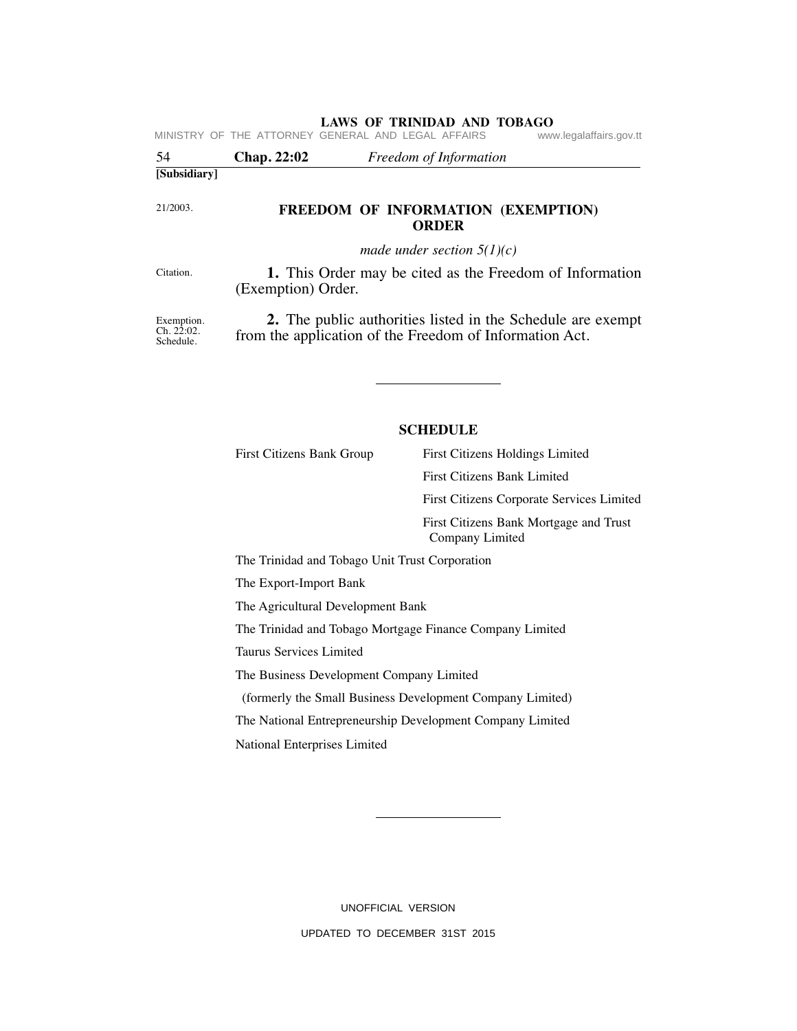[Subsidiary]

21/2003.

## FREEDOM OF INFORMATION (EXEMPTION) ORDER

*made under section 5(1)(c)*

Citation.

**1.** This Order may be cited as the Freedom of Information (Exemption) Order.

Exemption. Ch. 22:02. Schedule.

**2.** The public authorities listed in the Schedule are exempt from the application of the Freedom of Information Act.

---

### SCHEDULE

First Citizens Bank Group
- First Citizens Holdings Limited
- First Citizens Bank Limited
- First Citizens Corporate Services Limited
- First Citizens Bank Mortgage and Trust Company Limited

The Trinidad and Tobago Unit Trust Corporation

The Export-Import Bank

The Agricultural Development Bank

The Trinidad and Tobago Mortgage Finance Company Limited

Taurus Services Limited

The Business Development Company Limited
(formerly the Small Business Development Company Limited)

The National Entrepreneurship Development Company Limited

National Enterprises Limited

---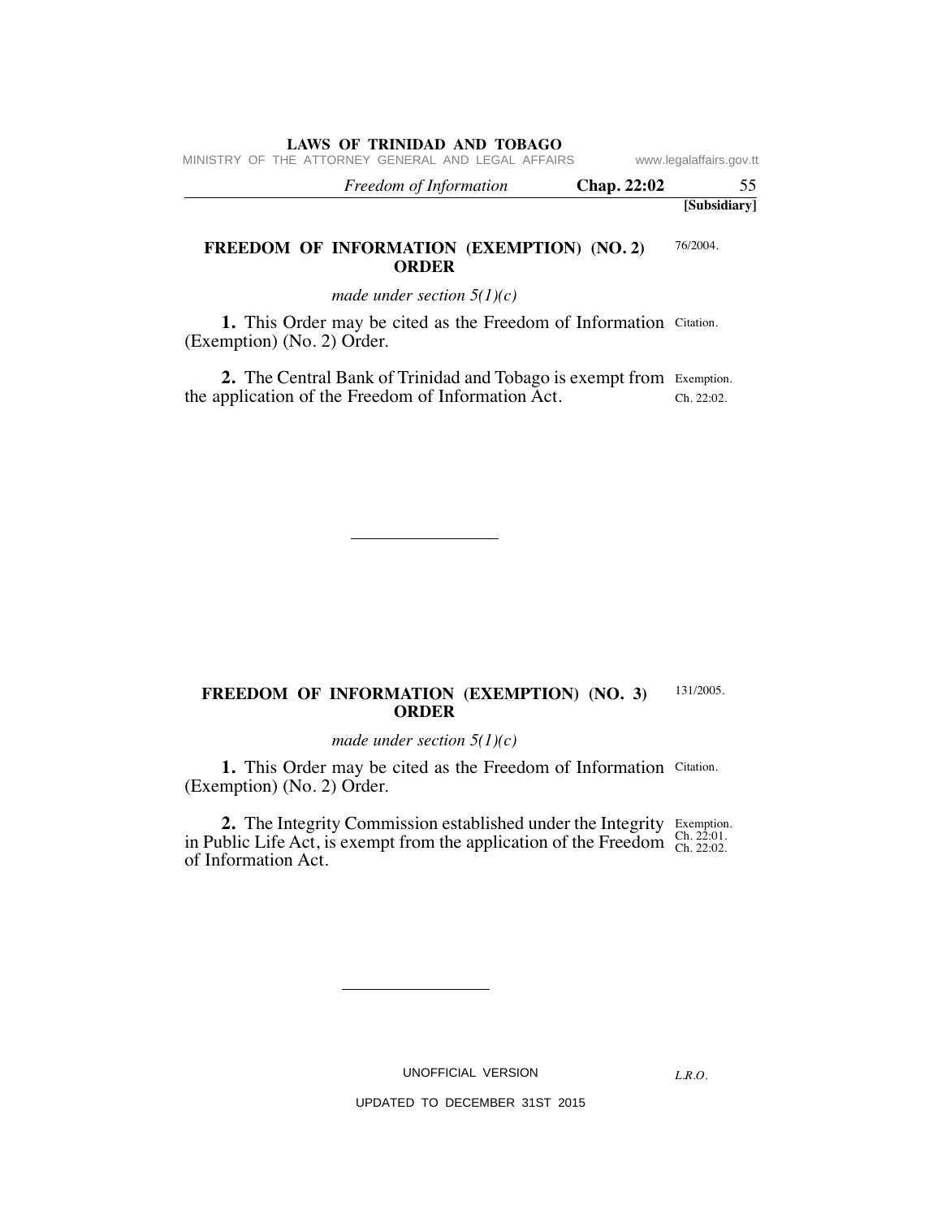[Subsidiary]

## FREEDOM OF INFORMATION (EXEMPTION) (NO. 2) ORDER

76/2004.

*made under section 5(1)(c)*

Citation.

**1.** This Order may be cited as the Freedom of Information (Exemption) (No. 2) Order.

Exemption. Ch. 22:02.

**2.** The Central Bank of Trinidad and Tobago is exempt from the application of the Freedom of Information Act.

---

## FREEDOM OF INFORMATION (EXEMPTION) (NO. 3) ORDER

131/2005.

*made under section 5(1)(c)*

Citation.

**1.** This Order may be cited as the Freedom of Information (Exemption) (No. 2) Order.

Exemption. Ch. 22:01. Ch. 22:02.

**2.** The Integrity Commission established under the Integrity in Public Life Act, is exempt from the application of the Freedom of Information Act.

---

UNOFFICIAL VERSION

*L.R.O.*

UPDATED TO DECEMBER 31ST 2015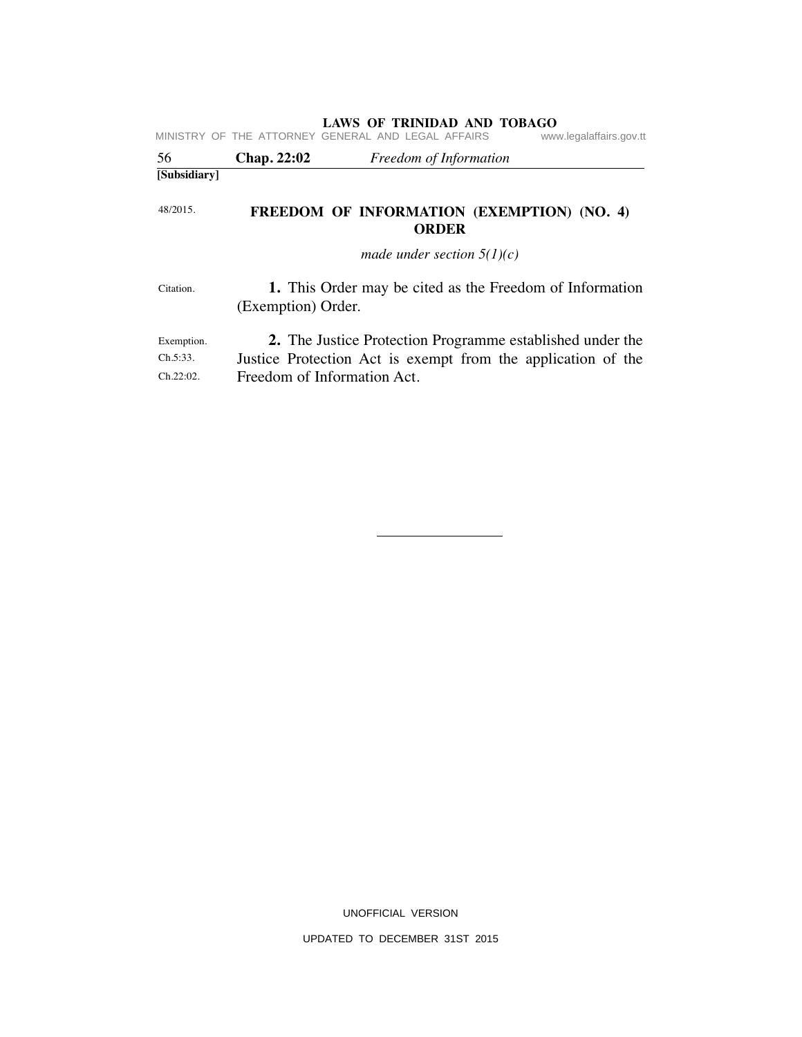[Subsidiary]

48/2015.

## FREEDOM OF INFORMATION (EXEMPTION) (NO. 4) ORDER

*made under section 5(1)(c)*

Citation.

**1.** This Order may be cited as the Freedom of Information (Exemption) Order.

Exemption.
Ch.5:33.
Ch.22:02.

**2.** The Justice Protection Programme established under the Justice Protection Act is exempt from the application of the Freedom of Information Act.